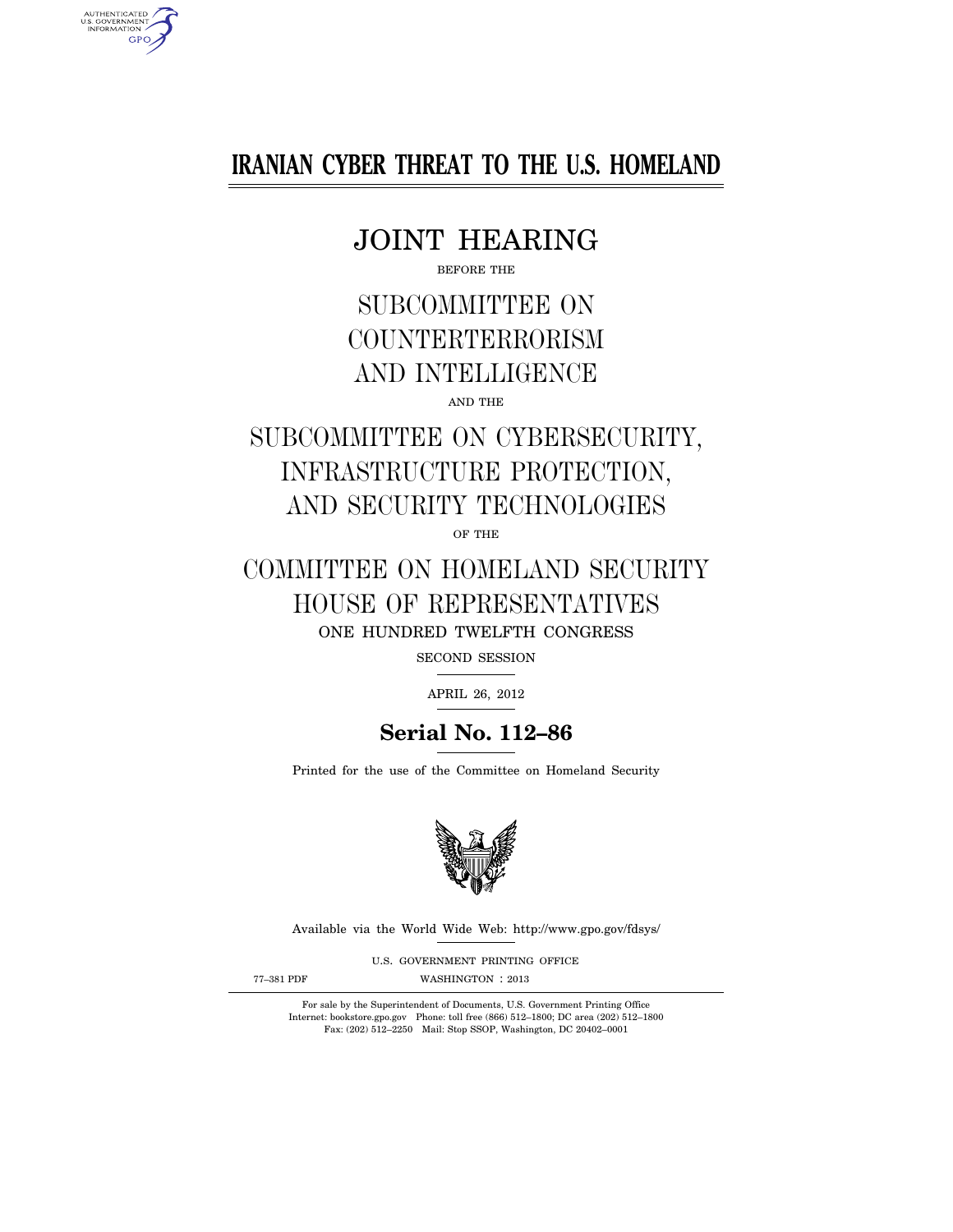# IRANIAN CYBER THREAT TO THE U.S. HOMELAND

## JOINT HEARING

BEFORE THE

## SUBCOMMITTEE ON COUNTERTERRORISM AND INTELLIGENCE

AND THE

## SUBCOMMITTEE ON CYBERSECURITY, INFRASTRUCTURE PROTECTION, AND SECURITY TECHNOLOGIES

OF THE

## COMMITTEE ON HOMELAND SECURITY HOUSE OF REPRESENTATIVES

ONE HUNDRED TWELFTH CONGRESS

SECOND SESSION

APRIL 26, 2012

**Serial No. 112–86**

Printed for the use of the Committee on Homeland Security

Available via the World Wide Web: http://www.gpo.gov/fdsys/

U.S. GOVERNMENT PRINTING OFFICE

77–381 PDF WASHINGTON : 2013

For sale by the Superintendent of Documents, U.S. Government Printing Office
Internet: bookstore.gpo.gov Phone: toll free (866) 512–1800; DC area (202) 512–1800
Fax: (202) 512–2250 Mail: Stop SSOP, Washington, DC 20402–0001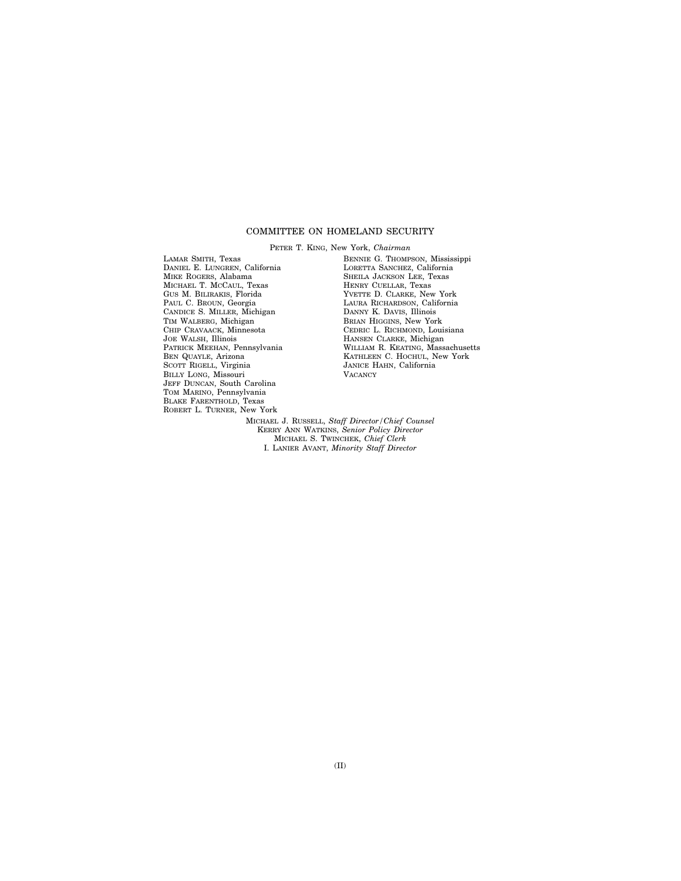## COMMITTEE ON HOMELAND SECURITY

PETER T. KING, New York, *Chairman*

LAMAR SMITH, Texas
DANIEL E. LUNGREN, California
MIKE ROGERS, Alabama
MICHAEL T. MCCAUL, Texas
GUS M. BILIRAKIS, Florida
PAUL C. BROUN, Georgia
CANDICE S. MILLER, Michigan
TIM WALBERG, Michigan
CHIP CRAVAACK, Minnesota
JOE WALSH, Illinois
PATRICK MEEHAN, Pennsylvania
BEN QUAYLE, Arizona
SCOTT RIGELL, Virginia
BILLY LONG, Missouri
JEFF DUNCAN, South Carolina
TOM MARINO, Pennsylvania
BLAKE FARENTHOLD, Texas
ROBERT L. TURNER, New York

BENNIE G. THOMPSON, Mississippi
LORETTA SANCHEZ, California
SHEILA JACKSON LEE, Texas
HENRY CUELLAR, Texas
YVETTE D. CLARKE, New York
LAURA RICHARDSON, California
DANNY K. DAVIS, Illinois
BRIAN HIGGINS, New York
CEDRIC L. RICHMOND, Louisiana
HANSEN CLARKE, Michigan
WILLIAM R. KEATING, Massachusetts
KATHLEEN C. HOCHUL, New York
JANICE HAHN, California
VACANCY

MICHAEL J. RUSSELL, *Staff Director/Chief Counsel*
KERRY ANN WATKINS, *Senior Policy Director*
MICHAEL S. TWINCHEK, *Chief Clerk*
I. LANIER AVANT, *Minority Staff Director*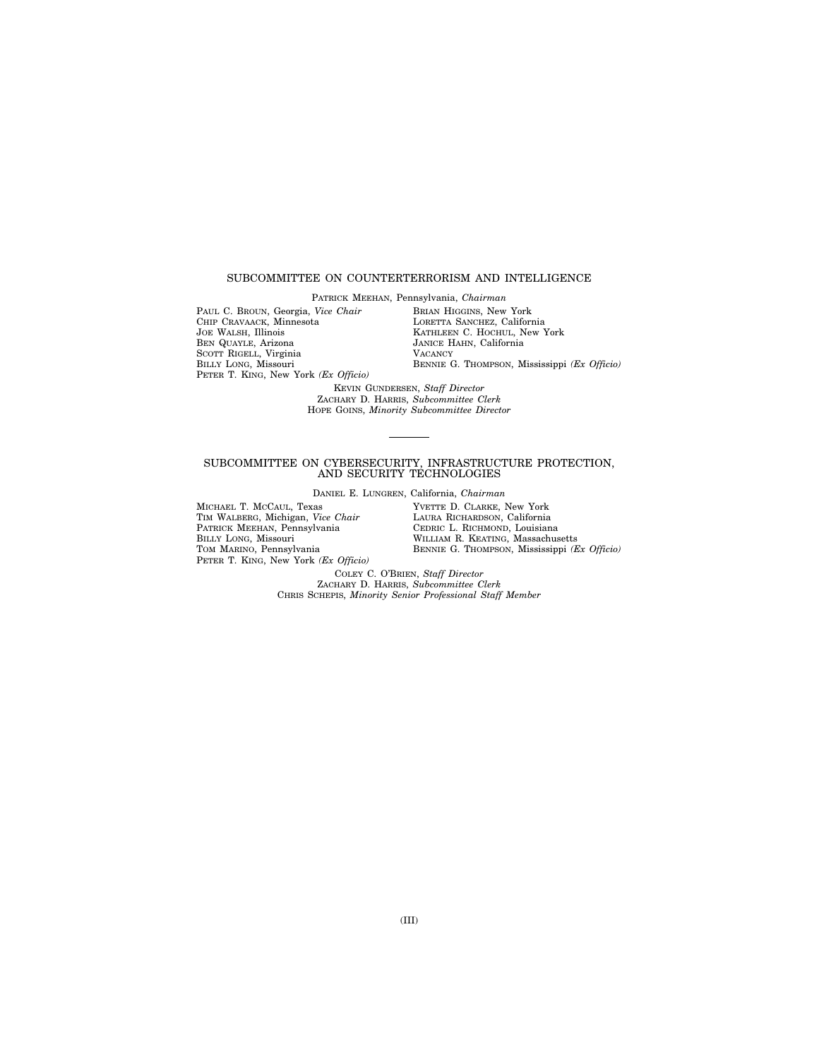## SUBCOMMITTEE ON COUNTERTERRORISM AND INTELLIGENCE

PATRICK MEEHAN, Pennsylvania, *Chairman*

PAUL C. BROUN, Georgia, *Vice Chair*
CHIP CRAVAACK, Minnesota
JOE WALSH, Illinois
BEN QUAYLE, Arizona
SCOTT RIGELL, Virginia
BILLY LONG, Missouri
PETER T. KING, New York *(Ex Officio)*

BRIAN HIGGINS, New York
LORETTA SANCHEZ, California
KATHLEEN C. HOCHUL, New York
JANICE HAHN, California
VACANCY
BENNIE G. THOMPSON, Mississippi *(Ex Officio)*

KEVIN GUNDERSEN, *Staff Director*
ZACHARY D. HARRIS, *Subcommittee Clerk*
HOPE GOINS, *Minority Subcommittee Director*

---

## SUBCOMMITTEE ON CYBERSECURITY, INFRASTRUCTURE PROTECTION, AND SECURITY TECHNOLOGIES

DANIEL E. LUNGREN, California, *Chairman*

MICHAEL T. MCCAUL, Texas
TIM WALBERG, Michigan, *Vice Chair*
PATRICK MEEHAN, Pennsylvania
BILLY LONG, Missouri
TOM MARINO, Pennsylvania
PETER T. KING, New York *(Ex Officio)*

YVETTE D. CLARKE, New York
LAURA RICHARDSON, California
CEDRIC L. RICHMOND, Louisiana
WILLIAM R. KEATING, Massachusetts
BENNIE G. THOMPSON, Mississippi *(Ex Officio)*

COLEY C. O'BRIEN, *Staff Director*
ZACHARY D. HARRIS, *Subcommittee Clerk*
CHRIS SCHEPIS, *Minority Senior Professional Staff Member*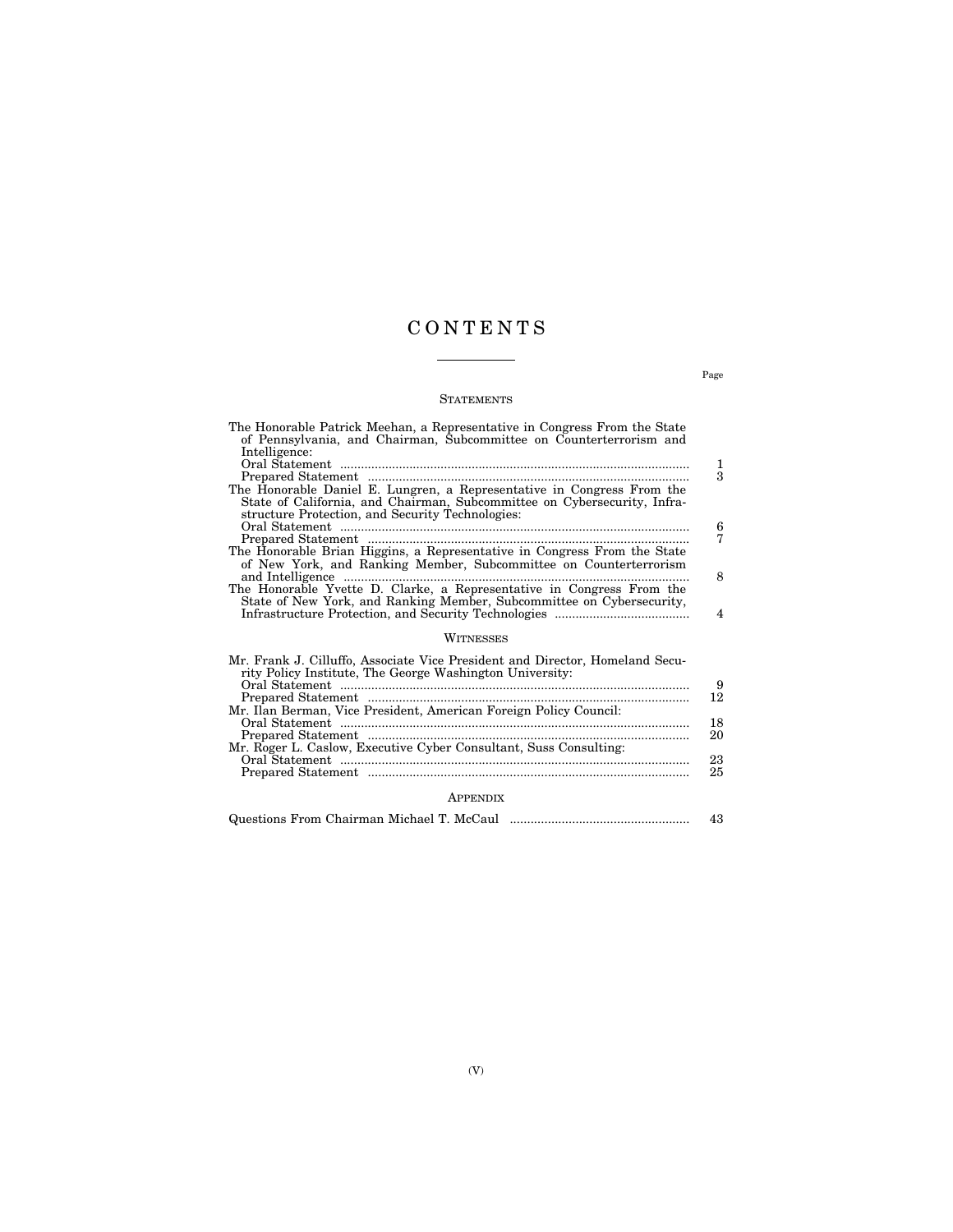# CONTENTS

Page

## STATEMENTS

The Honorable Patrick Meehan, a Representative in Congress From the State of Pennsylvania, and Chairman, Subcommittee on Counterterrorism and Intelligence:
- Oral Statement .......... 1
- Prepared Statement .......... 3

The Honorable Daniel E. Lungren, a Representative in Congress From the State of California, and Chairman, Subcommittee on Cybersecurity, Infrastructure Protection, and Security Technologies:
- Oral Statement .......... 6
- Prepared Statement .......... 7

The Honorable Brian Higgins, a Representative in Congress From the State of New York, and Ranking Member, Subcommittee on Counterterrorism and Intelligence .......... 8

The Honorable Yvette D. Clarke, a Representative in Congress From the State of New York, and Ranking Member, Subcommittee on Cybersecurity, Infrastructure Protection, and Security Technologies .......... 4

## WITNESSES

Mr. Frank J. Cilluffo, Associate Vice President and Director, Homeland Security Policy Institute, The George Washington University:
- Oral Statement .......... 9
- Prepared Statement .......... 12

Mr. Ilan Berman, Vice President, American Foreign Policy Council:
- Oral Statement .......... 18
- Prepared Statement .......... 20

Mr. Roger L. Caslow, Executive Cyber Consultant, Suss Consulting:
- Oral Statement .......... 23
- Prepared Statement .......... 25

## APPENDIX

Questions From Chairman Michael T. McCaul .......... 43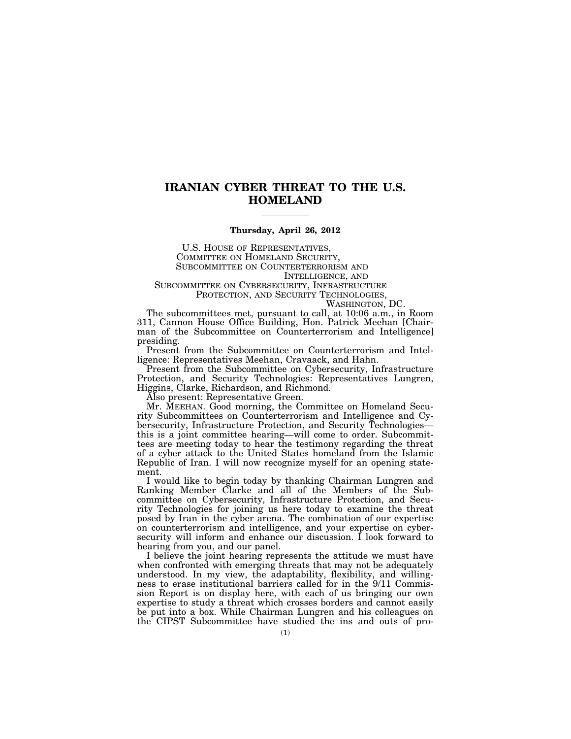# IRANIAN CYBER THREAT TO THE U.S. HOMELAND

**Thursday, April 26, 2012**

U.S. HOUSE OF REPRESENTATIVES,
COMMITTEE ON HOMELAND SECURITY,
SUBCOMMITTEE ON COUNTERTERRORISM AND INTELLIGENCE, AND
SUBCOMMITTEE ON CYBERSECURITY, INFRASTRUCTURE PROTECTION, AND SECURITY TECHNOLOGIES,
*Washington, DC.*

The subcommittees met, pursuant to call, at 10:06 a.m., in Room 311, Cannon House Office Building, Hon. Patrick Meehan [Chairman of the Subcommittee on Counterterrorism and Intelligence] presiding.

Present from the Subcommittee on Counterterrorism and Intelligence: Representatives Meehan, Cravaack, and Hahn.

Present from the Subcommittee on Cybersecurity, Infrastructure Protection, and Security Technologies: Representatives Lungren, Higgins, Clarke, Richardson, and Richmond.

Also present: Representative Green.

Mr. MEEHAN. Good morning, the Committee on Homeland Security Subcommittees on Counterterrorism and Intelligence and Cybersecurity, Infrastructure Protection, and Security Technologies—this is a joint committee hearing—will come to order. Subcommittees are meeting today to hear the testimony regarding the threat of a cyber attack to the United States homeland from the Islamic Republic of Iran. I will now recognize myself for an opening statement.

I would like to begin today by thanking Chairman Lungren and Ranking Member Clarke and all of the Members of the Subcommittee on Cybersecurity, Infrastructure Protection, and Security Technologies for joining us here today to examine the threat posed by Iran in the cyber arena. The combination of our expertise on counterterrorism and intelligence, and your expertise on cybersecurity will inform and enhance our discussion. I look forward to hearing from you, and our panel.

I believe the joint hearing represents the attitude we must have when confronted with emerging threats that may not be adequately understood. In my view, the adaptability, flexibility, and willingness to erase institutional barriers called for in the 9/11 Commission Report is on display here, with each of us bringing our own expertise to study a threat which crosses borders and cannot easily be put into a box. While Chairman Lungren and his colleagues on the CIPST Subcommittee have studied the ins and outs of pro-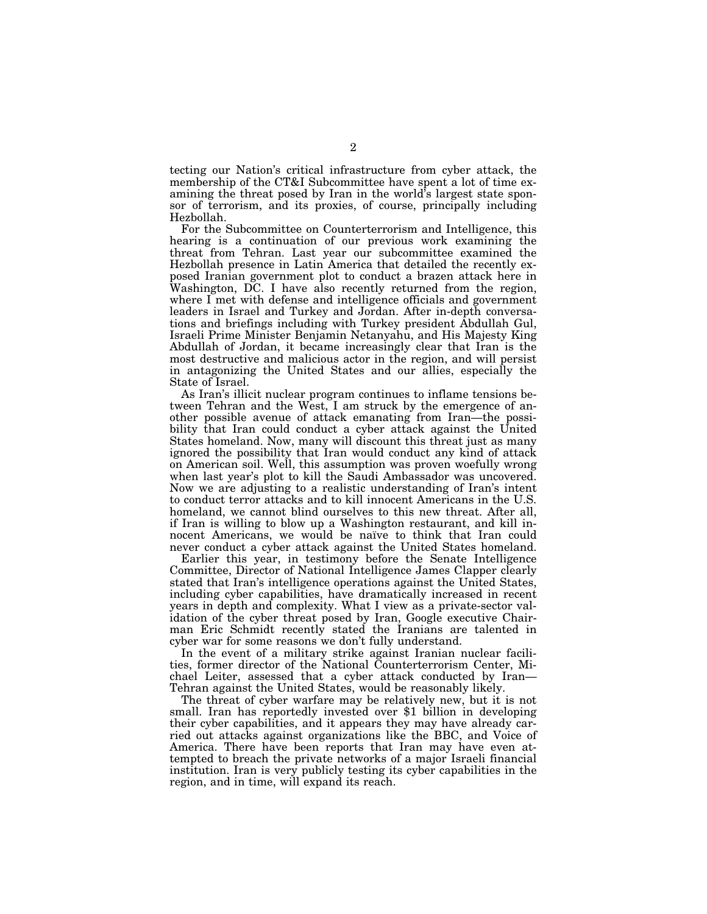tecting our Nation's critical infrastructure from cyber attack, the membership of the CT&I Subcommittee have spent a lot of time examining the threat posed by Iran in the world's largest state sponsor of terrorism, and its proxies, of course, principally including Hezbollah.

For the Subcommittee on Counterterrorism and Intelligence, this hearing is a continuation of our previous work examining the threat from Tehran. Last year our subcommittee examined the Hezbollah presence in Latin America that detailed the recently exposed Iranian government plot to conduct a brazen attack here in Washington, DC. I have also recently returned from the region, where I met with defense and intelligence officials and government leaders in Israel and Turkey and Jordan. After in-depth conversations and briefings including with Turkey president Abdullah Gul, Israeli Prime Minister Benjamin Netanyahu, and His Majesty King Abdullah of Jordan, it became increasingly clear that Iran is the most destructive and malicious actor in the region, and will persist in antagonizing the United States and our allies, especially the State of Israel.

As Iran's illicit nuclear program continues to inflame tensions between Tehran and the West, I am struck by the emergence of another possible avenue of attack emanating from Iran—the possibility that Iran could conduct a cyber attack against the United States homeland. Now, many will discount this threat just as many ignored the possibility that Iran would conduct any kind of attack on American soil. Well, this assumption was proven woefully wrong when last year's plot to kill the Saudi Ambassador was uncovered. Now we are adjusting to a realistic understanding of Iran's intent to conduct terror attacks and to kill innocent Americans in the U.S. homeland, we cannot blind ourselves to this new threat. After all, if Iran is willing to blow up a Washington restaurant, and kill innocent Americans, we would be naïve to think that Iran could never conduct a cyber attack against the United States homeland.

Earlier this year, in testimony before the Senate Intelligence Committee, Director of National Intelligence James Clapper clearly stated that Iran's intelligence operations against the United States, including cyber capabilities, have dramatically increased in recent years in depth and complexity. What I view as a private-sector validation of the cyber threat posed by Iran, Google executive Chairman Eric Schmidt recently stated the Iranians are talented in cyber war for some reasons we don't fully understand.

In the event of a military strike against Iranian nuclear facilities, former director of the National Counterterrorism Center, Michael Leiter, assessed that a cyber attack conducted by Iran—Tehran against the United States, would be reasonably likely.

The threat of cyber warfare may be relatively new, but it is not small. Iran has reportedly invested over $1 billion in developing their cyber capabilities, and it appears they may have already carried out attacks against organizations like the BBC, and Voice of America. There have been reports that Iran may have even attempted to breach the private networks of a major Israeli financial institution. Iran is very publicly testing its cyber capabilities in the region, and in time, will expand its reach.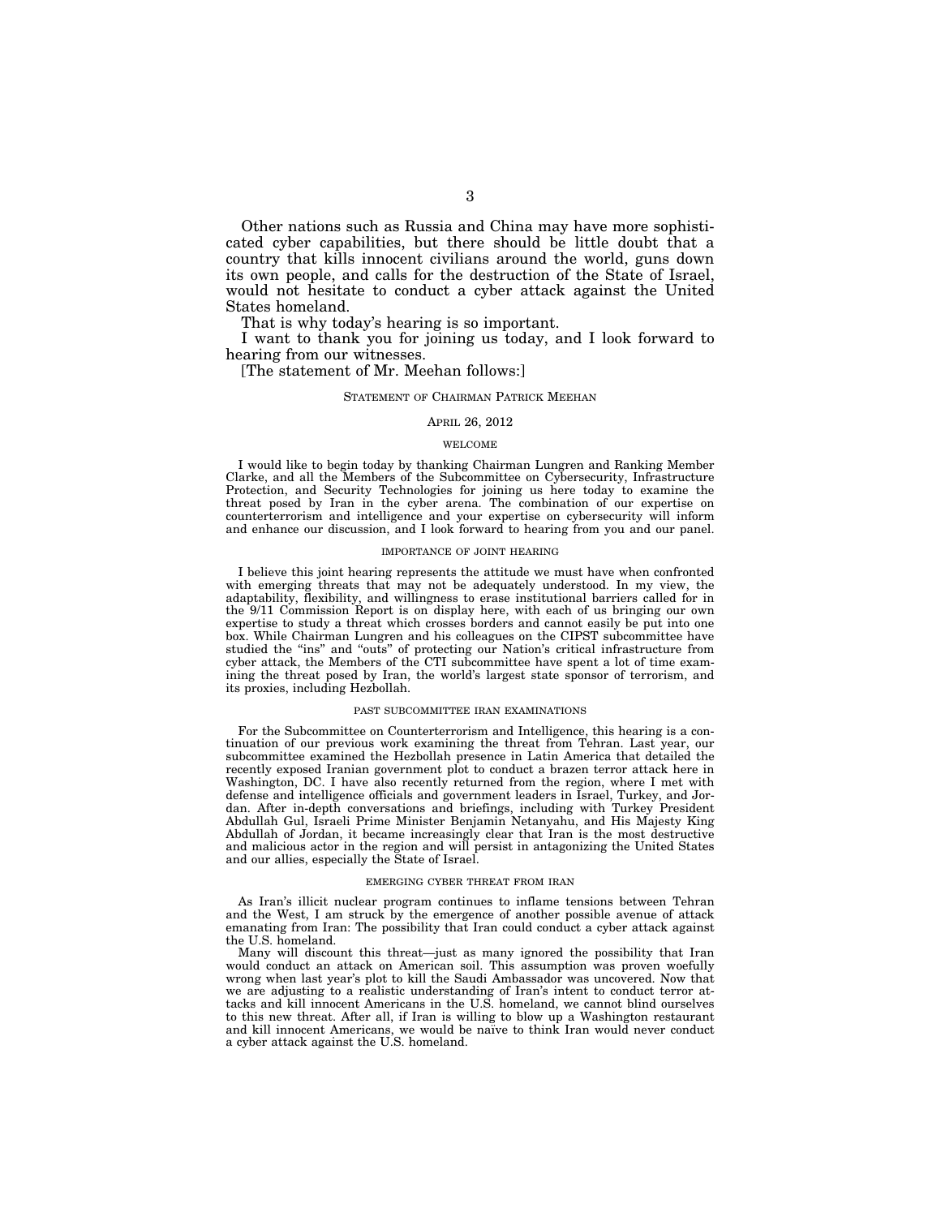Other nations such as Russia and China may have more sophisticated cyber capabilities, but there should be little doubt that a country that kills innocent civilians around the world, guns down its own people, and calls for the destruction of the State of Israel, would not hesitate to conduct a cyber attack against the United States homeland.

That is why today's hearing is so important.

I want to thank you for joining us today, and I look forward to hearing from our witnesses.

[The statement of Mr. Meehan follows:]

### STATEMENT OF CHAIRMAN PATRICK MEEHAN

APRIL 26, 2012

#### WELCOME

I would like to begin today by thanking Chairman Lungren and Ranking Member Clarke, and all the Members of the Subcommittee on Cybersecurity, Infrastructure Protection, and Security Technologies for joining us here today to examine the threat posed by Iran in the cyber arena. The combination of our expertise on counterterrorism and intelligence and your expertise on cybersecurity will inform and enhance our discussion, and I look forward to hearing from you and our panel.

#### IMPORTANCE OF JOINT HEARING

I believe this joint hearing represents the attitude we must have when confronted with emerging threats that may not be adequately understood. In my view, the adaptability, flexibility, and willingness to erase institutional barriers called for in the 9/11 Commission Report is on display here, with each of us bringing our own expertise to study a threat which crosses borders and cannot easily be put into one box. While Chairman Lungren and his colleagues on the CIPST subcommittee have studied the "ins" and "outs" of protecting our Nation's critical infrastructure from cyber attack, the Members of the CTI subcommittee have spent a lot of time examining the threat posed by Iran, the world's largest state sponsor of terrorism, and its proxies, including Hezbollah.

#### PAST SUBCOMMITTEE IRAN EXAMINATIONS

For the Subcommittee on Counterterrorism and Intelligence, this hearing is a continuation of our previous work examining the threat from Tehran. Last year, our subcommittee examined the Hezbollah presence in Latin America that detailed the recently exposed Iranian government plot to conduct a brazen terror attack here in Washington, DC. I have also recently returned from the region, where I met with defense and intelligence officials and government leaders in Israel, Turkey, and Jordan. After in-depth conversations and briefings, including with Turkey President Abdullah Gul, Israeli Prime Minister Benjamin Netanyahu, and His Majesty King Abdullah of Jordan, it became increasingly clear that Iran is the most destructive and malicious actor in the region and will persist in antagonizing the United States and our allies, especially the State of Israel.

#### EMERGING CYBER THREAT FROM IRAN

As Iran's illicit nuclear program continues to inflame tensions between Tehran and the West, I am struck by the emergence of another possible avenue of attack emanating from Iran: The possibility that Iran could conduct a cyber attack against the U.S. homeland.

Many will discount this threat—just as many ignored the possibility that Iran would conduct an attack on American soil. This assumption was proven woefully wrong when last year's plot to kill the Saudi Ambassador was uncovered. Now that we are adjusting to a realistic understanding of Iran's intent to conduct terror attacks and kill innocent Americans in the U.S. homeland, we cannot blind ourselves to this new threat. After all, if Iran is willing to blow up a Washington restaurant and kill innocent Americans, we would be naïve to think Iran would never conduct a cyber attack against the U.S. homeland.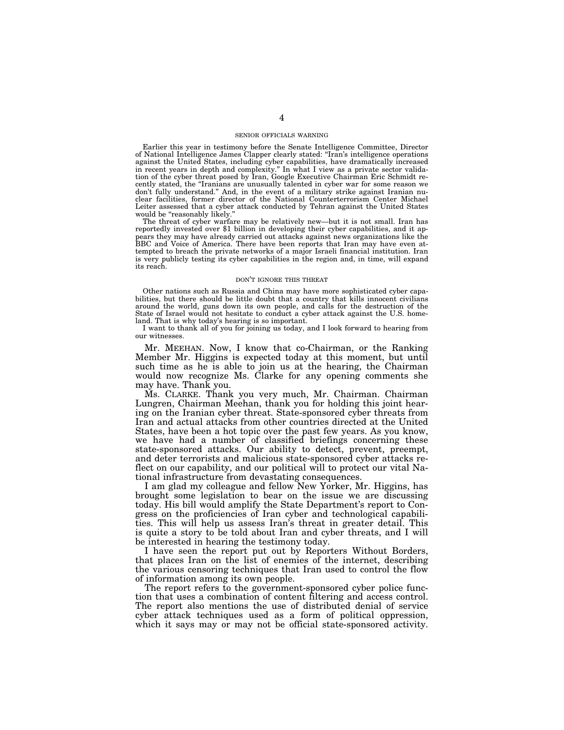### SENIOR OFFICIALS WARNING

Earlier this year in testimony before the Senate Intelligence Committee, Director of National Intelligence James Clapper clearly stated: "Iran's intelligence operations against the United States, including cyber capabilities, have dramatically increased in recent years in depth and complexity." In what I view as a private sector validation of the cyber threat posed by Iran, Google Executive Chairman Eric Schmidt recently stated, the "Iranians are unusually talented in cyber war for some reason we don't fully understand." And, in the event of a military strike against Iranian nuclear facilities, former director of the National Counterterrorism Center Michael Leiter assessed that a cyber attack conducted by Tehran against the United States would be "reasonably likely."

The threat of cyber warfare may be relatively new—but it is not small. Iran has reportedly invested over $1 billion in developing their cyber capabilities, and it appears they may have already carried out attacks against news organizations like the BBC and Voice of America. There have been reports that Iran may have even attempted to breach the private networks of a major Israeli financial institution. Iran is very publicly testing its cyber capabilities in the region and, in time, will expand its reach.

### DON'T IGNORE THIS THREAT

Other nations such as Russia and China may have more sophisticated cyber capabilities, but there should be little doubt that a country that kills innocent civilians around the world, guns down its own people, and calls for the destruction of the State of Israel would not hesitate to conduct a cyber attack against the U.S. homeland. That is why today's hearing is so important.

I want to thank all of you for joining us today, and I look forward to hearing from our witnesses.

Mr. MEEHAN. Now, I know that co-Chairman, or the Ranking Member Mr. Higgins is expected today at this moment, but until such time as he is able to join us at the hearing, the Chairman would now recognize Ms. Clarke for any opening comments she may have. Thank you.

Ms. CLARKE. Thank you very much, Mr. Chairman. Chairman Lungren, Chairman Meehan, thank you for holding this joint hearing on the Iranian cyber threat. State-sponsored cyber threats from Iran and actual attacks from other countries directed at the United States, have been a hot topic over the past few years. As you know, we have had a number of classified briefings concerning these state-sponsored attacks. Our ability to detect, prevent, preempt, and deter terrorists and malicious state-sponsored cyber attacks reflect on our capability, and our political will to protect our vital National infrastructure from devastating consequences.

I am glad my colleague and fellow New Yorker, Mr. Higgins, has brought some legislation to bear on the issue we are discussing today. His bill would amplify the State Department's report to Congress on the proficiencies of Iran cyber and technological capabilities. This will help us assess Iran's threat in greater detail. This is quite a story to be told about Iran and cyber threats, and I will be interested in hearing the testimony today.

I have seen the report put out by Reporters Without Borders, that places Iran on the list of enemies of the internet, describing the various censoring techniques that Iran used to control the flow of information among its own people.

The report refers to the government-sponsored cyber police function that uses a combination of content filtering and access control. The report also mentions the use of distributed denial of service cyber attack techniques used as a form of political oppression, which it says may or may not be official state-sponsored activity.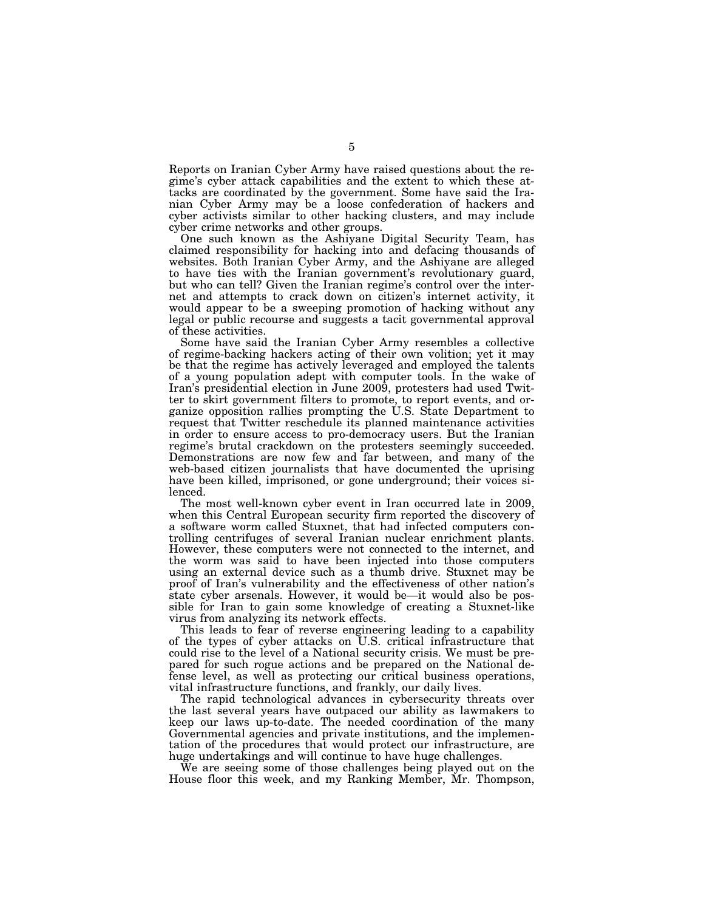Reports on Iranian Cyber Army have raised questions about the regime's cyber attack capabilities and the extent to which these attacks are coordinated by the government. Some have said the Iranian Cyber Army may be a loose confederation of hackers and cyber activists similar to other hacking clusters, and may include cyber crime networks and other groups.

One such known as the Ashiyane Digital Security Team, has claimed responsibility for hacking into and defacing thousands of websites. Both Iranian Cyber Army, and the Ashiyane are alleged to have ties with the Iranian government's revolutionary guard, but who can tell? Given the Iranian regime's control over the internet and attempts to crack down on citizen's internet activity, it would appear to be a sweeping promotion of hacking without any legal or public recourse and suggests a tacit governmental approval of these activities.

Some have said the Iranian Cyber Army resembles a collective of regime-backing hackers acting of their own volition; yet it may be that the regime has actively leveraged and employed the talents of a young population adept with computer tools. In the wake of Iran's presidential election in June 2009, protesters had used Twitter to skirt government filters to promote, to report events, and organize opposition rallies prompting the U.S. State Department to request that Twitter reschedule its planned maintenance activities in order to ensure access to pro-democracy users. But the Iranian regime's brutal crackdown on the protesters seemingly succeeded. Demonstrations are now few and far between, and many of the web-based citizen journalists that have documented the uprising have been killed, imprisoned, or gone underground; their voices silenced.

The most well-known cyber event in Iran occurred late in 2009, when this Central European security firm reported the discovery of a software worm called Stuxnet, that had infected computers controlling centrifuges of several Iranian nuclear enrichment plants. However, these computers were not connected to the internet, and the worm was said to have been injected into those computers using an external device such as a thumb drive. Stuxnet may be proof of Iran's vulnerability and the effectiveness of other nation's state cyber arsenals. However, it would be—it would also be possible for Iran to gain some knowledge of creating a Stuxnet-like virus from analyzing its network effects.

This leads to fear of reverse engineering leading to a capability of the types of cyber attacks on U.S. critical infrastructure that could rise to the level of a National security crisis. We must be prepared for such rogue actions and be prepared on the National defense level, as well as protecting our critical business operations, vital infrastructure functions, and frankly, our daily lives.

The rapid technological advances in cybersecurity threats over the last several years have outpaced our ability as lawmakers to keep our laws up-to-date. The needed coordination of the many Governmental agencies and private institutions, and the implementation of the procedures that would protect our infrastructure, are huge undertakings and will continue to have huge challenges.

We are seeing some of those challenges being played out on the House floor this week, and my Ranking Member, Mr. Thompson,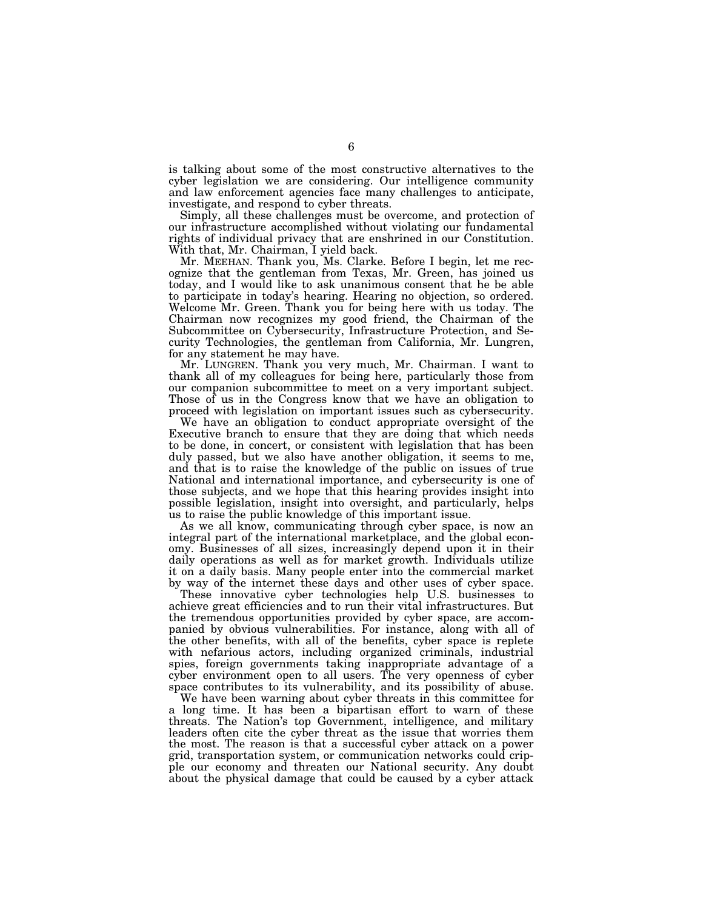is talking about some of the most constructive alternatives to the cyber legislation we are considering. Our intelligence community and law enforcement agencies face many challenges to anticipate, investigate, and respond to cyber threats.

Simply, all these challenges must be overcome, and protection of our infrastructure accomplished without violating our fundamental rights of individual privacy that are enshrined in our Constitution. With that, Mr. Chairman, I yield back.

Mr. MEEHAN. Thank you, Ms. Clarke. Before I begin, let me recognize that the gentleman from Texas, Mr. Green, has joined us today, and I would like to ask unanimous consent that he be able to participate in today's hearing. Hearing no objection, so ordered. Welcome Mr. Green. Thank you for being here with us today. The Chairman now recognizes my good friend, the Chairman of the Subcommittee on Cybersecurity, Infrastructure Protection, and Security Technologies, the gentleman from California, Mr. Lungren, for any statement he may have.

Mr. LUNGREN. Thank you very much, Mr. Chairman. I want to thank all of my colleagues for being here, particularly those from our companion subcommittee to meet on a very important subject. Those of us in the Congress know that we have an obligation to proceed with legislation on important issues such as cybersecurity.

We have an obligation to conduct appropriate oversight of the Executive branch to ensure that they are doing that which needs to be done, in concert, or consistent with legislation that has been duly passed, but we also have another obligation, it seems to me, and that is to raise the knowledge of the public on issues of true National and international importance, and cybersecurity is one of those subjects, and we hope that this hearing provides insight into possible legislation, insight into oversight, and particularly, helps us to raise the public knowledge of this important issue.

As we all know, communicating through cyber space, is now an integral part of the international marketplace, and the global economy. Businesses of all sizes, increasingly depend upon it in their daily operations as well as for market growth. Individuals utilize it on a daily basis. Many people enter into the commercial market by way of the internet these days and other uses of cyber space.

These innovative cyber technologies help U.S. businesses to achieve great efficiencies and to run their vital infrastructures. But the tremendous opportunities provided by cyber space, are accompanied by obvious vulnerabilities. For instance, along with all of the other benefits, with all of the benefits, cyber space is replete with nefarious actors, including organized criminals, industrial spies, foreign governments taking inappropriate advantage of a cyber environment open to all users. The very openness of cyber space contributes to its vulnerability, and its possibility of abuse.

We have been warning about cyber threats in this committee for a long time. It has been a bipartisan effort to warn of these threats. The Nation's top Government, intelligence, and military leaders often cite the cyber threat as the issue that worries them the most. The reason is that a successful cyber attack on a power grid, transportation system, or communication networks could cripple our economy and threaten our National security. Any doubt about the physical damage that could be caused by a cyber attack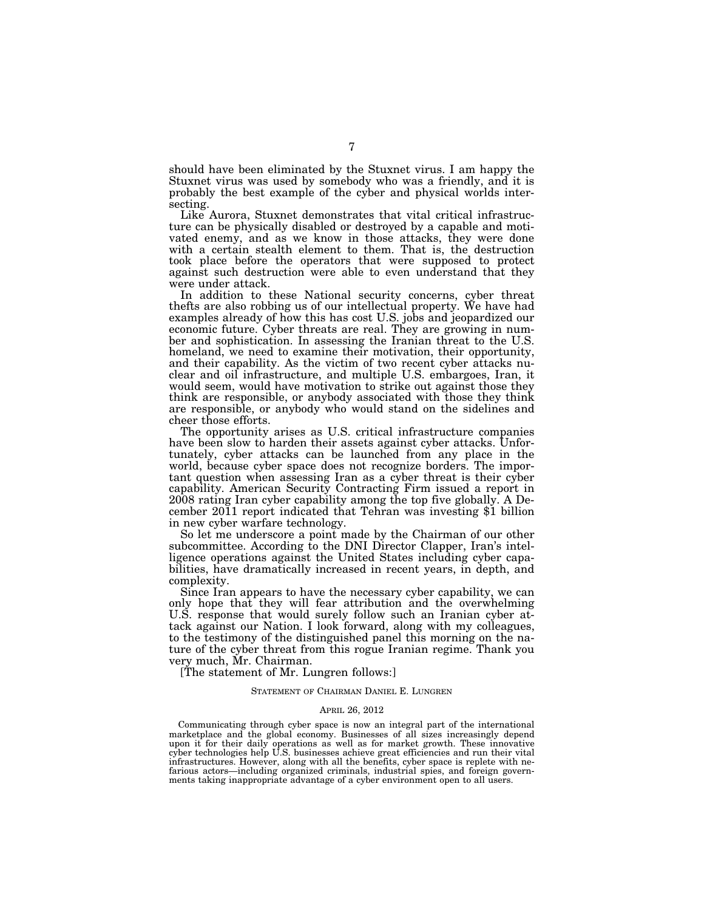should have been eliminated by the Stuxnet virus. I am happy the Stuxnet virus was used by somebody who was a friendly, and it is probably the best example of the cyber and physical worlds intersecting.

Like Aurora, Stuxnet demonstrates that vital critical infrastructure can be physically disabled or destroyed by a capable and motivated enemy, and as we know in those attacks, they were done with a certain stealth element to them. That is, the destruction took place before the operators that were supposed to protect against such destruction were able to even understand that they were under attack.

In addition to these National security concerns, cyber threat thefts are also robbing us of our intellectual property. We have had examples already of how this has cost U.S. jobs and jeopardized our economic future. Cyber threats are real. They are growing in number and sophistication. In assessing the Iranian threat to the U.S. homeland, we need to examine their motivation, their opportunity, and their capability. As the victim of two recent cyber attacks nuclear and oil infrastructure, and multiple U.S. embargoes, Iran, it would seem, would have motivation to strike out against those they think are responsible, or anybody associated with those they think are responsible, or anybody who would stand on the sidelines and cheer those efforts.

The opportunity arises as U.S. critical infrastructure companies have been slow to harden their assets against cyber attacks. Unfortunately, cyber attacks can be launched from any place in the world, because cyber space does not recognize borders. The important question when assessing Iran as a cyber threat is their cyber capability. American Security Contracting Firm issued a report in 2008 rating Iran cyber capability among the top five globally. A December 2011 report indicated that Tehran was investing $1 billion in new cyber warfare technology.

So let me underscore a point made by the Chairman of our other subcommittee. According to the DNI Director Clapper, Iran's intelligence operations against the United States including cyber capabilities, have dramatically increased in recent years, in depth, and complexity.

Since Iran appears to have the necessary cyber capability, we can only hope that they will fear attribution and the overwhelming U.S. response that would surely follow such an Iranian cyber attack against our Nation. I look forward, along with my colleagues, to the testimony of the distinguished panel this morning on the nature of the cyber threat from this rogue Iranian regime. Thank you very much, Mr. Chairman.

[The statement of Mr. Lungren follows:]

STATEMENT OF CHAIRMAN DANIEL E. LUNGREN

APRIL 26, 2012

Communicating through cyber space is now an integral part of the international marketplace and the global economy. Businesses of all sizes increasingly depend upon it for their daily operations as well as for market growth. These innovative cyber technologies help U.S. businesses achieve great efficiencies and run their vital infrastructures. However, along with all the benefits, cyber space is replete with nefarious actors—including organized criminals, industrial spies, and foreign governments taking inappropriate advantage of a cyber environment open to all users.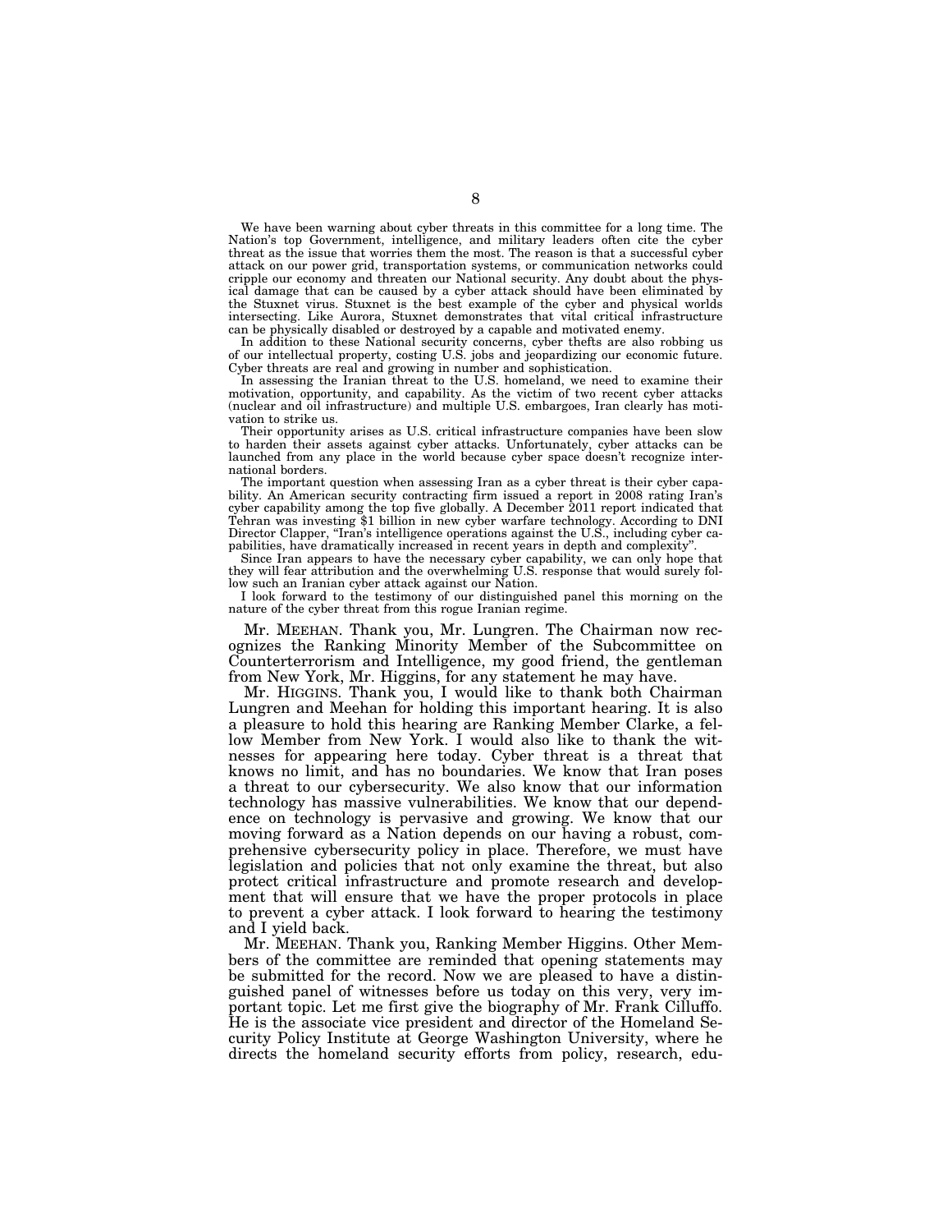We have been warning about cyber threats in this committee for a long time. The Nation's top Government, intelligence, and military leaders often cite the cyber threat as the issue that worries them the most. The reason is that a successful cyber attack on our power grid, transportation systems, or communication networks could cripple our economy and threaten our National security. Any doubt about the physical damage that can be caused by a cyber attack should have been eliminated by the Stuxnet virus. Stuxnet is the best example of the cyber and physical worlds intersecting. Like Aurora, Stuxnet demonstrates that vital critical infrastructure can be physically disabled or destroyed by a capable and motivated enemy.

In addition to these National security concerns, cyber thefts are also robbing us of our intellectual property, costing U.S. jobs and jeopardizing our economic future. Cyber threats are real and growing in number and sophistication.

In assessing the Iranian threat to the U.S. homeland, we need to examine their motivation, opportunity, and capability. As the victim of two recent cyber attacks (nuclear and oil infrastructure) and multiple U.S. embargoes, Iran clearly has motivation to strike us.

Their opportunity arises as U.S. critical infrastructure companies have been slow to harden their assets against cyber attacks. Unfortunately, cyber attacks can be launched from any place in the world because cyber space doesn't recognize international borders.

The important question when assessing Iran as a cyber threat is their cyber capability. An American security contracting firm issued a report in 2008 rating Iran's cyber capability among the top five globally. A December 2011 report indicated that Tehran was investing $1 billion in new cyber warfare technology. According to DNI Director Clapper, "Iran's intelligence operations against the U.S., including cyber capabilities, have dramatically increased in recent years in depth and complexity".

Since Iran appears to have the necessary cyber capability, we can only hope that they will fear attribution and the overwhelming U.S. response that would surely follow such an Iranian cyber attack against our Nation.

I look forward to the testimony of our distinguished panel this morning on the nature of the cyber threat from this rogue Iranian regime.

Mr. MEEHAN. Thank you, Mr. Lungren. The Chairman now recognizes the Ranking Minority Member of the Subcommittee on Counterterrorism and Intelligence, my good friend, the gentleman from New York, Mr. Higgins, for any statement he may have.

Mr. HIGGINS. Thank you, I would like to thank both Chairman Lungren and Meehan for holding this important hearing. It is also a pleasure to hold this hearing are Ranking Member Clarke, a fellow Member from New York. I would also like to thank the witnesses for appearing here today. Cyber threat is a threat that knows no limit, and has no boundaries. We know that Iran poses a threat to our cybersecurity. We also know that our information technology has massive vulnerabilities. We know that our dependence on technology is pervasive and growing. We know that our moving forward as a Nation depends on our having a robust, comprehensive cybersecurity policy in place. Therefore, we must have legislation and policies that not only examine the threat, but also protect critical infrastructure and promote research and development that will ensure that we have the proper protocols in place to prevent a cyber attack. I look forward to hearing the testimony and I yield back.

Mr. MEEHAN. Thank you, Ranking Member Higgins. Other Members of the committee are reminded that opening statements may be submitted for the record. Now we are pleased to have a distinguished panel of witnesses before us today on this very, very important topic. Let me first give the biography of Mr. Frank Cilluffo. He is the associate vice president and director of the Homeland Security Policy Institute at George Washington University, where he directs the homeland security efforts from policy, research, edu-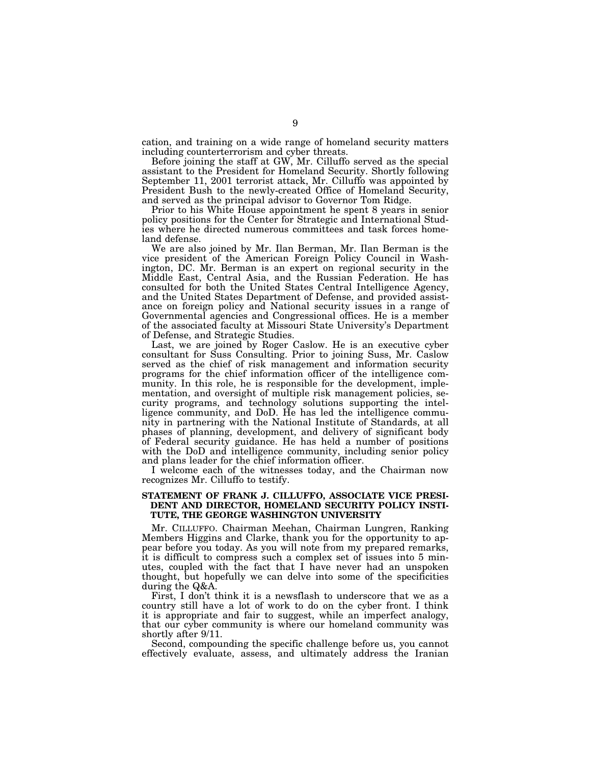cation, and training on a wide range of homeland security matters including counterterrorism and cyber threats.

Before joining the staff at GW, Mr. Cilluffo served as the special assistant to the President for Homeland Security. Shortly following September 11, 2001 terrorist attack, Mr. Cilluffo was appointed by President Bush to the newly-created Office of Homeland Security, and served as the principal advisor to Governor Tom Ridge.

Prior to his White House appointment he spent 8 years in senior policy positions for the Center for Strategic and International Studies where he directed numerous committees and task forces homeland defense.

We are also joined by Mr. Ilan Berman, Mr. Ilan Berman is the vice president of the American Foreign Policy Council in Washington, DC. Mr. Berman is an expert on regional security in the Middle East, Central Asia, and the Russian Federation. He has consulted for both the United States Central Intelligence Agency, and the United States Department of Defense, and provided assistance on foreign policy and National security issues in a range of Governmental agencies and Congressional offices. He is a member of the associated faculty at Missouri State University's Department of Defense, and Strategic Studies.

Last, we are joined by Roger Caslow. He is an executive cyber consultant for Suss Consulting. Prior to joining Suss, Mr. Caslow served as the chief of risk management and information security programs for the chief information officer of the intelligence community. In this role, he is responsible for the development, implementation, and oversight of multiple risk management policies, security programs, and technology solutions supporting the intelligence community, and DoD. He has led the intelligence community in partnering with the National Institute of Standards, at all phases of planning, development, and delivery of significant body of Federal security guidance. He has held a number of positions with the DoD and intelligence community, including senior policy and plans leader for the chief information officer.

I welcome each of the witnesses today, and the Chairman now recognizes Mr. Cilluffo to testify.

### STATEMENT OF FRANK J. CILLUFFO, ASSOCIATE VICE PRESIDENT AND DIRECTOR, HOMELAND SECURITY POLICY INSTITUTE, THE GEORGE WASHINGTON UNIVERSITY

Mr. CILLUFFO. Chairman Meehan, Chairman Lungren, Ranking Members Higgins and Clarke, thank you for the opportunity to appear before you today. As you will note from my prepared remarks, it is difficult to compress such a complex set of issues into 5 minutes, coupled with the fact that I have never had an unspoken thought, but hopefully we can delve into some of the specificities during the Q&A.

First, I don't think it is a newsflash to underscore that we as a country still have a lot of work to do on the cyber front. I think it is appropriate and fair to suggest, while an imperfect analogy, that our cyber community is where our homeland community was shortly after 9/11.

Second, compounding the specific challenge before us, you cannot effectively evaluate, assess, and ultimately address the Iranian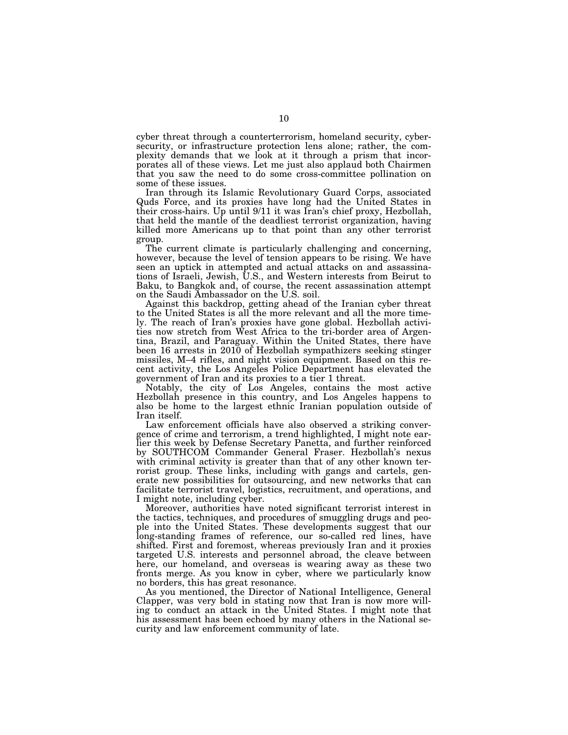cyber threat through a counterterrorism, homeland security, cybersecurity, or infrastructure protection lens alone; rather, the complexity demands that we look at it through a prism that incorporates all of these views. Let me just also applaud both Chairmen that you saw the need to do some cross-committee pollination on some of these issues.

Iran through its Islamic Revolutionary Guard Corps, associated Quds Force, and its proxies have long had the United States in their cross-hairs. Up until 9/11 it was Iran's chief proxy, Hezbollah, that held the mantle of the deadliest terrorist organization, having killed more Americans up to that point than any other terrorist group.

The current climate is particularly challenging and concerning, however, because the level of tension appears to be rising. We have seen an uptick in attempted and actual attacks on and assassinations of Israeli, Jewish, U.S., and Western interests from Beirut to Baku, to Bangkok and, of course, the recent assassination attempt on the Saudi Ambassador on the U.S. soil.

Against this backdrop, getting ahead of the Iranian cyber threat to the United States is all the more relevant and all the more timely. The reach of Iran's proxies have gone global. Hezbollah activities now stretch from West Africa to the tri-border area of Argentina, Brazil, and Paraguay. Within the United States, there have been 16 arrests in 2010 of Hezbollah sympathizers seeking stinger missiles, M–4 rifles, and night vision equipment. Based on this recent activity, the Los Angeles Police Department has elevated the government of Iran and its proxies to a tier 1 threat.

Notably, the city of Los Angeles, contains the most active Hezbollah presence in this country, and Los Angeles happens to also be home to the largest ethnic Iranian population outside of Iran itself.

Law enforcement officials have also observed a striking convergence of crime and terrorism, a trend highlighted, I might note earlier this week by Defense Secretary Panetta, and further reinforced by SOUTHCOM Commander General Fraser. Hezbollah's nexus with criminal activity is greater than that of any other known terrorist group. These links, including with gangs and cartels, generate new possibilities for outsourcing, and new networks that can facilitate terrorist travel, logistics, recruitment, and operations, and I might note, including cyber.

Moreover, authorities have noted significant terrorist interest in the tactics, techniques, and procedures of smuggling drugs and people into the United States. These developments suggest that our long-standing frames of reference, our so-called red lines, have shifted. First and foremost, whereas previously Iran and it proxies targeted U.S. interests and personnel abroad, the cleave between here, our homeland, and overseas is wearing away as these two fronts merge. As you know in cyber, where we particularly know no borders, this has great resonance.

As you mentioned, the Director of National Intelligence, General Clapper, was very bold in stating now that Iran is now more willing to conduct an attack in the United States. I might note that his assessment has been echoed by many others in the National security and law enforcement community of late.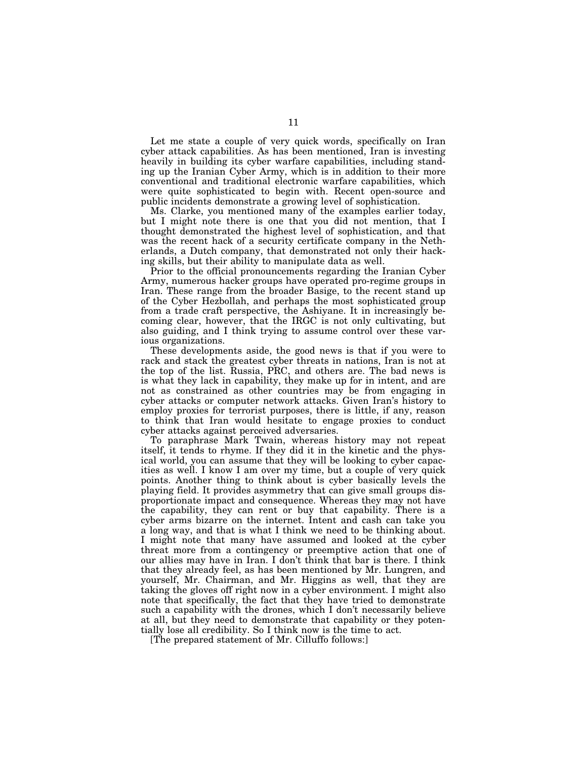Let me state a couple of very quick words, specifically on Iran cyber attack capabilities. As has been mentioned, Iran is investing heavily in building its cyber warfare capabilities, including standing up the Iranian Cyber Army, which is in addition to their more conventional and traditional electronic warfare capabilities, which were quite sophisticated to begin with. Recent open-source and public incidents demonstrate a growing level of sophistication.

Ms. Clarke, you mentioned many of the examples earlier today, but I might note there is one that you did not mention, that I thought demonstrated the highest level of sophistication, and that was the recent hack of a security certificate company in the Netherlands, a Dutch company, that demonstrated not only their hacking skills, but their ability to manipulate data as well.

Prior to the official pronouncements regarding the Iranian Cyber Army, numerous hacker groups have operated pro-regime groups in Iran. These range from the broader Basige, to the recent stand up of the Cyber Hezbollah, and perhaps the most sophisticated group from a trade craft perspective, the Ashiyane. It in increasingly becoming clear, however, that the IRGC is not only cultivating, but also guiding, and I think trying to assume control over these various organizations.

These developments aside, the good news is that if you were to rack and stack the greatest cyber threats in nations, Iran is not at the top of the list. Russia, PRC, and others are. The bad news is is what they lack in capability, they make up for in intent, and are not as constrained as other countries may be from engaging in cyber attacks or computer network attacks. Given Iran's history to employ proxies for terrorist purposes, there is little, if any, reason to think that Iran would hesitate to engage proxies to conduct cyber attacks against perceived adversaries.

To paraphrase Mark Twain, whereas history may not repeat itself, it tends to rhyme. If they did it in the kinetic and the physical world, you can assume that they will be looking to cyber capacities as well. I know I am over my time, but a couple of very quick points. Another thing to think about is cyber basically levels the playing field. It provides asymmetry that can give small groups disproportionate impact and consequence. Whereas they may not have the capability, they can rent or buy that capability. There is a cyber arms bizarre on the internet. Intent and cash can take you a long way, and that is what I think we need to be thinking about. I might note that many have assumed and looked at the cyber threat more from a contingency or preemptive action that one of our allies may have in Iran. I don't think that bar is there. I think that they already feel, as has been mentioned by Mr. Lungren, and yourself, Mr. Chairman, and Mr. Higgins as well, that they are taking the gloves off right now in a cyber environment. I might also note that specifically, the fact that they have tried to demonstrate such a capability with the drones, which I don't necessarily believe at all, but they need to demonstrate that capability or they potentially lose all credibility. So I think now is the time to act.

[The prepared statement of Mr. Cilluffo follows:]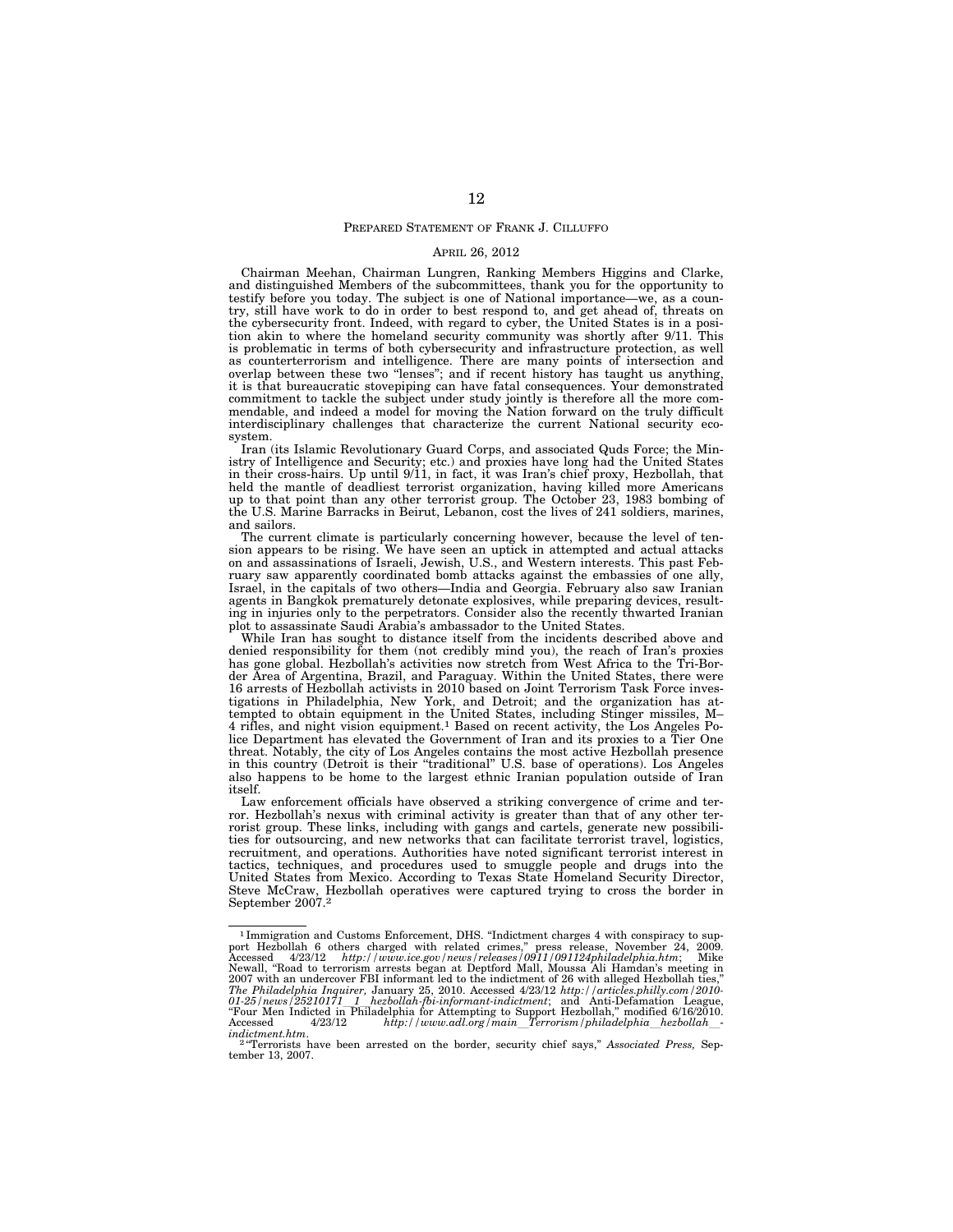## PREPARED STATEMENT OF FRANK J. CILLUFFO

APRIL 26, 2012

Chairman Meehan, Chairman Lungren, Ranking Members Higgins and Clarke, and distinguished Members of the subcommittees, thank you for the opportunity to testify before you today. The subject is one of National importance—we, as a country, still have work to do in order to best respond to, and get ahead of, threats on the cybersecurity front. Indeed, with regard to cyber, the United States is in a position akin to where the homeland security community was shortly after 9/11. This is problematic in terms of both cybersecurity and infrastructure protection, as well as counterterrorism and intelligence. There are many points of intersection and overlap between these two "lenses"; and if recent history has taught us anything, it is that bureaucratic stovepiping can have fatal consequences. Your demonstrated commitment to tackle the subject under study jointly is therefore all the more commendable, and indeed a model for moving the Nation forward on the truly difficult interdisciplinary challenges that characterize the current National security ecosystem.

Iran (its Islamic Revolutionary Guard Corps, and associated Quds Force; the Ministry of Intelligence and Security; etc.) and proxies have long had the United States in their cross-hairs. Up until 9/11, in fact, it was Iran's chief proxy, Hezbollah, that held the mantle of deadliest terrorist organization, having killed more Americans up to that point than any other terrorist group. The October 23, 1983 bombing of the U.S. Marine Barracks in Beirut, Lebanon, cost the lives of 241 soldiers, marines, and sailors.

The current climate is particularly concerning however, because the level of tension appears to be rising. We have seen an uptick in attempted and actual attacks on and assassinations of Israeli, Jewish, U.S., and Western interests. This past February saw apparently coordinated bomb attacks against the embassies of one ally, Israel, in the capitals of two others—India and Georgia. February also saw Iranian agents in Bangkok prematurely detonate explosives, while preparing devices, resulting in injuries only to the perpetrators. Consider also the recently thwarted Iranian plot to assassinate Saudi Arabia's ambassador to the United States.

While Iran has sought to distance itself from the incidents described above and denied responsibility for them (not credibly mind you), the reach of Iran's proxies has gone global. Hezbollah's activities now stretch from West Africa to the Tri-Border Area of Argentina, Brazil, and Paraguay. Within the United States, there were 16 arrests of Hezbollah activists in 2010 based on Joint Terrorism Task Force investigations in Philadelphia, New York, and Detroit; and the organization has attempted to obtain equipment in the United States, including Stinger missiles, M–4 rifles, and night vision equipment.[1] Based on recent activity, the Los Angeles Police Department has elevated the Government of Iran and its proxies to a Tier One threat. Notably, the city of Los Angeles contains the most active Hezbollah presence in this country (Detroit is their "traditional" U.S. base of operations). Los Angeles also happens to be home to the largest ethnic Iranian population outside of Iran itself.

Law enforcement officials have observed a striking convergence of crime and terror. Hezbollah's nexus with criminal activity is greater than that of any other terrorist group. These links, including with gangs and cartels, generate new possibilities for outsourcing, and new networks that can facilitate terrorist travel, logistics, recruitment, and operations. Authorities have noted significant terrorist interest in tactics, techniques, and procedures used to smuggle people and drugs into the United States from Mexico. According to Texas State Homeland Security Director, Steve McCraw, Hezbollah operatives were captured trying to cross the border in September 2007.[2]

---

[1] Immigration and Customs Enforcement, DHS. "Indictment charges 4 with conspiracy to support Hezbollah 6 others charged with related crimes," press release, November 24, 2009. Accessed 4/23/12 *http://www.ice.gov/news/releases/0911/091124philadelphia.htm*; Mike Newall, "Road to terrorism arrests began at Deptford Mall, Moussa Ali Hamdan's meeting in 2007 with an undercover FBI informant led to the indictment of 26 with alleged Hezbollah ties," *The Philadelphia Inquirer,* January 25, 2010. Accessed 4/23/12 *http://articles.philly.com/2010-01-25/news/25210171_1_hezbollah-fbi-informant-indictment*; and Anti-Defamation League, "Four Men Indicted in Philadelphia for Attempting to Support Hezbollah," modified 6/16/2010. Accessed 4/23/12 *http://www.adl.org/main_Terrorism/philadelphia_hezbollah_-indictment.htm*.

[2] "Terrorists have been arrested on the border, security chief says," *Associated Press,* September 13, 2007.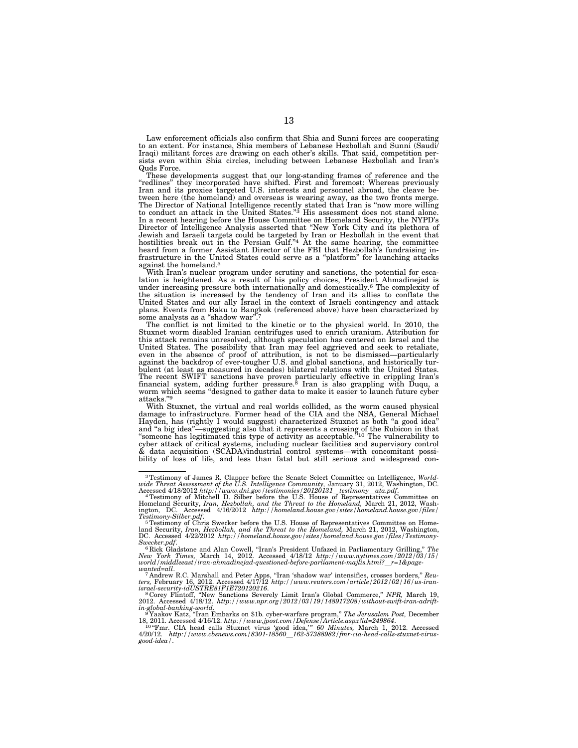Law enforcement officials also confirm that Shia and Sunni forces are cooperating to an extent. For instance, Shia members of Lebanese Hezbollah and Sunni (Saudi/Iraqi) militant forces are drawing on each other's skills. That said, competition persists even within Shia circles, including between Lebanese Hezbollah and Iran's Quds Force.

These developments suggest that our long-standing frames of reference and the "redlines" they incorporated have shifted. First and foremost: Whereas previously Iran and its proxies targeted U.S. interests and personnel abroad, the cleave between here (the homeland) and overseas is wearing away, as the two fronts merge. The Director of National Intelligence recently stated that Iran is "now more willing to conduct an attack in the United States."[3] His assessment does not stand alone. In a recent hearing before the House Committee on Homeland Security, the NYPD's Director of Intelligence Analysis asserted that "New York City and its plethora of Jewish and Israeli targets could be targeted by Iran or Hezbollah in the event that hostilities break out in the Persian Gulf."[4] At the same hearing, the committee heard from a former Assistant Director of the FBI that Hezbollah's fundraising infrastructure in the United States could serve as a "platform" for launching attacks against the homeland.[5]

With Iran's nuclear program under scrutiny and sanctions, the potential for escalation is heightened. As a result of his policy choices, President Ahmadinejad is under increasing pressure both internationally and domestically.[6] The complexity of the situation is increased by the tendency of Iran and its allies to conflate the United States and our ally Israel in the context of Israeli contingency and attack plans. Events from Baku to Bangkok (referenced above) have been characterized by some analysts as a "shadow war".[7]

The conflict is not limited to the kinetic or to the physical world. In 2010, the Stuxnet worm disabled Iranian centrifuges used to enrich uranium. Attribution for this attack remains unresolved, although speculation has centered on Israel and the United States. The possibility that Iran may feel aggrieved and seek to retaliate, even in the absence of proof of attribution, is not to be dismissed—particularly against the backdrop of ever-tougher U.S. and global sanctions, and historically turbulent (at least as measured in decades) bilateral relations with the United States. The recent SWIFT sanctions have proven particularly effective in crippling Iran's financial system, adding further pressure.[8] Iran is also grappling with Duqu, a worm which seems "designed to gather data to make it easier to launch future cyber attacks."[9]

With Stuxnet, the virtual and real worlds collided, as the worm caused physical damage to infrastructure. Former head of the CIA and the NSA, General Michael Hayden, has (rightly I would suggest) characterized Stuxnet as both "a good idea" and "a big idea"—suggesting also that it represents a crossing of the Rubicon in that "someone has legitimated this type of activity as acceptable."[10] The vulnerability to cyber attack of critical systems, including nuclear facilities and supervisory control & data acquisition (SCADA)/industrial control systems—with concomitant possibility of loss of life, and less than fatal but still serious and widespread con-

---

[3] Testimony of James R. Clapper before the Senate Select Committee on Intelligence, *Worldwide Threat Assessment of the U.S. Intelligence Community,* January 31, 2012, Washington, DC. Accessed 4/18/2012 *http://www.dni.gov/testimonies/20120131_testimony_ata.pdf*.

[4] Testimony of Mitchell D. Silber before the U.S. House of Representatives Committee on Homeland Security, *Iran, Hezbollah, and the Threat to the Homeland,* March 21, 2012, Washington, DC. Accessed 4/16/2012 *http://homeland.house.gov/sites/homeland.house.gov/files/Testimony-Silber.pdf*.

[5] Testimony of Chris Swecker before the U.S. House of Representatives Committee on Homeland Security, *Iran, Hezbollah, and the Threat to the Homeland,* March 21, 2012, Washington, DC. Accessed 4/22/2012 *http://homeland.house.gov/sites/homeland.house.gov/files/Testimony-Swecker.pdf*.

[6] Rick Gladstone and Alan Cowell, "Iran's President Unfazed in Parliamentary Grilling," *The New York Times,* March 14, 2012. Accessed 4/18/12 *http://www.nytimes.com/2012/03/15/world/middleeast/iran-ahmadinejad-questioned-before-parliament-majlis.html?_r=1&pagewanted=all*.

[7] Andrew R.C. Marshall and Peter Apps, "Iran 'shadow war' intensifies, crosses borders," *Reuters,* February 16, 2012. Accessed 4/17/12 *http://www.reuters.com/article/2012/02/16/us-iran-israel-security-idUSTRE81F1E720120216*.

[8] Corey Flintoff, "New Sanctions Severely Limit Iran's Global Commerce," *NPR,* March 19, 2012. Accessed 4/18/12. *http://www.npr.org/2012/03/19/148917208/without-swift-iran-adrift-in-global-banking-world*.

[9] Yaakov Katz, "Iran Embarks on $1b. cyber-warfare program," *The Jerusalem Post,* December 18, 2011. Accessed 4/16/12. *http://www.jpost.com/Defense/Article.aspx?id=249864*.

[10] "Fmr. CIA head calls Stuxnet virus 'good idea,'" *60 Minutes,* March 1, 2012. Accessed 4/20/12. *http://www.cbsnews.com/8301-18560_162-57388982/fmr-cia-head-calls-stuxnet-virus-good-idea/*.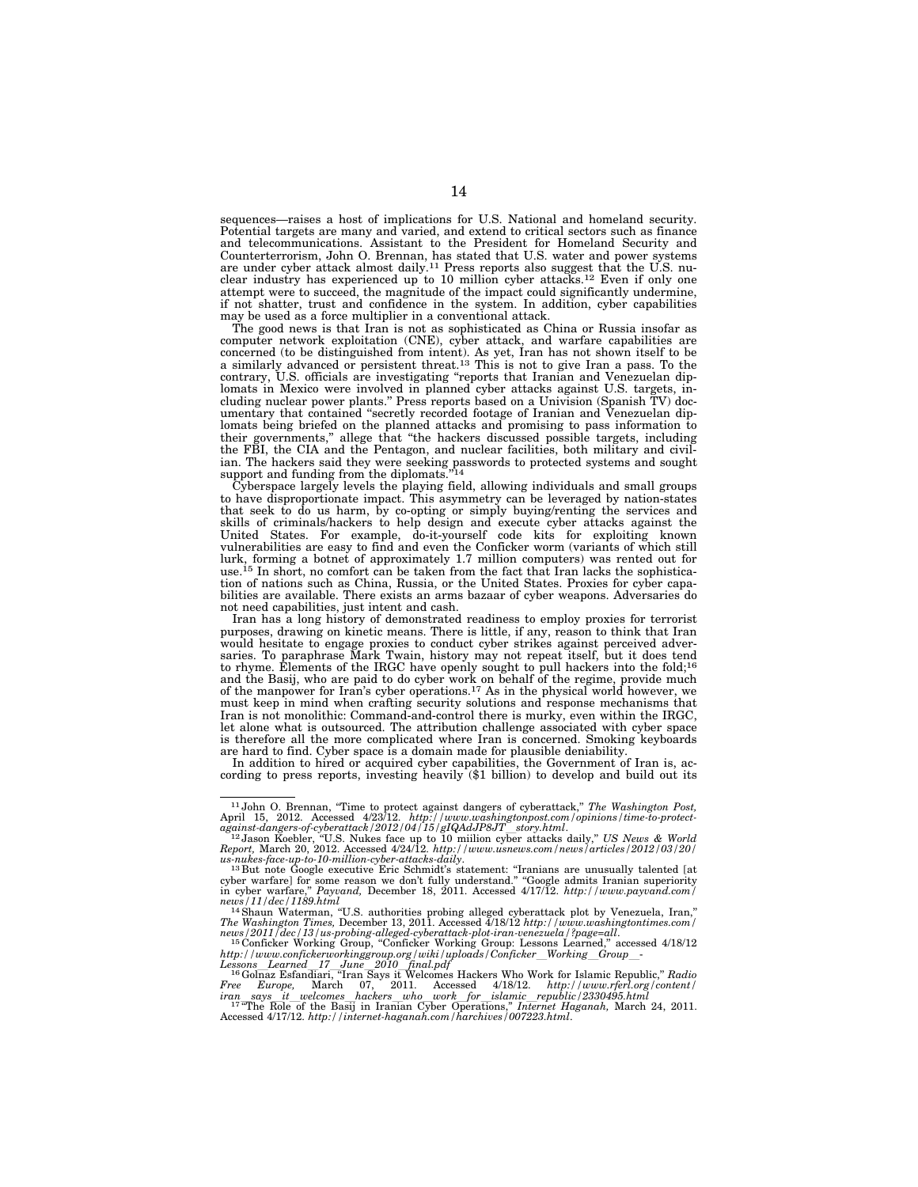sequences—raises a host of implications for U.S. National and homeland security. Potential targets are many and varied, and extend to critical sectors such as finance and telecommunications. Assistant to the President for Homeland Security and Counterterrorism, John O. Brennan, has stated that U.S. water and power systems are under cyber attack almost daily.[11] Press reports also suggest that the U.S. nuclear industry has experienced up to 10 million cyber attacks.[12] Even if only one attempt were to succeed, the magnitude of the impact could significantly undermine, if not shatter, trust and confidence in the system. In addition, cyber capabilities may be used as a force multiplier in a conventional attack.

The good news is that Iran is not as sophisticated as China or Russia insofar as computer network exploitation (CNE), cyber attack, and warfare capabilities are concerned (to be distinguished from intent). As yet, Iran has not shown itself to be a similarly advanced or persistent threat.[13] This is not to give Iran a pass. To the contrary, U.S. officials are investigating "reports that Iranian and Venezuelan diplomats in Mexico were involved in planned cyber attacks against U.S. targets, including nuclear power plants." Press reports based on a Univision (Spanish TV) documentary that contained "secretly recorded footage of Iranian and Venezuelan diplomats being briefed on the planned attacks and promising to pass information to their governments," allege that "the hackers discussed possible targets, including the FBI, the CIA and the Pentagon, and nuclear facilities, both military and civilian. The hackers said they were seeking passwords to protected systems and sought support and funding from the diplomats."[14]

Cyberspace largely levels the playing field, allowing individuals and small groups to have disproportionate impact. This asymmetry can be leveraged by nation-states that seek to do us harm, by co-opting or simply buying/renting the services and skills of criminals/hackers to help design and execute cyber attacks against the United States. For example, do-it-yourself code kits for exploiting known vulnerabilities are easy to find and even the Conficker worm (variants of which still lurk, forming a botnet of approximately 1.7 million computers) was rented out for use.[15] In short, no comfort can be taken from the fact that Iran lacks the sophistication of nations such as China, Russia, or the United States. Proxies for cyber capabilities are available. There exists an arms bazaar of cyber weapons. Adversaries do not need capabilities, just intent and cash.

Iran has a long history of demonstrated readiness to employ proxies for terrorist purposes, drawing on kinetic means. There is little, if any, reason to think that Iran would hesitate to engage proxies to conduct cyber strikes against perceived adversaries. To paraphrase Mark Twain, history may not repeat itself, but it does tend to rhyme. Elements of the IRGC have openly sought to pull hackers into the fold;[16] and the Basij, who are paid to do cyber work on behalf of the regime, provide much of the manpower for Iran's cyber operations.[17] As in the physical world however, we must keep in mind when crafting security solutions and response mechanisms that Iran is not monolithic: Command-and-control there is murky, even within the IRGC, let alone what is outsourced. The attribution challenge associated with cyber space is therefore all the more complicated where Iran is concerned. Smoking keyboards are hard to find. Cyber space is a domain made for plausible deniability.

In addition to hired or acquired cyber capabilities, the Government of Iran is, according to press reports, investing heavily ($1 billion) to develop and build out its

---

[11] John O. Brennan, "Time to protect against dangers of cyberattack," *The Washington Post,* April 15, 2012. Accessed 4/23/12. *http://www.washingtonpost.com/opinions/time-to-protect-against-dangers-of-cyberattack/2012/04/15/gIQAdJP8JT_story.html.*

[12] Jason Koebler, "U.S. Nukes face up to 10 million cyber attacks daily," *US News & World Report,* March 20, 2012. Accessed 4/24/12. *http://www.usnews.com/news/articles/2012/03/20/us-nukes-face-up-to-10-million-cyber-attacks-daily.*

[13] But note Google executive Eric Schmidt's statement: "Iranians are unusually talented [at cyber warfare] for some reason we don't fully understand." "Google admits Iranian superiority in cyber warfare," *Payvand,* December 18, 2011. Accessed 4/17/12. *http://www.payvand.com/news/11/dec/1189.html*

[14] Shaun Waterman, "U.S. authorities probing alleged cyberattack plot by Venezuela, Iran," *The Washington Times,* December 13, 2011. Accessed 4/18/12 *http://www.washingtontimes.com/news/2011/dec/13/us-probing-alleged-cyberattack-plot-iran-venezuela/?page=all.*

[15] Conficker Working Group, "Conficker Working Group: Lessons Learned," accessed 4/18/12 *http://www.confickerworkinggroup.org/wiki/uploads/Conficker_Working_Group_-Lessons_Learned_17_June_2010_final.pdf*

[16] Golnaz Esfandiari, "Iran Says it Welcomes Hackers Who Work for Islamic Republic," *Radio Free Europe,* March 07, 2011. Accessed 4/18/12. *http://www.rferl.org/content/iran_says_it_welcomes_hackers_who_work_for_islamic_republic/2330495.html*

[17] "The Role of the Basij in Iranian Cyber Operations," *Internet Haganah,* March 24, 2011. Accessed 4/17/12. *http://internet-haganah.com/harchives/007223.html.*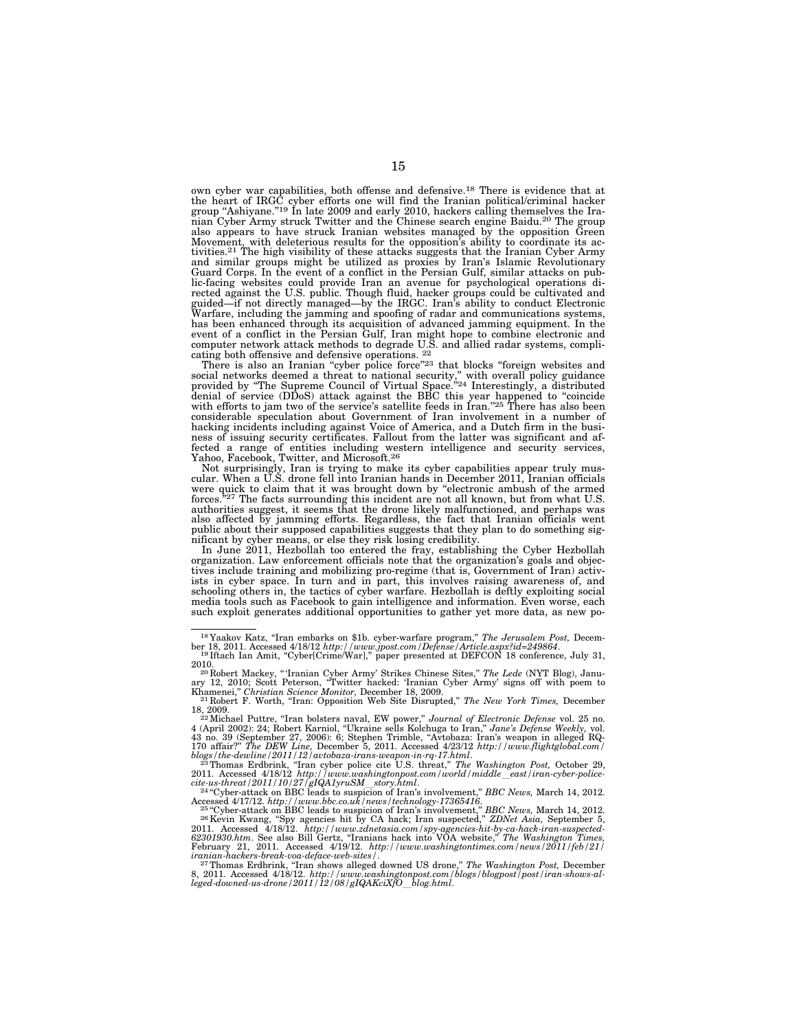own cyber war capabilities, both offense and defensive.[18] There is evidence that at the heart of IRGC cyber efforts one will find the Iranian political/criminal hacker group "Ashiyane."[19] In late 2009 and early 2010, hackers calling themselves the Iranian Cyber Army struck Twitter and the Chinese search engine Baidu.[20] The group also appears to have struck Iranian websites managed by the opposition Green Movement, with deleterious results for the opposition's ability to coordinate its activities.[21] The high visibility of these attacks suggests that the Iranian Cyber Army and similar groups might be utilized as proxies by Iran's Islamic Revolutionary Guard Corps. In the event of a conflict in the Persian Gulf, similar attacks on public-facing websites could provide Iran an avenue for psychological operations directed against the U.S. public. Though fluid, hacker groups could be cultivated and guided—if not directly managed—by the IRGC. Iran's ability to conduct Electronic Warfare, including the jamming and spoofing of radar and communications systems, has been enhanced through its acquisition of advanced jamming equipment. In the event of a conflict in the Persian Gulf, Iran might hope to combine electronic and computer network attack methods to degrade U.S. and allied radar systems, complicating both offensive and defensive operations. [22]

There is also an Iranian "cyber police force"[23] that blocks "foreign websites and social networks deemed a threat to national security," with overall policy guidance provided by "The Supreme Council of Virtual Space."[24] Interestingly, a distributed denial of service (DDoS) attack against the BBC this year happened to "coincide with efforts to jam two of the service's satellite feeds in Iran."[25] There has also been considerable speculation about Government of Iran involvement in a number of hacking incidents including against Voice of America, and a Dutch firm in the business of issuing security certificates. Fallout from the latter was significant and affected a range of entities including western intelligence and security services, Yahoo, Facebook, Twitter, and Microsoft.[26]

Not surprisingly, Iran is trying to make its cyber capabilities appear truly muscular. When a U.S. drone fell into Iranian hands in December 2011, Iranian officials were quick to claim that it was brought down by "electronic ambush of the armed forces."[27] The facts surrounding this incident are not all known, but from what U.S. authorities suggest, it seems that the drone likely malfunctioned, and perhaps was also affected by jamming efforts. Regardless, the fact that Iranian officials went public about their supposed capabilities suggests that they plan to do something significant by cyber means, or else they risk losing credibility.

In June 2011, Hezbollah too entered the fray, establishing the Cyber Hezbollah organization. Law enforcement officials note that the organization's goals and objectives include training and mobilizing pro-regime (that is, Government of Iran) activists in cyber space. In turn and in part, this involves raising awareness of, and schooling others in, the tactics of cyber warfare. Hezbollah is deftly exploiting social media tools such as Facebook to gain intelligence and information. Even worse, each such exploit generates additional opportunities to gather yet more data, as new po-

---

[18] Yaakov Katz, "Iran embarks on $1b. cyber-warfare program," *The Jerusalem Post,* December 18, 2011. Accessed 4/18/12 *http://www.jpost.com/Defense/Article.aspx?id=249864*.

[19] Iftach Ian Amit, "Cyber[Crime/War]," paper presented at DEFCON 18 conference, July 31, 2010.

[20] Robert Mackey, "'Iranian Cyber Army' Strikes Chinese Sites," *The Lede* (NYT Blog), January 12, 2010; Scott Peterson, "Twitter hacked: 'Iranian Cyber Army' signs off with poem to Khamenei," *Christian Science Monitor,* December 18, 2009.

[21] Robert F. Worth, "Iran: Opposition Web Site Disrupted," *The New York Times,* December 18, 2009.

[22] Michael Puttre, "Iran bolsters naval, EW power," *Journal of Electronic Defense* vol. 25 no. 4 (April 2002): 24; Robert Karniol, "Ukraine sells Kolchuga to Iran," *Jane's Defense Weekly,* vol. 43 no. 39 (September 27, 2006): 6; Stephen Trimble, "Avtobaza: Iran's weapon in alleged RQ-170 affair?" *The DEW Line,* December 5, 2011. Accessed 4/23/12 *http://www.flightglobal.com/blogs/the-dewline/2011/12/avtobaza-irans-weapon-in-rq-17.html*.

[23] Thomas Erdbrink, "Iran cyber police cite U.S. threat," *The Washington Post,* October 29, 2011. Accessed 4/18/12 *http://www.washingtonpost.com/world/middle_east/iran-cyber-police-cite-us-threat/2011/10/27/gIQA1yruSM_story.html*.

[24] "Cyber-attack on BBC leads to suspicion of Iran's involvement," *BBC News,* March 14, 2012. Accessed 4/17/12. *http://www.bbc.co.uk/news/technology-17365416*.

[25] "Cyber-attack on BBC leads to suspicion of Iran's involvement," *BBC News,* March 14, 2012.

[26] Kevin Kwang, "Spy agencies hit by CA hack; Iran suspected," *ZDNet Asia,* September 5, 2011. Accessed 4/18/12. *http://www.zdnetasia.com/spy-agencies-hit-by-ca-hack-iran-suspected-62301930.htm*. See also Bill Gertz, "Iranians hack into VOA website," *The Washington Times,* February 21, 2011. Accessed 4/19/12. *http://www.washingtontimes.com/news/2011/feb/21/iranian-hackers-break-voa-deface-web-sites/*.

[27] Thomas Erdbrink, "Iran shows alleged downed US drone," *The Washington Post,* December 8, 2011. Accessed 4/18/12. *http://www.washingtonpost.com/blogs/blogpost/post/iran-shows-alleged-downed-us-drone/2011/12/08/gIQAKciXfO_blog.html*.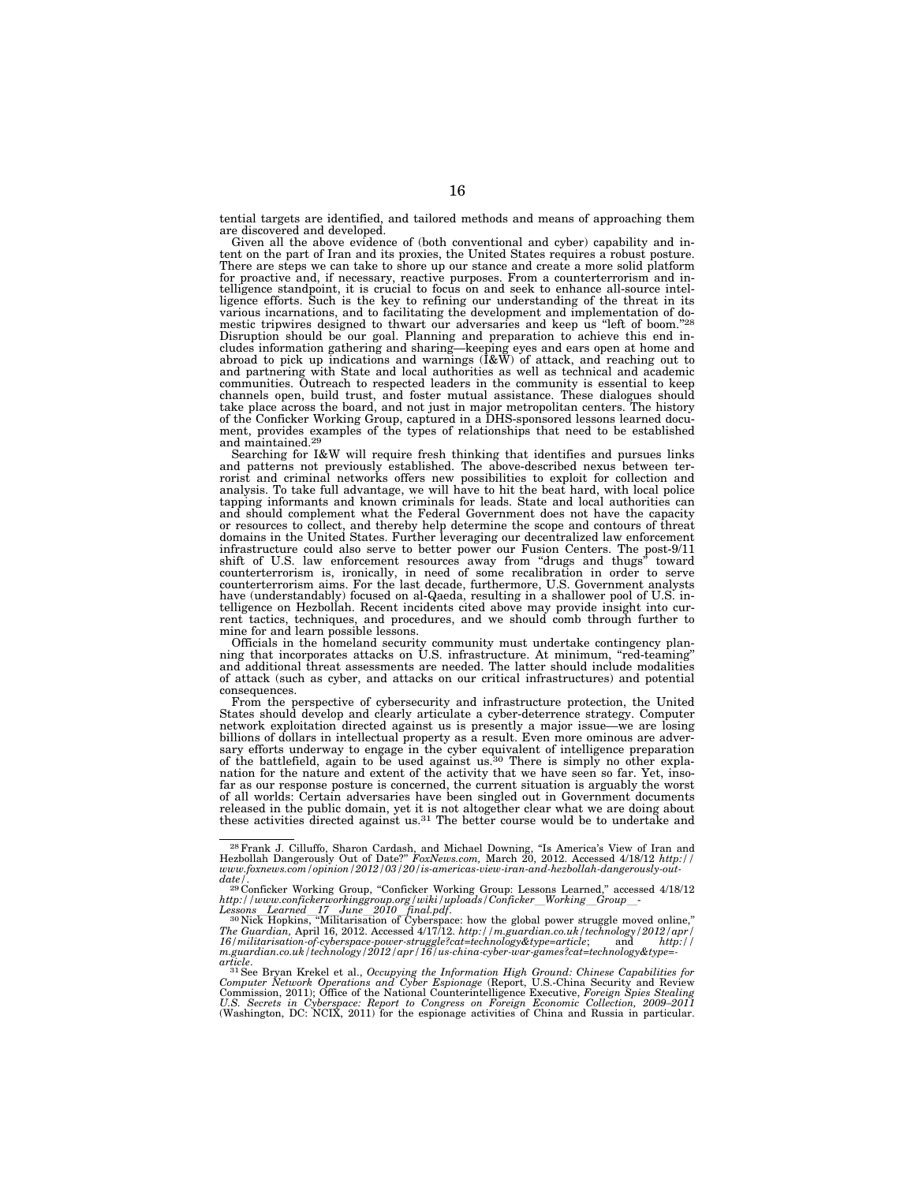tential targets are identified, and tailored methods and means of approaching them are discovered and developed.

Given all the above evidence of (both conventional and cyber) capability and intent on the part of Iran and its proxies, the United States requires a robust posture. There are steps we can take to shore up our stance and create a more solid platform for proactive and, if necessary, reactive purposes. From a counterterrorism and intelligence standpoint, it is crucial to focus on and seek to enhance all-source intelligence efforts. Such is the key to refining our understanding of the threat in its various incarnations, and to facilitating the development and implementation of domestic tripwires designed to thwart our adversaries and keep us "left of boom."[28] Disruption should be our goal. Planning and preparation to achieve this end includes information gathering and sharing—keeping eyes and ears open at home and abroad to pick up indications and warnings (I&W) of attack, and reaching out to and partnering with State and local authorities as well as technical and academic communities. Outreach to respected leaders in the community is essential to keep channels open, build trust, and foster mutual assistance. These dialogues should take place across the board, and not just in major metropolitan centers. The history of the Conficker Working Group, captured in a DHS-sponsored lessons learned document, provides examples of the types of relationships that need to be established and maintained.[29]

Searching for I&W will require fresh thinking that identifies and pursues links and patterns not previously established. The above-described nexus between terrorist and criminal networks offers new possibilities to exploit for collection and analysis. To take full advantage, we will have to hit the beat hard, with local police tapping informants and known criminals for leads. State and local authorities can and should complement what the Federal Government does not have the capacity or resources to collect, and thereby help determine the scope and contours of threat domains in the United States. Further leveraging our decentralized law enforcement infrastructure could also serve to better power our Fusion Centers. The post-9/11 shift of U.S. law enforcement resources away from "drugs and thugs" toward counterterrorism is, ironically, in need of some recalibration in order to serve counterterrorism aims. For the last decade, furthermore, U.S. Government analysts have (understandably) focused on al-Qaeda, resulting in a shallower pool of U.S. intelligence on Hezbollah. Recent incidents cited above may provide insight into current tactics, techniques, and procedures, and we should comb through further to mine for and learn possible lessons.

Officials in the homeland security community must undertake contingency planning that incorporates attacks on U.S. infrastructure. At minimum, "red-teaming" and additional threat assessments are needed. The latter should include modalities of attack (such as cyber, and attacks on our critical infrastructures) and potential consequences.

From the perspective of cybersecurity and infrastructure protection, the United States should develop and clearly articulate a cyber-deterrence strategy. Computer network exploitation directed against us is presently a major issue—we are losing billions of dollars in intellectual property as a result. Even more ominous are adversary efforts underway to engage in the cyber equivalent of intelligence preparation of the battlefield, again to be used against us.[30] There is simply no other explanation for the nature and extent of the activity that we have seen so far. Yet, insofar as our response posture is concerned, the current situation is arguably the worst of all worlds: Certain adversaries have been singled out in Government documents released in the public domain, yet it is not altogether clear what we are doing about these activities directed against us.[31] The better course would be to undertake and

---

[28] Frank J. Cilluffo, Sharon Cardash, and Michael Downing, "Is America's View of Iran and Hezbollah Dangerously Out of Date?" *FoxNews.com,* March 20, 2012. Accessed 4/18/12 *http://www.foxnews.com/opinion/2012/03/20/is-americas-view-iran-and-hezbollah-dangerously-out-date/*.

[29] Conficker Working Group, "Conficker Working Group: Lessons Learned," accessed 4/18/12 *http://www.confickerworkinggroup.org/wiki/uploads/Conficker_Working_Group_Lessons_Learned_17_June_2010_final.pdf*.

[30] Nick Hopkins, "Militarisation of Cyberspace: how the global power struggle moved online," *The Guardian,* April 16, 2012. Accessed 4/17/12. *http://m.guardian.co.uk/technology/2012/apr/16/militarisation-of-cyberspace-power-struggle?cat=technology&type=article*; and *http://m.guardian.co.uk/technology/2012/apr/16/us-china-cyber-war-games?cat=technology&type=article*.

[31] See Bryan Krekel et al., *Occupying the Information High Ground: Chinese Capabilities for Computer Network Operations and Cyber Espionage* (Report, U.S.-China Security and Review Commission, 2011); Office of the National Counterintelligence Executive, *Foreign Spies Stealing U.S. Secrets in Cyberspace: Report to Congress on Foreign Economic Collection, 2009–2011* (Washington, DC: NCIX, 2011) for the espionage activities of China and Russia in particular.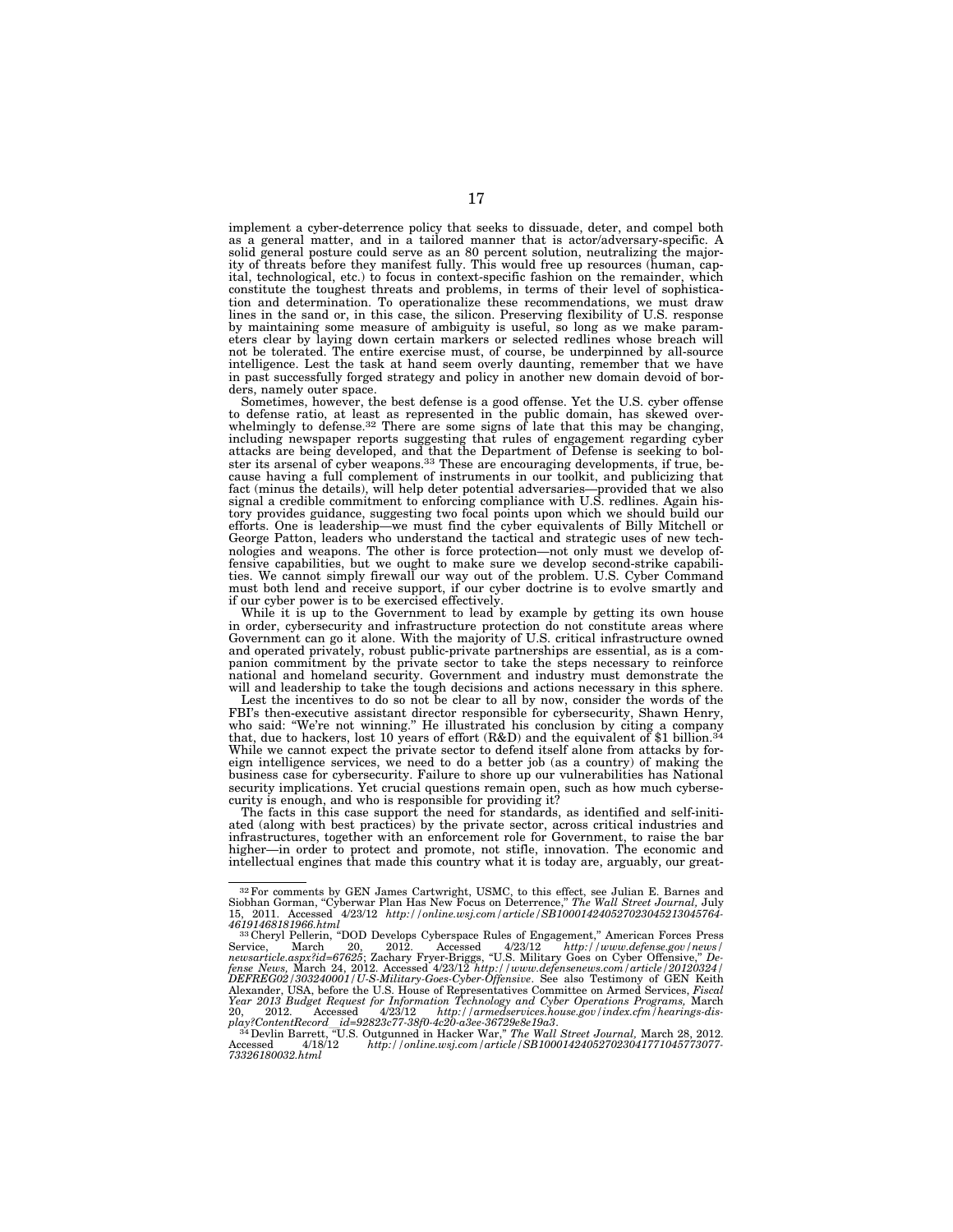implement a cyber-deterrence policy that seeks to dissuade, deter, and compel both as a general matter, and in a tailored manner that is actor/adversary-specific. A solid general posture could serve as an 80 percent solution, neutralizing the majority of threats before they manifest fully. This would free up resources (human, capital, technological, etc.) to focus in context-specific fashion on the remainder, which constitute the toughest threats and problems, in terms of their level of sophistication and determination. To operationalize these recommendations, we must draw lines in the sand or, in this case, the silicon. Preserving flexibility of U.S. response by maintaining some measure of ambiguity is useful, so long as we make parameters clear by laying down certain markers or selected redlines whose breach will not be tolerated. The entire exercise must, of course, be underpinned by all-source intelligence. Lest the task at hand seem overly daunting, remember that we have in past successfully forged strategy and policy in another new domain devoid of borders, namely outer space.

Sometimes, however, the best defense is a good offense. Yet the U.S. cyber offense to defense ratio, at least as represented in the public domain, has skewed overwhelmingly to defense.[32] There are some signs of late that this may be changing, including newspaper reports suggesting that rules of engagement regarding cyber attacks are being developed, and that the Department of Defense is seeking to bolster its arsenal of cyber weapons.[33] These are encouraging developments, if true, because having a full complement of instruments in our toolkit, and publicizing that fact (minus the details), will help deter potential adversaries—provided that we also signal a credible commitment to enforcing compliance with U.S. redlines. Again history provides guidance, suggesting two focal points upon which we should build our efforts. One is leadership—we must find the cyber equivalents of Billy Mitchell or George Patton, leaders who understand the tactical and strategic uses of new technologies and weapons. The other is force protection—not only must we develop offensive capabilities, but we ought to make sure we develop second-strike capabilities. We cannot simply firewall our way out of the problem. U.S. Cyber Command must both lend and receive support, if our cyber doctrine is to evolve smartly and if our cyber power is to be exercised effectively.

While it is up to the Government to lead by example by getting its own house in order, cybersecurity and infrastructure protection do not constitute areas where Government can go it alone. With the majority of U.S. critical infrastructure owned and operated privately, robust public-private partnerships are essential, as is a companion commitment by the private sector to take the steps necessary to reinforce national and homeland security. Government and industry must demonstrate the will and leadership to take the tough decisions and actions necessary in this sphere.

Lest the incentives to do so not be clear to all by now, consider the words of the FBI's then-executive assistant director responsible for cybersecurity, Shawn Henry, who said: "We're not winning." He illustrated his conclusion by citing a company that, due to hackers, lost 10 years of effort (R&D) and the equivalent of $1 billion.[34] While we cannot expect the private sector to defend itself alone from attacks by foreign intelligence services, we need to do a better job (as a country) of making the business case for cybersecurity. Failure to shore up our vulnerabilities has National security implications. Yet crucial questions remain open, such as how much cybersecurity is enough, and who is responsible for providing it?

The facts in this case support the need for standards, as identified and self-initiated (along with best practices) by the private sector, across critical industries and infrastructures, together with an enforcement role for Government, to raise the bar higher—in order to protect and promote, not stifle, innovation. The economic and intellectual engines that made this country what it is today are, arguably, our great-

---

[32] For comments by GEN James Cartwright, USMC, to this effect, see Julian E. Barnes and Siobhan Gorman, "Cyberwar Plan Has New Focus on Deterrence," *The Wall Street Journal,* July 15, 2011. Accessed 4/23/12 *http://online.wsj.com/article/SB10001424052702304521304576446191468181966.html*

[33] Cheryl Pellerin, "DOD Develops Cyberspace Rules of Engagement," American Forces Press Service, March 20, 2012. Accessed 4/23/12 *http://www.defense.gov/news/newsarticle.aspx?id=67625*; Zachary Fryer-Briggs, "U.S. Military Goes on Cyber Offensive," *Defense News,* March 24, 2012. Accessed 4/23/12 *http://www.defensenews.com/article/20120324/DEFREG02/303240001/U-S-Military-Goes-Cyber-Offensive*. See also Testimony of GEN Keith Alexander, USA, before the U.S. House of Representatives Committee on Armed Services, *Fiscal Year 2013 Budget Request for Information Technology and Cyber Operations Programs,* March 20, 2012. Accessed 4/23/12 *http://armedservices.house.gov/index.cfm/hearings-display?ContentRecord_id=92823c77-38f0-4c20-a3ee-36729e8e19a3*.

[34] Devlin Barrett, "U.S. Outgunned in Hacker War," *The Wall Street Journal,* March 28, 2012. Accessed 4/18/12 *http://online.wsj.com/article/SB10001424052702304177104577307773326180032.html*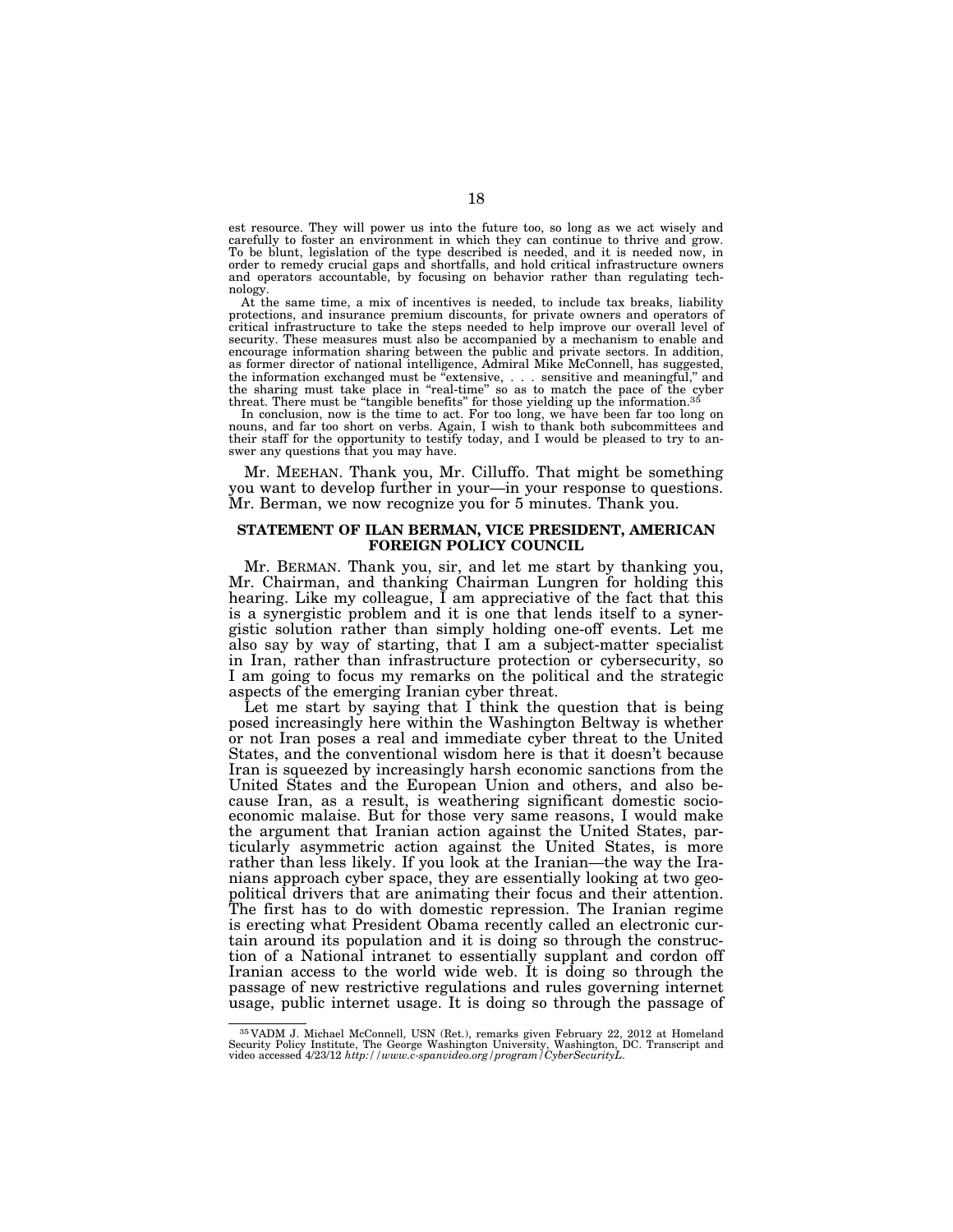est resource. They will power us into the future too, so long as we act wisely and carefully to foster an environment in which they can continue to thrive and grow. To be blunt, legislation of the type described is needed, and it is needed now, in order to remedy crucial gaps and shortfalls, and hold critical infrastructure owners and operators accountable, by focusing on behavior rather than regulating technology.

At the same time, a mix of incentives is needed, to include tax breaks, liability protections, and insurance premium discounts, for private owners and operators of critical infrastructure to take the steps needed to help improve our overall level of security. These measures must also be accompanied by a mechanism to enable and encourage information sharing between the public and private sectors. In addition, as former director of national intelligence, Admiral Mike McConnell, has suggested, the information exchanged must be "extensive, . . . sensitive and meaningful," and the sharing must take place in "real-time" so as to match the pace of the cyber threat. There must be "tangible benefits" for those yielding up the information.[35]

In conclusion, now is the time to act. For too long, we have been far too long on nouns, and far too short on verbs. Again, I wish to thank both subcommittees and their staff for the opportunity to testify today, and I would be pleased to try to answer any questions that you may have.

Mr. MEEHAN. Thank you, Mr. Cilluffo. That might be something you want to develop further in your—in your response to questions. Mr. Berman, we now recognize you for 5 minutes. Thank you.

## STATEMENT OF ILAN BERMAN, VICE PRESIDENT, AMERICAN FOREIGN POLICY COUNCIL

Mr. BERMAN. Thank you, sir, and let me start by thanking you, Mr. Chairman, and thanking Chairman Lungren for holding this hearing. Like my colleague, I am appreciative of the fact that this is a synergistic problem and it is one that lends itself to a synergistic solution rather than simply holding one-off events. Let me also say by way of starting, that I am a subject-matter specialist in Iran, rather than infrastructure protection or cybersecurity, so I am going to focus my remarks on the political and the strategic aspects of the emerging Iranian cyber threat.

Let me start by saying that I think the question that is being posed increasingly here within the Washington Beltway is whether or not Iran poses a real and immediate cyber threat to the United States, and the conventional wisdom here is that it doesn't because Iran is squeezed by increasingly harsh economic sanctions from the United States and the European Union and others, and also because Iran, as a result, is weathering significant domestic socioeconomic malaise. But for those very same reasons, I would make the argument that Iranian action against the United States, particularly asymmetric action against the United States, is more rather than less likely. If you look at the Iranian—the way the Iranians approach cyber space, they are essentially looking at two geopolitical drivers that are animating their focus and their attention. The first has to do with domestic repression. The Iranian regime is erecting what President Obama recently called an electronic curtain around its population and it is doing so through the construction of a National intranet to essentially supplant and cordon off Iranian access to the world wide web. It is doing so through the passage of new restrictive regulations and rules governing internet usage, public internet usage. It is doing so through the passage of

---

[35] VADM J. Michael McConnell, USN (Ret.), remarks given February 22, 2012 at Homeland Security Policy Institute, The George Washington University, Washington, DC. Transcript and video accessed 4/23/12 *http://www.c-spanvideo.org/program/CyberSecurityL.*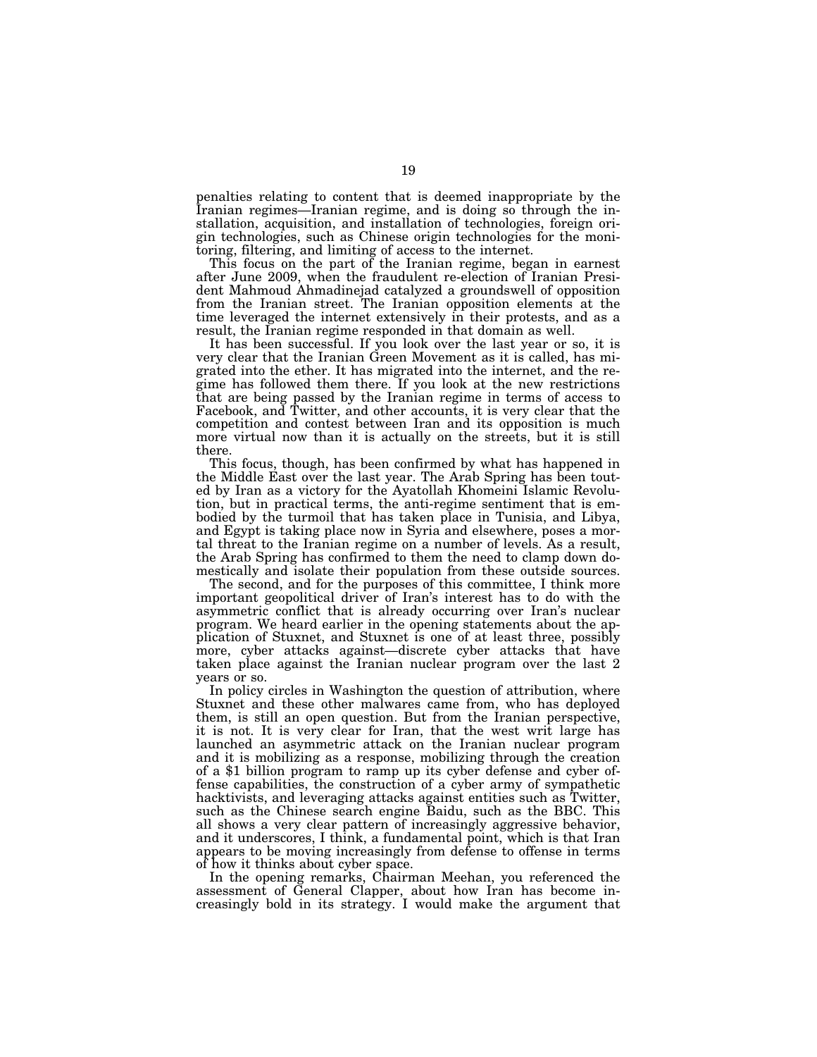penalties relating to content that is deemed inappropriate by the Iranian regimes—Iranian regime, and is doing so through the installation, acquisition, and installation of technologies, foreign origin technologies, such as Chinese origin technologies for the monitoring, filtering, and limiting of access to the internet.

This focus on the part of the Iranian regime, began in earnest after June 2009, when the fraudulent re-election of Iranian President Mahmoud Ahmadinejad catalyzed a groundswell of opposition from the Iranian street. The Iranian opposition elements at the time leveraged the internet extensively in their protests, and as a result, the Iranian regime responded in that domain as well.

It has been successful. If you look over the last year or so, it is very clear that the Iranian Green Movement as it is called, has migrated into the ether. It has migrated into the internet, and the regime has followed them there. If you look at the new restrictions that are being passed by the Iranian regime in terms of access to Facebook, and Twitter, and other accounts, it is very clear that the competition and contest between Iran and its opposition is much more virtual now than it is actually on the streets, but it is still there.

This focus, though, has been confirmed by what has happened in the Middle East over the last year. The Arab Spring has been touted by Iran as a victory for the Ayatollah Khomeini Islamic Revolution, but in practical terms, the anti-regime sentiment that is embodied by the turmoil that has taken place in Tunisia, and Libya, and Egypt is taking place now in Syria and elsewhere, poses a mortal threat to the Iranian regime on a number of levels. As a result, the Arab Spring has confirmed to them the need to clamp down domestically and isolate their population from these outside sources.

The second, and for the purposes of this committee, I think more important geopolitical driver of Iran's interest has to do with the asymmetric conflict that is already occurring over Iran's nuclear program. We heard earlier in the opening statements about the application of Stuxnet, and Stuxnet is one of at least three, possibly more, cyber attacks against—discrete cyber attacks that have taken place against the Iranian nuclear program over the last 2 years or so.

In policy circles in Washington the question of attribution, where Stuxnet and these other malwares came from, who has deployed them, is still an open question. But from the Iranian perspective, it is not. It is very clear for Iran, that the west writ large has launched an asymmetric attack on the Iranian nuclear program and it is mobilizing as a response, mobilizing through the creation of a $1 billion program to ramp up its cyber defense and cyber offense capabilities, the construction of a cyber army of sympathetic hacktivists, and leveraging attacks against entities such as Twitter, such as the Chinese search engine Baidu, such as the BBC. This all shows a very clear pattern of increasingly aggressive behavior, and it underscores, I think, a fundamental point, which is that Iran appears to be moving increasingly from defense to offense in terms of how it thinks about cyber space.

In the opening remarks, Chairman Meehan, you referenced the assessment of General Clapper, about how Iran has become increasingly bold in its strategy. I would make the argument that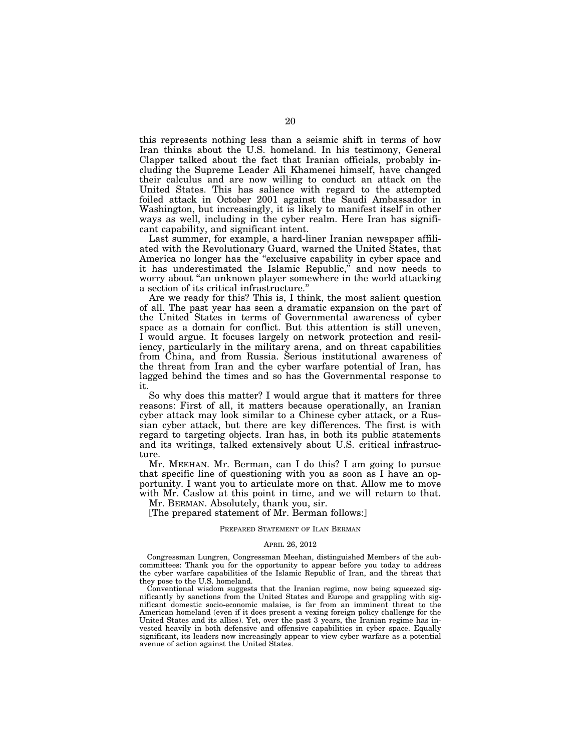this represents nothing less than a seismic shift in terms of how Iran thinks about the U.S. homeland. In his testimony, General Clapper talked about the fact that Iranian officials, probably including the Supreme Leader Ali Khamenei himself, have changed their calculus and are now willing to conduct an attack on the United States. This has salience with regard to the attempted foiled attack in October 2001 against the Saudi Ambassador in Washington, but increasingly, it is likely to manifest itself in other ways as well, including in the cyber realm. Here Iran has significant capability, and significant intent.

Last summer, for example, a hard-liner Iranian newspaper affiliated with the Revolutionary Guard, warned the United States, that America no longer has the "exclusive capability in cyber space and it has underestimated the Islamic Republic," and now needs to worry about "an unknown player somewhere in the world attacking a section of its critical infrastructure."

Are we ready for this? This is, I think, the most salient question of all. The past year has seen a dramatic expansion on the part of the United States in terms of Governmental awareness of cyber space as a domain for conflict. But this attention is still uneven, I would argue. It focuses largely on network protection and resiliency, particularly in the military arena, and on threat capabilities from China, and from Russia. Serious institutional awareness of the threat from Iran and the cyber warfare potential of Iran, has lagged behind the times and so has the Governmental response to it.

So why does this matter? I would argue that it matters for three reasons: First of all, it matters because operationally, an Iranian cyber attack may look similar to a Chinese cyber attack, or a Russian cyber attack, but there are key differences. The first is with regard to targeting objects. Iran has, in both its public statements and its writings, talked extensively about U.S. critical infrastructure.

Mr. MEEHAN. Mr. Berman, can I do this? I am going to pursue that specific line of questioning with you as soon as I have an opportunity. I want you to articulate more on that. Allow me to move with Mr. Caslow at this point in time, and we will return to that.

Mr. BERMAN. Absolutely, thank you, sir.

[The prepared statement of Mr. Berman follows:]

PREPARED STATEMENT OF ILAN BERMAN

APRIL 26, 2012

Congressman Lungren, Congressman Meehan, distinguished Members of the subcommittees: Thank you for the opportunity to appear before you today to address the cyber warfare capabilities of the Islamic Republic of Iran, and the threat that they pose to the U.S. homeland.

Conventional wisdom suggests that the Iranian regime, now being squeezed significantly by sanctions from the United States and Europe and grappling with significant domestic socio-economic malaise, is far from an imminent threat to the American homeland (even if it does present a vexing foreign policy challenge for the United States and its allies). Yet, over the past 3 years, the Iranian regime has invested heavily in both defensive and offensive capabilities in cyber space. Equally significant, its leaders now increasingly appear to view cyber warfare as a potential avenue of action against the United States.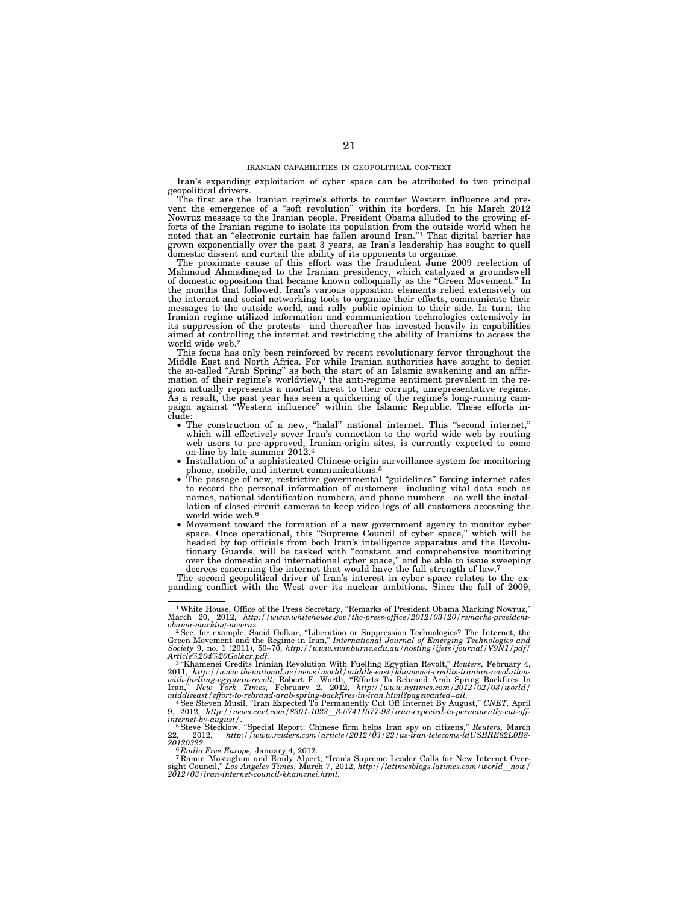## IRANIAN CAPABILITIES IN GEOPOLITICAL CONTEXT

Iran's expanding exploitation of cyber space can be attributed to two principal geopolitical drivers.

The first are the Iranian regime's efforts to counter Western influence and prevent the emergence of a "soft revolution" within its borders. In his March 2012 Nowruz message to the Iranian people, President Obama alluded to the growing efforts of the Iranian regime to isolate its population from the outside world when he noted that an "electronic curtain has fallen around Iran."[1] That digital barrier has grown exponentially over the past 3 years, as Iran's leadership has sought to quell domestic dissent and curtail the ability of its opponents to organize.

The proximate cause of this effort was the fraudulent June 2009 reelection of Mahmoud Ahmadinejad to the Iranian presidency, which catalyzed a groundswell of domestic opposition that became known colloquially as the "Green Movement." In the months that followed, Iran's various opposition elements relied extensively on the internet and social networking tools to organize their efforts, communicate their messages to the outside world, and rally public opinion to their side. In turn, the Iranian regime utilized information and communication technologies extensively in its suppression of the protests—and thereafter has invested heavily in capabilities aimed at controlling the internet and restricting the ability of Iranians to access the world wide web.[2]

This focus has only been reinforced by recent revolutionary fervor throughout the Middle East and North Africa. For while Iranian authorities have sought to depict the so-called "Arab Spring" as both the start of an Islamic awakening and an affirmation of their regime's worldview,[3] the anti-regime sentiment prevalent in the region actually represents a mortal threat to their corrupt, unrepresentative regime. As a result, the past year has seen a quickening of the regime's long-running campaign against "Western influence" within the Islamic Republic. These efforts include:

- The construction of a new, "halal" national internet. This "second internet," which will effectively sever Iran's connection to the world wide web by routing web users to pre-approved, Iranian-origin sites, is currently expected to come on-line by late summer 2012.[4]
- Installation of a sophisticated Chinese-origin surveillance system for monitoring phone, mobile, and internet communications.[5]
- The passage of new, restrictive governmental "guidelines" forcing internet cafes to record the personal information of customers—including vital data such as names, national identification numbers, and phone numbers—as well the installation of closed-circuit cameras to keep video logs of all customers accessing the world wide web.[6]
- Movement toward the formation of a new government agency to monitor cyber space. Once operational, this "Supreme Council of cyber space," which will be headed by top officials from both Iran's intelligence apparatus and the Revolutionary Guards, will be tasked with "constant and comprehensive monitoring over the domestic and international cyber space," and be able to issue sweeping decrees concerning the internet that would have the full strength of law.[7]

The second geopolitical driver of Iran's interest in cyber space relates to the expanding conflict with the West over its nuclear ambitions. Since the fall of 2009,

---

[1] White House, Office of the Press Secretary, "Remarks of President Obama Marking Nowruz," March 20, 2012, *http://www.whitehouse.gov/the-press-office/2012/03/20/remarks-president-obama-marking-nowruz.*

[2] See, for example, Saeid Golkar, "Liberation or Suppression Technologies? The Internet, the Green Movement and the Regime in Iran," *International Journal of Emerging Technologies and Society* 9, no. 1 (2011), 50–70, *http://www.swinburne.edu.au/hosting/ijets/journal/V9N1/pdf/Article%204%20Golkar.pdf.*

[3] "Khamenei Credits Iranian Revolution With Fuelling Egyptian Revolt," *Reuters,* February 4, 2011, *http://www.thenational.ae/news/world/middle-east/khamenei-credits-iranian-revolution-with-fuelling-egyptian-revolt;* Robert F. Worth, "Efforts To Rebrand Arab Spring Backfires In Iran," *New York Times,* February 2, 2012, *http://www.nytimes.com/2012/02/03/world/middleeast/effort-to-rebrand-arab-spring-backfires-in-iran.html?pagewanted=all.*

[4] See Steven Musil, "Iran Expected To Permanently Cut Off Internet By August," *CNET,* April 9, 2012, *http://news.cnet.com/8301-1023_3-57411577-93/iran-expected-to-permanently-cut-off-internet-by-august/.*

[5] Steve Stecklow, "Special Report: Chinese firm helps Iran spy on citizens," *Reuters,* March 22, 2012, *http://www.reuters.com/article/2012/03/22/us-iran-telecoms-idUSBRE82L0B8-20120322.*

[6] *Radio Free Europe,* January 4, 2012.

[7] Ramin Mostaghim and Emily Alpert, "Iran's Supreme Leader Calls for New Internet Oversight Council," *Los Angeles Times,* March 7, 2012, *http://latimesblogs.latimes.com/world_now/2012/03/iran-internet-council-khamenei.html.*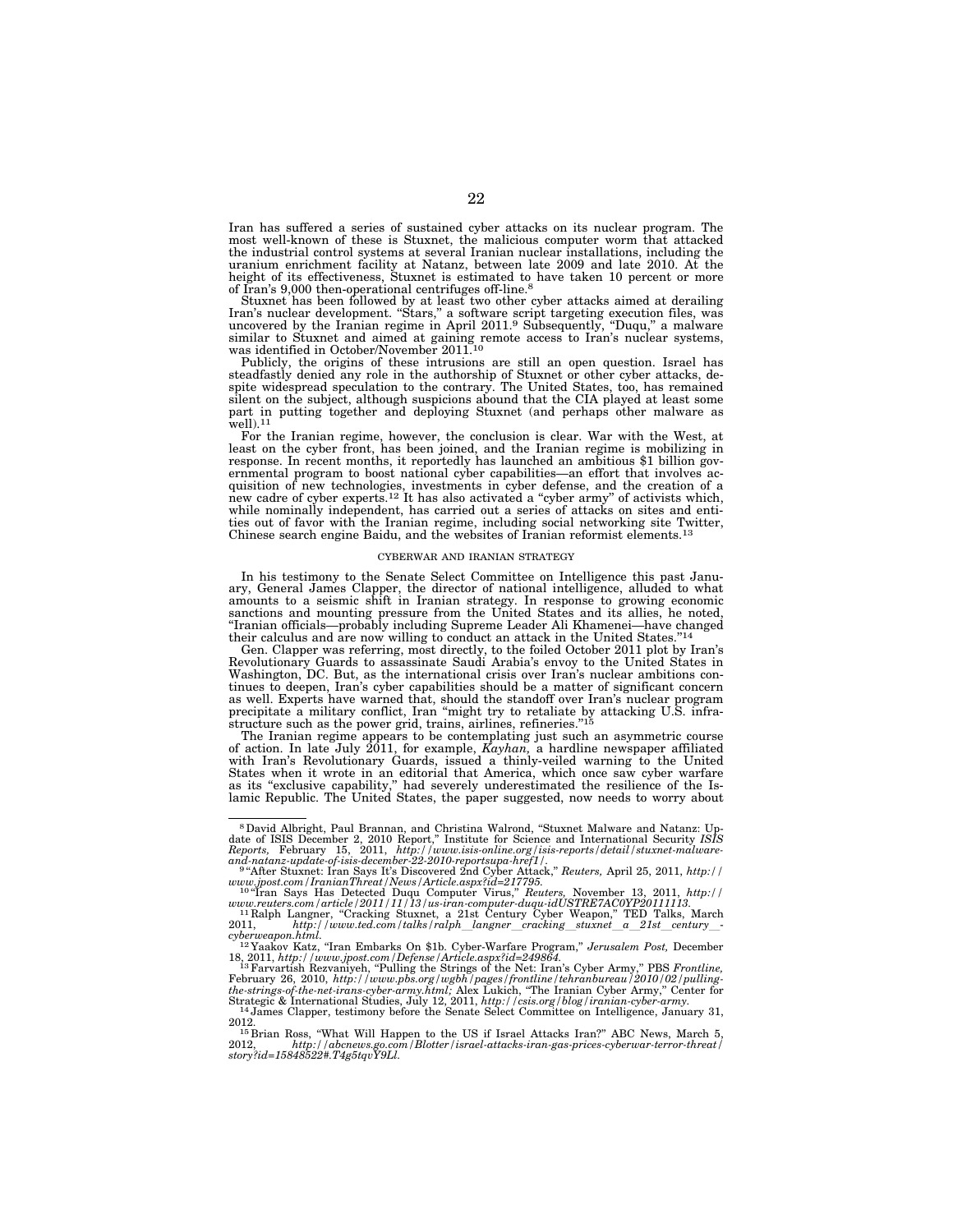Iran has suffered a series of sustained cyber attacks on its nuclear program. The most well-known of these is Stuxnet, the malicious computer worm that attacked the industrial control systems at several Iranian nuclear installations, including the uranium enrichment facility at Natanz, between late 2009 and late 2010. At the height of its effectiveness, Stuxnet is estimated to have taken 10 percent or more of Iran's 9,000 then-operational centrifuges off-line.[8]

Stuxnet has been followed by at least two other cyber attacks aimed at derailing Iran's nuclear development. "Stars," a software script targeting execution files, was uncovered by the Iranian regime in April 2011.[9] Subsequently, "Duqu," a malware similar to Stuxnet and aimed at gaining remote access to Iran's nuclear systems, was identified in October/November 2011.[10]

Publicly, the origins of these intrusions are still an open question. Israel has steadfastly denied any role in the authorship of Stuxnet or other cyber attacks, despite widespread speculation to the contrary. The United States, too, has remained silent on the subject, although suspicions abound that the CIA played at least some part in putting together and deploying Stuxnet (and perhaps other malware as well).[11]

For the Iranian regime, however, the conclusion is clear. War with the West, at least on the cyber front, has been joined, and the Iranian regime is mobilizing in response. In recent months, it reportedly has launched an ambitious $1 billion governmental program to boost national cyber capabilities—an effort that involves acquisition of new technologies, investments in cyber defense, and the creation of a new cadre of cyber experts.[12] It has also activated a "cyber army" of activists which, while nominally independent, has carried out a series of attacks on sites and entities out of favor with the Iranian regime, including social networking site Twitter, Chinese search engine Baidu, and the websites of Iranian reformist elements.[13]

## CYBERWAR AND IRANIAN STRATEGY

In his testimony to the Senate Select Committee on Intelligence this past January, General James Clapper, the director of national intelligence, alluded to what amounts to a seismic shift in Iranian strategy. In response to growing economic sanctions and mounting pressure from the United States and its allies, he noted, "Iranian officials—probably including Supreme Leader Ali Khamenei—have changed their calculus and are now willing to conduct an attack in the United States."[14]

Gen. Clapper was referring, most directly, to the foiled October 2011 plot by Iran's Revolutionary Guards to assassinate Saudi Arabia's envoy to the United States in Washington, DC. But, as the international crisis over Iran's nuclear ambitions continues to deepen, Iran's cyber capabilities should be a matter of significant concern as well. Experts have warned that, should the standoff over Iran's nuclear program precipitate a military conflict, Iran "might try to retaliate by attacking U.S. infrastructure such as the power grid, trains, airlines, refineries."[15]

The Iranian regime appears to be contemplating just such an asymmetric course of action. In late July 2011, for example, *Kayhan*, a hardline newspaper affiliated with Iran's Revolutionary Guards, issued a thinly-veiled warning to the United States when it wrote in an editorial that America, which once saw cyber warfare as its "exclusive capability," had severely underestimated the resilience of the Islamic Republic. The United States, the paper suggested, now needs to worry about

---

[8] David Albright, Paul Brannan, and Christina Walrond, "Stuxnet Malware and Natanz: Update of ISIS December 2, 2010 Report," Institute for Science and International Security *ISIS Reports*, February 15, 2011, *http://www.isis-online.org/isis-reports/detail/stuxnet-malware-and-natanz-update-of-isis-december-22-2010-reportsupa-href1/*.

[9] "After Stuxnet: Iran Says It's Discovered 2nd Cyber Attack," *Reuters*, April 25, 2011, *http://www.jpost.com/IranianThreat/News/Article.aspx?id=217795*.

[10] "Iran Says Has Detected Duqu Computer Virus," *Reuters*, November 13, 2011, *http://www.reuters.com/article/2011/11/13/us-iran-computer-duqu-idUSTRE7AC0YP20111113*.

[11] Ralph Langner, "Cracking Stuxnet, a 21st Century Cyber Weapon," TED Talks, March 2011, *http://www.ted.com/talks/ralph_langner_cracking_stuxnet_a_21st_century_cyberweapon.html*.

[12] Yaakov Katz, "Iran Embarks On $1b. Cyber-Warfare Program," *Jerusalem Post*, December 18, 2011, *http://www.jpost.com/Defense/Article.aspx?id=249864*.

[13] Farvartish Rezvaniyeh, "Pulling the Strings of the Net: Iran's Cyber Army," PBS *Frontline*, February 26, 2010, *http://www.pbs.org/wgbh/pages/frontline/tehranbureau/2010/02/pulling-the-strings-of-the-net-irans-cyber-army.html;* Alex Lukich, "The Iranian Cyber Army," Center for Strategic & International Studies, July 12, 2011, *http://csis.org/blog/iranian-cyber-army*.

[14] James Clapper, testimony before the Senate Select Committee on Intelligence, January 31, 2012.

[15] Brian Ross, "What Will Happen to the US if Israel Attacks Iran?" ABC News, March 5, 2012, *http://abcnews.go.com/Blotter/israel-attacks-iran-gas-prices-cyberwar-terror-threat/story?id=15848522#.T4g5tqvY9Ll*.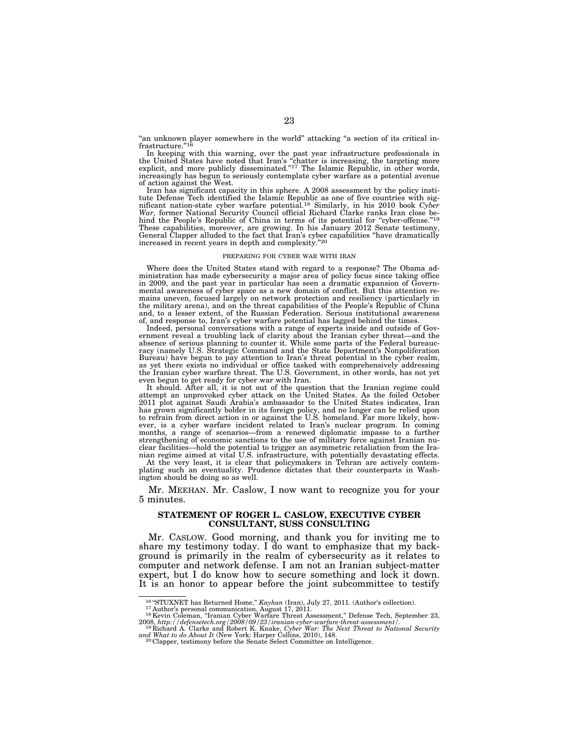"an unknown player somewhere in the world" attacking "a section of its critical infrastructure."[16]

In keeping with this warning, over the past year infrastructure professionals in the United States have noted that Iran's "chatter is increasing, the targeting more explicit, and more publicly disseminated."[17] The Islamic Republic, in other words, increasingly has begun to seriously contemplate cyber warfare as a potential avenue of action against the West.

Iran has significant capacity in this sphere. A 2008 assessment by the policy institute Defense Tech identified the Islamic Republic as one of five countries with significant nation-state cyber warfare potential.[18] Similarly, in his 2010 book *Cyber War,* former National Security Council official Richard Clarke ranks Iran close behind the People's Republic of China in terms of its potential for "cyber-offense."[19] These capabilities, moreover, are growing. In his January 2012 Senate testimony, General Clapper alluded to the fact that Iran's cyber capabilities "have dramatically increased in recent years in depth and complexity."[20]

PREPARING FOR CYBER WAR WITH IRAN

Where does the United States stand with regard to a response? The Obama administration has made cybersecurity a major area of policy focus since taking office in 2009, and the past year in particular has seen a dramatic expansion of Governmental awareness of cyber space as a new domain of conflict. But this attention remains uneven, focused largely on network protection and resiliency (particularly in the military arena), and on the threat capabilities of the People's Republic of China and, to a lesser extent, of the Russian Federation. Serious institutional awareness of, and response to, Iran's cyber warfare potential has lagged behind the times.

Indeed, personal conversations with a range of experts inside and outside of Government reveal a troubling lack of clarity about the Iranian cyber threat—and the absence of serious planning to counter it. While some parts of the Federal bureaucracy (namely U.S. Strategic Command and the State Department's Nonpoliferation Bureau) have begun to pay attention to Iran's threat potential in the cyber realm, as yet there exists no individual or office tasked with comprehensively addressing the Iranian cyber warfare threat. The U.S. Government, in other words, has not yet even begun to get ready for cyber war with Iran.

It should. After all, it is not out of the question that the Iranian regime could attempt an unprovoked cyber attack on the United States. As the foiled October 2011 plot against Saudi Arabia's ambassador to the United States indicates, Iran has grown significantly bolder in its foreign policy, and no longer can be relied upon to refrain from direct action in or against the U.S. homeland. Far more likely, however, is a cyber warfare incident related to Iran's nuclear program. In coming months, a range of scenarios—from a renewed diplomatic impasse to a further strengthening of economic sanctions to the use of military force against Iranian nuclear facilities—hold the potential to trigger an asymmetric retaliation from the Iranian regime aimed at vital U.S. infrastructure, with potentially devastating effects.

At the very least, it is clear that policymakers in Tehran are actively contemplating such an eventuality. Prudence dictates that their counterparts in Washington should be doing so as well.

Mr. MEEHAN. Mr. Caslow, I now want to recognize you for your 5 minutes.

**STATEMENT OF ROGER L. CASLOW, EXECUTIVE CYBER CONSULTANT, SUSS CONSULTING**

Mr. CASLOW. Good morning, and thank you for inviting me to share my testimony today. I do want to emphasize that my background is primarily in the realm of cybersecurity as it relates to computer and network defense. I am not an Iranian subject-matter expert, but I do know how to secure something and lock it down. It is an honor to appear before the joint subcommittee to testify

---

[16] "STUXNET has Returned Home," *Kayhan* (Iran), July 27, 2011. (Author's collection).
[17] Author's personal communication, August 17, 2011.
[18] Kevin Coleman, "Iranian Cyber Warfare Threat Assessment," Defense Tech, September 23, 2008, *http://defensetech.org/2008/09/23/iranian-cyber-warfare-threat-assessment/*.
[19] Richard A. Clarke and Robert K. Knake, *Cyber War: The Next Threat to National Security and What to do About It* (New York: Harper Collins, 2010), 148.
[20] Clapper, testimony before the Senate Select Committee on Intelligence.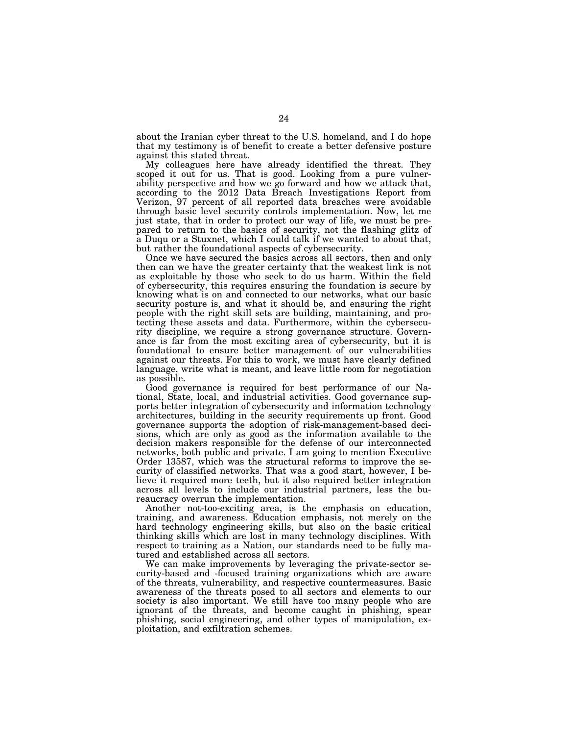about the Iranian cyber threat to the U.S. homeland, and I do hope that my testimony is of benefit to create a better defensive posture against this stated threat.

My colleagues here have already identified the threat. They scoped it out for us. That is good. Looking from a pure vulnerability perspective and how we go forward and how we attack that, according to the 2012 Data Breach Investigations Report from Verizon, 97 percent of all reported data breaches were avoidable through basic level security controls implementation. Now, let me just state, that in order to protect our way of life, we must be prepared to return to the basics of security, not the flashing glitz of a Duqu or a Stuxnet, which I could talk if we wanted to about that, but rather the foundational aspects of cybersecurity.

Once we have secured the basics across all sectors, then and only then can we have the greater certainty that the weakest link is not as exploitable by those who seek to do us harm. Within the field of cybersecurity, this requires ensuring the foundation is secure by knowing what is on and connected to our networks, what our basic security posture is, and what it should be, and ensuring the right people with the right skill sets are building, maintaining, and protecting these assets and data. Furthermore, within the cybersecurity discipline, we require a strong governance structure. Governance is far from the most exciting area of cybersecurity, but it is foundational to ensure better management of our vulnerabilities against our threats. For this to work, we must have clearly defined language, write what is meant, and leave little room for negotiation as possible.

Good governance is required for best performance of our National, State, local, and industrial activities. Good governance supports better integration of cybersecurity and information technology architectures, building in the security requirements up front. Good governance supports the adoption of risk-management-based decisions, which are only as good as the information available to the decision makers responsible for the defense of our interconnected networks, both public and private. I am going to mention Executive Order 13587, which was the structural reforms to improve the security of classified networks. That was a good start, however, I believe it required more teeth, but it also required better integration across all levels to include our industrial partners, less the bureaucracy overrun the implementation.

Another not-too-exciting area, is the emphasis on education, training, and awareness. Education emphasis, not merely on the hard technology engineering skills, but also on the basic critical thinking skills which are lost in many technology disciplines. With respect to training as a Nation, our standards need to be fully matured and established across all sectors.

We can make improvements by leveraging the private-sector security-based and -focused training organizations which are aware of the threats, vulnerability, and respective countermeasures. Basic awareness of the threats posed to all sectors and elements to our society is also important. We still have too many people who are ignorant of the threats, and become caught in phishing, spear phishing, social engineering, and other types of manipulation, exploitation, and exfiltration schemes.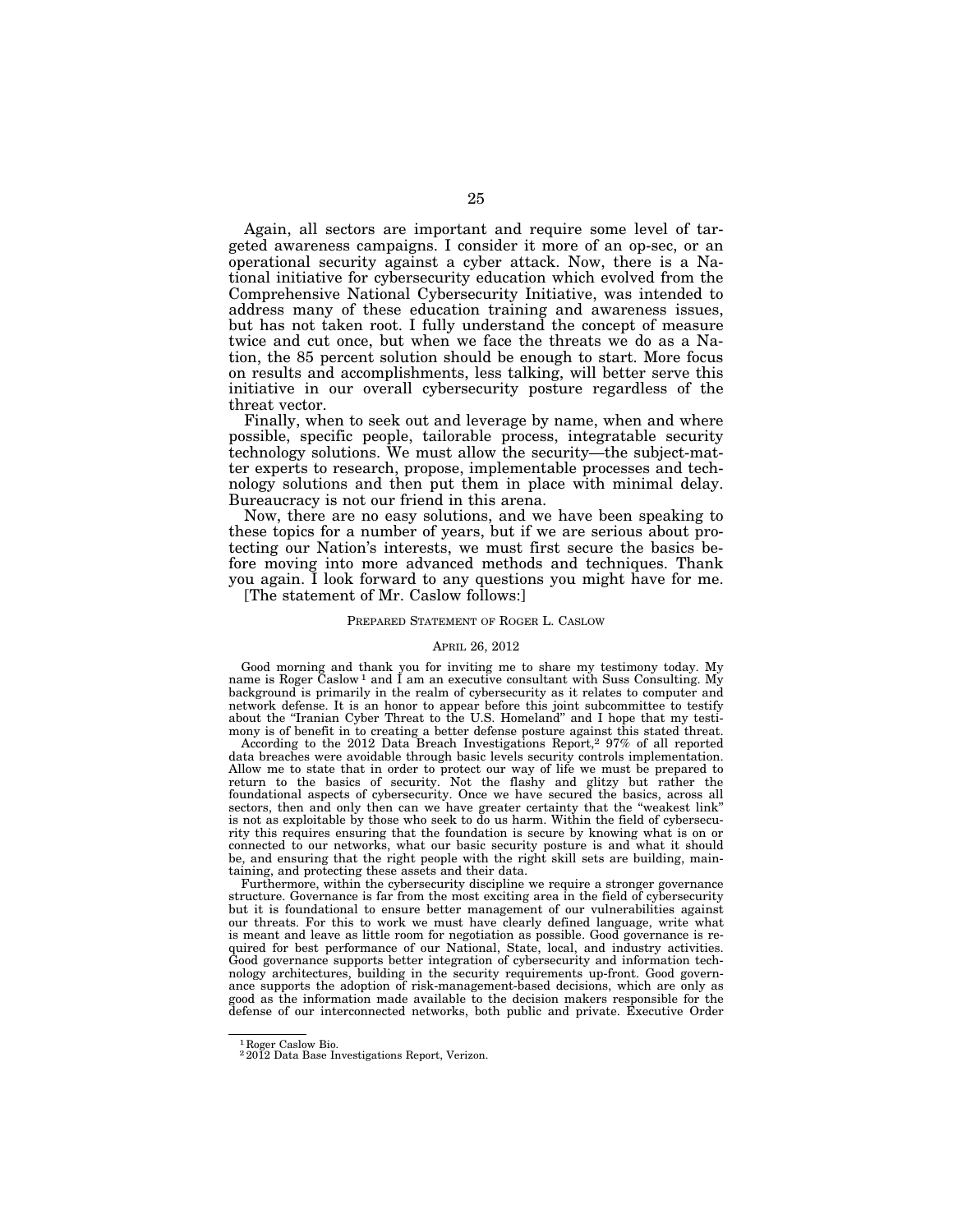Again, all sectors are important and require some level of targeted awareness campaigns. I consider it more of an op-sec, or an operational security against a cyber attack. Now, there is a National initiative for cybersecurity education which evolved from the Comprehensive National Cybersecurity Initiative, was intended to address many of these education training and awareness issues, but has not taken root. I fully understand the concept of measure twice and cut once, but when we face the threats we do as a Nation, the 85 percent solution should be enough to start. More focus on results and accomplishments, less talking, will better serve this initiative in our overall cybersecurity posture regardless of the threat vector.

Finally, when to seek out and leverage by name, when and where possible, specific people, tailorable process, integratable security technology solutions. We must allow the security—the subject-matter experts to research, propose, implementable processes and technology solutions and then put them in place with minimal delay. Bureaucracy is not our friend in this arena.

Now, there are no easy solutions, and we have been speaking to these topics for a number of years, but if we are serious about protecting our Nation's interests, we must first secure the basics before moving into more advanced methods and techniques. Thank you again. I look forward to any questions you might have for me.

[The statement of Mr. Caslow follows:]

PREPARED STATEMENT OF ROGER L. CASLOW

APRIL 26, 2012

Good morning and thank you for inviting me to share my testimony today. My name is Roger Caslow[1] and I am an executive consultant with Suss Consulting. My background is primarily in the realm of cybersecurity as it relates to computer and network defense. It is an honor to appear before this joint subcommittee to testify about the "Iranian Cyber Threat to the U.S. Homeland" and I hope that my testimony is of benefit in to creating a better defense posture against this stated threat.

According to the 2012 Data Breach Investigations Report,[2] 97% of all reported data breaches were avoidable through basic levels security controls implementation. Allow me to state that in order to protect our way of life we must be prepared to return to the basics of security. Not the flashy and glitzy but rather the foundational aspects of cybersecurity. Once we have secured the basics, across all sectors, then and only then can we have greater certainty that the "weakest link" is not as exploitable by those who seek to do us harm. Within the field of cybersecurity this requires ensuring that the foundation is secure by knowing what is on or connected to our networks, what our basic security posture is and what it should be, and ensuring that the right people with the right skill sets are building, maintaining, and protecting these assets and their data.

Furthermore, within the cybersecurity discipline we require a stronger governance structure. Governance is far from the most exciting area in the field of cybersecurity but it is foundational to ensure better management of our vulnerabilities against our threats. For this to work we must have clearly defined language, write what is meant and leave as little room for negotiation as possible. Good governance is required for best performance of our National, State, local, and industry activities. Good governance supports better integration of cybersecurity and information technology architectures, building in the security requirements up-front. Good governance supports the adoption of risk-management-based decisions, which are only as good as the information made available to the decision makers responsible for the defense of our interconnected networks, both public and private. Executive Order

---

[1] Roger Caslow Bio.

[2] 2012 Data Base Investigations Report, Verizon.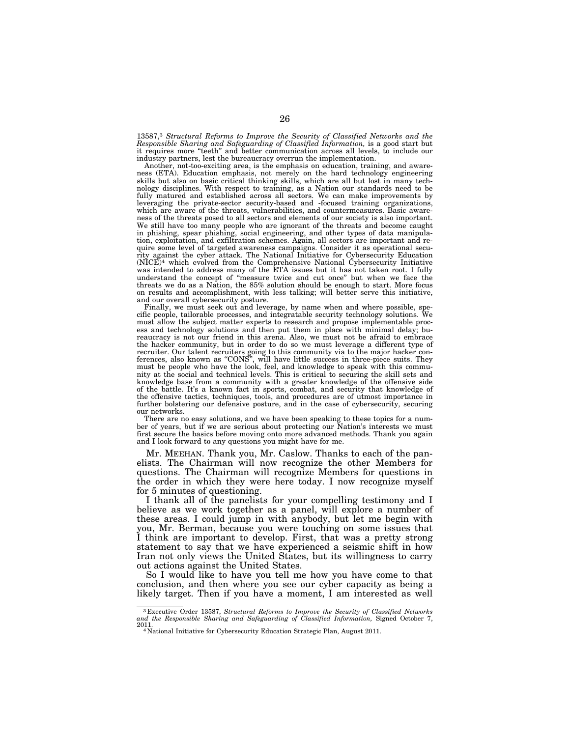13587,[3] *Structural Reforms to Improve the Security of Classified Networks and the Responsible Sharing and Safeguarding of Classified Information,* is a good start but it requires more "teeth" and better communication across all levels, to include our industry partners, lest the bureaucracy overrun the implementation.

Another, not-too-exciting area, is the emphasis on education, training, and awareness (ETA). Education emphasis, not merely on the hard technology engineering skills but also on basic critical thinking skills, which are all but lost in many technology disciplines. With respect to training, as a Nation our standards need to be fully matured and established across all sectors. We can make improvements by leveraging the private-sector security-based and -focused training organizations, which are aware of the threats, vulnerabilities, and countermeasures. Basic awareness of the threats posed to all sectors and elements of our society is also important. We still have too many people who are ignorant of the threats and become caught in phishing, spear phishing, social engineering, and other types of data manipulation, exploitation, and exfiltration schemes. Again, all sectors are important and require some level of targeted awareness campaigns. Consider it as operational security against the cyber attack. The National Initiative for Cybersecurity Education (NICE)[4] which evolved from the Comprehensive National Cybersecurity Initiative was intended to address many of the ETA issues but it has not taken root. I fully understand the concept of "measure twice and cut once" but when we face the threats we do as a Nation, the 85% solution should be enough to start. More focus on results and accomplishment, with less talking; will better serve this initiative, and our overall cybersecurity posture.

Finally, we must seek out and leverage, by name when and where possible, specific people, tailorable processes, and integratable security technology solutions. We must allow the subject matter experts to research and propose implementable process and technology solutions and then put them in place with minimal delay; bureaucracy is not our friend in this arena. Also, we must not be afraid to embrace the hacker community, but in order to do so we must leverage a different type of recruiter. Our talent recruiters going to this community via to the major hacker conferences, also known as "CONS", will have little success in three-piece suits. They must be people who have the look, feel, and knowledge to speak with this community at the social and technical levels. This is critical to securing the skill sets and knowledge base from a community with a greater knowledge of the offensive side of the battle. It's a known fact in sports, combat, and security that knowledge of the offensive tactics, techniques, tools, and procedures are of utmost importance in further bolstering our defensive posture, and in the case of cybersecurity, securing our networks.

There are no easy solutions, and we have been speaking to these topics for a number of years, but if we are serious about protecting our Nation's interests we must first secure the basics before moving onto more advanced methods. Thank you again and I look forward to any questions you might have for me.

Mr. MEEHAN. Thank you, Mr. Caslow. Thanks to each of the panelists. The Chairman will now recognize the other Members for questions. The Chairman will recognize Members for questions in the order in which they were here today. I now recognize myself for 5 minutes of questioning.

I thank all of the panelists for your compelling testimony and I believe as we work together as a panel, will explore a number of these areas. I could jump in with anybody, but let me begin with you, Mr. Berman, because you were touching on some issues that I think are important to develop. First, that was a pretty strong statement to say that we have experienced a seismic shift in how Iran not only views the United States, but its willingness to carry out actions against the United States.

So I would like to have you tell me how you have come to that conclusion, and then where you see our cyber capacity as being a likely target. Then if you have a moment, I am interested as well

---

[3] Executive Order 13587, *Structural Reforms to Improve the Security of Classified Networks and the Responsible Sharing and Safeguarding of Classified Information,* Signed October 7, 2011.

[4] National Initiative for Cybersecurity Education Strategic Plan, August 2011.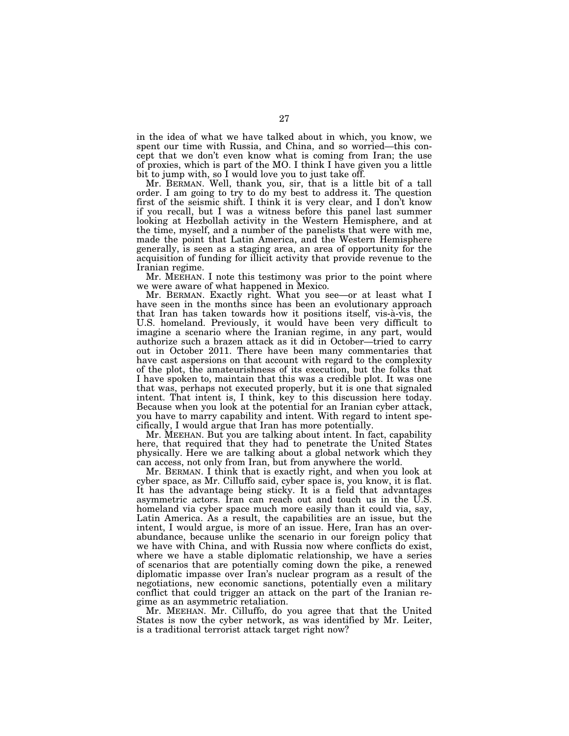in the idea of what we have talked about in which, you know, we spent our time with Russia, and China, and so worried—this concept that we don't even know what is coming from Iran; the use of proxies, which is part of the MO. I think I have given you a little bit to jump with, so I would love you to just take off.

Mr. BERMAN. Well, thank you, sir, that is a little bit of a tall order. I am going to try to do my best to address it. The question first of the seismic shift. I think it is very clear, and I don't know if you recall, but I was a witness before this panel last summer looking at Hezbollah activity in the Western Hemisphere, and at the time, myself, and a number of the panelists that were with me, made the point that Latin America, and the Western Hemisphere generally, is seen as a staging area, an area of opportunity for the acquisition of funding for illicit activity that provide revenue to the Iranian regime.

Mr. MEEHAN. I note this testimony was prior to the point where we were aware of what happened in Mexico.

Mr. BERMAN. Exactly right. What you see—or at least what I have seen in the months since has been an evolutionary approach that Iran has taken towards how it positions itself, vis-à-vis, the U.S. homeland. Previously, it would have been very difficult to imagine a scenario where the Iranian regime, in any part, would authorize such a brazen attack as it did in October—tried to carry out in October 2011. There have been many commentaries that have cast aspersions on that account with regard to the complexity of the plot, the amateurishness of its execution, but the folks that I have spoken to, maintain that this was a credible plot. It was one that was, perhaps not executed properly, but it is one that signaled intent. That intent is, I think, key to this discussion here today. Because when you look at the potential for an Iranian cyber attack, you have to marry capability and intent. With regard to intent specifically, I would argue that Iran has more potentially.

Mr. MEEHAN. But you are talking about intent. In fact, capability here, that required that they had to penetrate the United States physically. Here we are talking about a global network which they can access, not only from Iran, but from anywhere the world.

Mr. BERMAN. I think that is exactly right, and when you look at cyber space, as Mr. Cilluffo said, cyber space is, you know, it is flat. It has the advantage being sticky. It is a field that advantages asymmetric actors. Iran can reach out and touch us in the U.S. homeland via cyber space much more easily than it could via, say, Latin America. As a result, the capabilities are an issue, but the intent, I would argue, is more of an issue. Here, Iran has an overabundance, because unlike the scenario in our foreign policy that we have with China, and with Russia now where conflicts do exist, where we have a stable diplomatic relationship, we have a series of scenarios that are potentially coming down the pike, a renewed diplomatic impasse over Iran's nuclear program as a result of the negotiations, new economic sanctions, potentially even a military conflict that could trigger an attack on the part of the Iranian regime as an asymmetric retaliation.

Mr. MEEHAN. Mr. Cilluffo, do you agree that that the United States is now the cyber network, as was identified by Mr. Leiter, is a traditional terrorist attack target right now?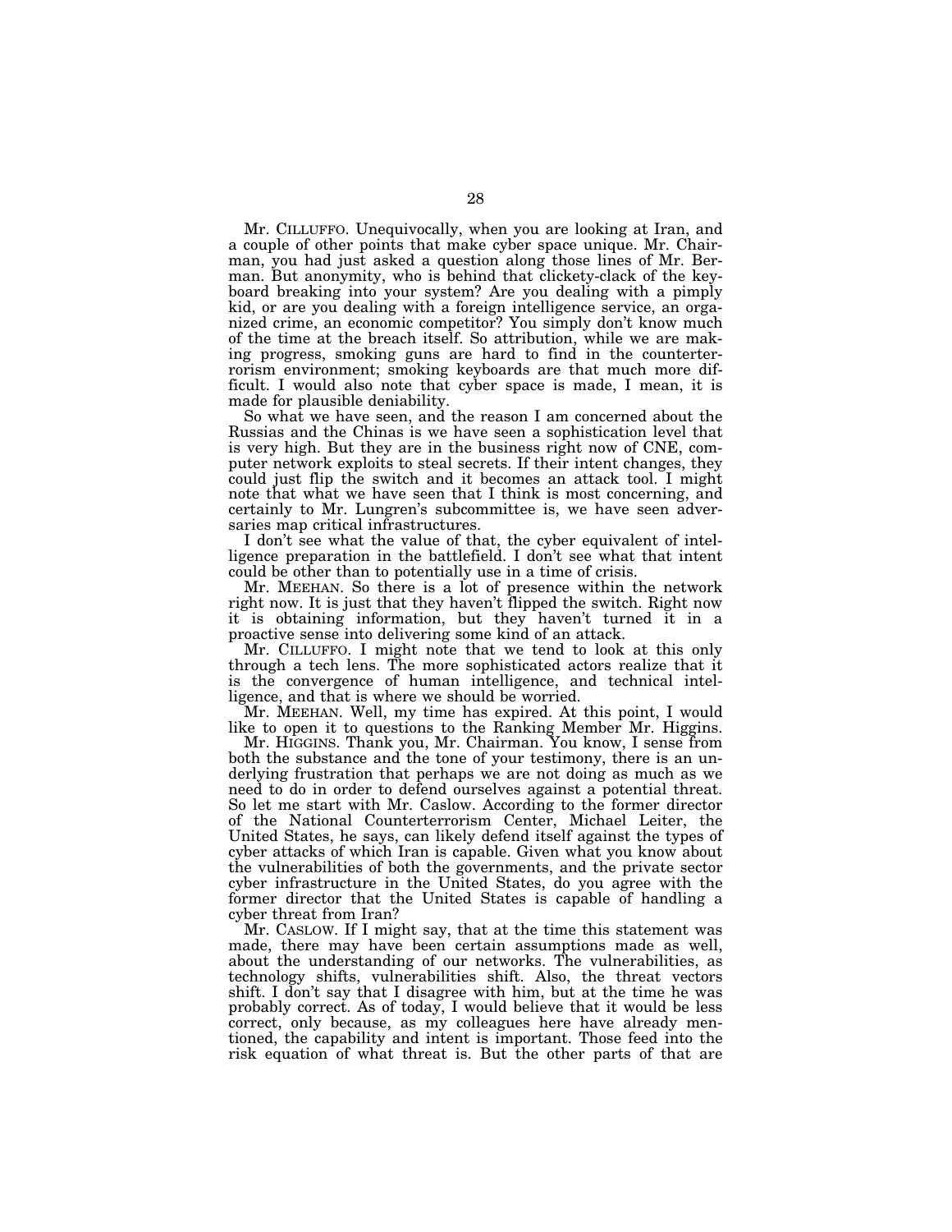Mr. CILLUFFO. Unequivocally, when you are looking at Iran, and a couple of other points that make cyber space unique. Mr. Chairman, you had just asked a question along those lines of Mr. Berman. But anonymity, who is behind that clickety-clack of the keyboard breaking into your system? Are you dealing with a pimply kid, or are you dealing with a foreign intelligence service, an organized crime, an economic competitor? You simply don't know much of the time at the breach itself. So attribution, while we are making progress, smoking guns are hard to find in the counterterrorism environment; smoking keyboards are that much more difficult. I would also note that cyber space is made, I mean, it is made for plausible deniability.

So what we have seen, and the reason I am concerned about the Russias and the Chinas is we have seen a sophistication level that is very high. But they are in the business right now of CNE, computer network exploits to steal secrets. If their intent changes, they could just flip the switch and it becomes an attack tool. I might note that what we have seen that I think is most concerning, and certainly to Mr. Lungren's subcommittee is, we have seen adversaries map critical infrastructures.

I don't see what the value of that, the cyber equivalent of intelligence preparation in the battlefield. I don't see what that intent could be other than to potentially use in a time of crisis.

Mr. MEEHAN. So there is a lot of presence within the network right now. It is just that they haven't flipped the switch. Right now it is obtaining information, but they haven't turned it in a proactive sense into delivering some kind of an attack.

Mr. CILLUFFO. I might note that we tend to look at this only through a tech lens. The more sophisticated actors realize that it is the convergence of human intelligence, and technical intelligence, and that is where we should be worried.

Mr. MEEHAN. Well, my time has expired. At this point, I would like to open it to questions to the Ranking Member Mr. Higgins.

Mr. HIGGINS. Thank you, Mr. Chairman. You know, I sense from both the substance and the tone of your testimony, there is an underlying frustration that perhaps we are not doing as much as we need to do in order to defend ourselves against a potential threat. So let me start with Mr. Caslow. According to the former director of the National Counterterrorism Center, Michael Leiter, the United States, he says, can likely defend itself against the types of cyber attacks of which Iran is capable. Given what you know about the vulnerabilities of both the governments, and the private sector cyber infrastructure in the United States, do you agree with the former director that the United States is capable of handling a cyber threat from Iran?

Mr. CASLOW. If I might say, that at the time this statement was made, there may have been certain assumptions made as well, about the understanding of our networks. The vulnerabilities, as technology shifts, vulnerabilities shift. Also, the threat vectors shift. I don't say that I disagree with him, but at the time he was probably correct. As of today, I would believe that it would be less correct, only because, as my colleagues here have already mentioned, the capability and intent is important. Those feed into the risk equation of what threat is. But the other parts of that are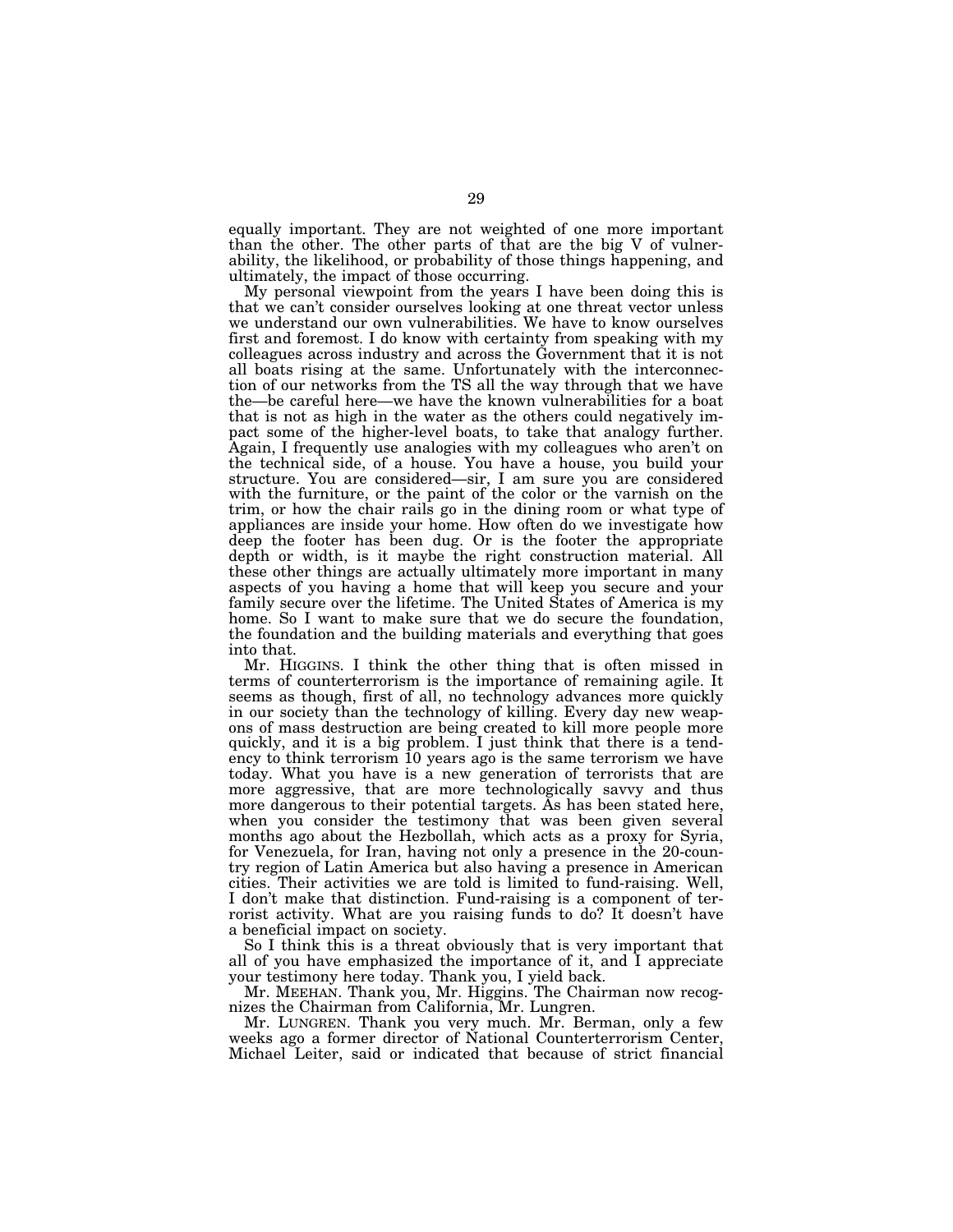equally important. They are not weighted of one more important than the other. The other parts of that are the big V of vulnerability, the likelihood, or probability of those things happening, and ultimately, the impact of those occurring.

My personal viewpoint from the years I have been doing this is that we can't consider ourselves looking at one threat vector unless we understand our own vulnerabilities. We have to know ourselves first and foremost. I do know with certainty from speaking with my colleagues across industry and across the Government that it is not all boats rising at the same. Unfortunately with the interconnection of our networks from the TS all the way through that we have the—be careful here—we have the known vulnerabilities for a boat that is not as high in the water as the others could negatively impact some of the higher-level boats, to take that analogy further. Again, I frequently use analogies with my colleagues who aren't on the technical side, of a house. You have a house, you build your structure. You are considered—sir, I am sure you are considered with the furniture, or the paint of the color or the varnish on the trim, or how the chair rails go in the dining room or what type of appliances are inside your home. How often do we investigate how deep the footer has been dug. Or is the footer the appropriate depth or width, is it maybe the right construction material. All these other things are actually ultimately more important in many aspects of you having a home that will keep you secure and your family secure over the lifetime. The United States of America is my home. So I want to make sure that we do secure the foundation, the foundation and the building materials and everything that goes into that.

Mr. HIGGINS. I think the other thing that is often missed in terms of counterterrorism is the importance of remaining agile. It seems as though, first of all, no technology advances more quickly in our society than the technology of killing. Every day new weapons of mass destruction are being created to kill more people more quickly, and it is a big problem. I just think that there is a tendency to think terrorism 10 years ago is the same terrorism we have today. What you have is a new generation of terrorists that are more aggressive, that are more technologically savvy and thus more dangerous to their potential targets. As has been stated here, when you consider the testimony that was been given several months ago about the Hezbollah, which acts as a proxy for Syria, for Venezuela, for Iran, having not only a presence in the 20-country region of Latin America but also having a presence in American cities. Their activities we are told is limited to fund-raising. Well, I don't make that distinction. Fund-raising is a component of terrorist activity. What are you raising funds to do? It doesn't have a beneficial impact on society.

So I think this is a threat obviously that is very important that all of you have emphasized the importance of it, and I appreciate your testimony here today. Thank you, I yield back.

Mr. MEEHAN. Thank you, Mr. Higgins. The Chairman now recognizes the Chairman from California, Mr. Lungren.

Mr. LUNGREN. Thank you very much. Mr. Berman, only a few weeks ago a former director of National Counterterrorism Center, Michael Leiter, said or indicated that because of strict financial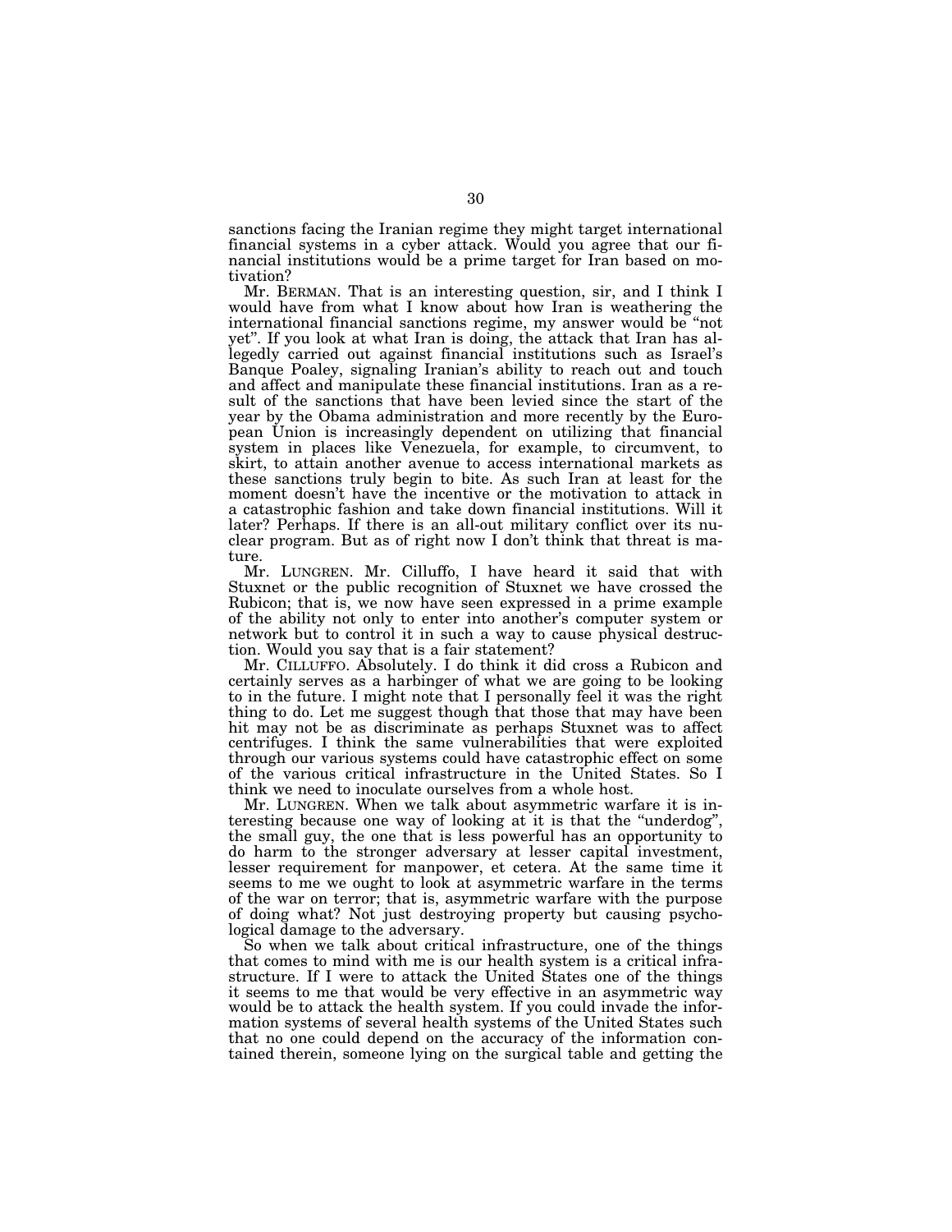sanctions facing the Iranian regime they might target international financial systems in a cyber attack. Would you agree that our financial institutions would be a prime target for Iran based on motivation?

Mr. BERMAN. That is an interesting question, sir, and I think I would have from what I know about how Iran is weathering the international financial sanctions regime, my answer would be "not yet". If you look at what Iran is doing, the attack that Iran has allegedly carried out against financial institutions such as Israel's Banque Poaley, signaling Iranian's ability to reach out and touch and affect and manipulate these financial institutions. Iran as a result of the sanctions that have been levied since the start of the year by the Obama administration and more recently by the European Union is increasingly dependent on utilizing that financial system in places like Venezuela, for example, to circumvent, to skirt, to attain another avenue to access international markets as these sanctions truly begin to bite. As such Iran at least for the moment doesn't have the incentive or the motivation to attack in a catastrophic fashion and take down financial institutions. Will it later? Perhaps. If there is an all-out military conflict over its nuclear program. But as of right now I don't think that threat is mature.

Mr. LUNGREN. Mr. Cilluffo, I have heard it said that with Stuxnet or the public recognition of Stuxnet we have crossed the Rubicon; that is, we now have seen expressed in a prime example of the ability not only to enter into another's computer system or network but to control it in such a way to cause physical destruction. Would you say that is a fair statement?

Mr. CILLUFFO. Absolutely. I do think it did cross a Rubicon and certainly serves as a harbinger of what we are going to be looking to in the future. I might note that I personally feel it was the right thing to do. Let me suggest though that those that may have been hit may not be as discriminate as perhaps Stuxnet was to affect centrifuges. I think the same vulnerabilities that were exploited through our various systems could have catastrophic effect on some of the various critical infrastructure in the United States. So I think we need to inoculate ourselves from a whole host.

Mr. LUNGREN. When we talk about asymmetric warfare it is interesting because one way of looking at it is that the "underdog", the small guy, the one that is less powerful has an opportunity to do harm to the stronger adversary at lesser capital investment, lesser requirement for manpower, et cetera. At the same time it seems to me we ought to look at asymmetric warfare in the terms of the war on terror; that is, asymmetric warfare with the purpose of doing what? Not just destroying property but causing psychological damage to the adversary.

So when we talk about critical infrastructure, one of the things that comes to mind with me is our health system is a critical infrastructure. If I were to attack the United States one of the things it seems to me that would be very effective in an asymmetric way would be to attack the health system. If you could invade the information systems of several health systems of the United States such that no one could depend on the accuracy of the information contained therein, someone lying on the surgical table and getting the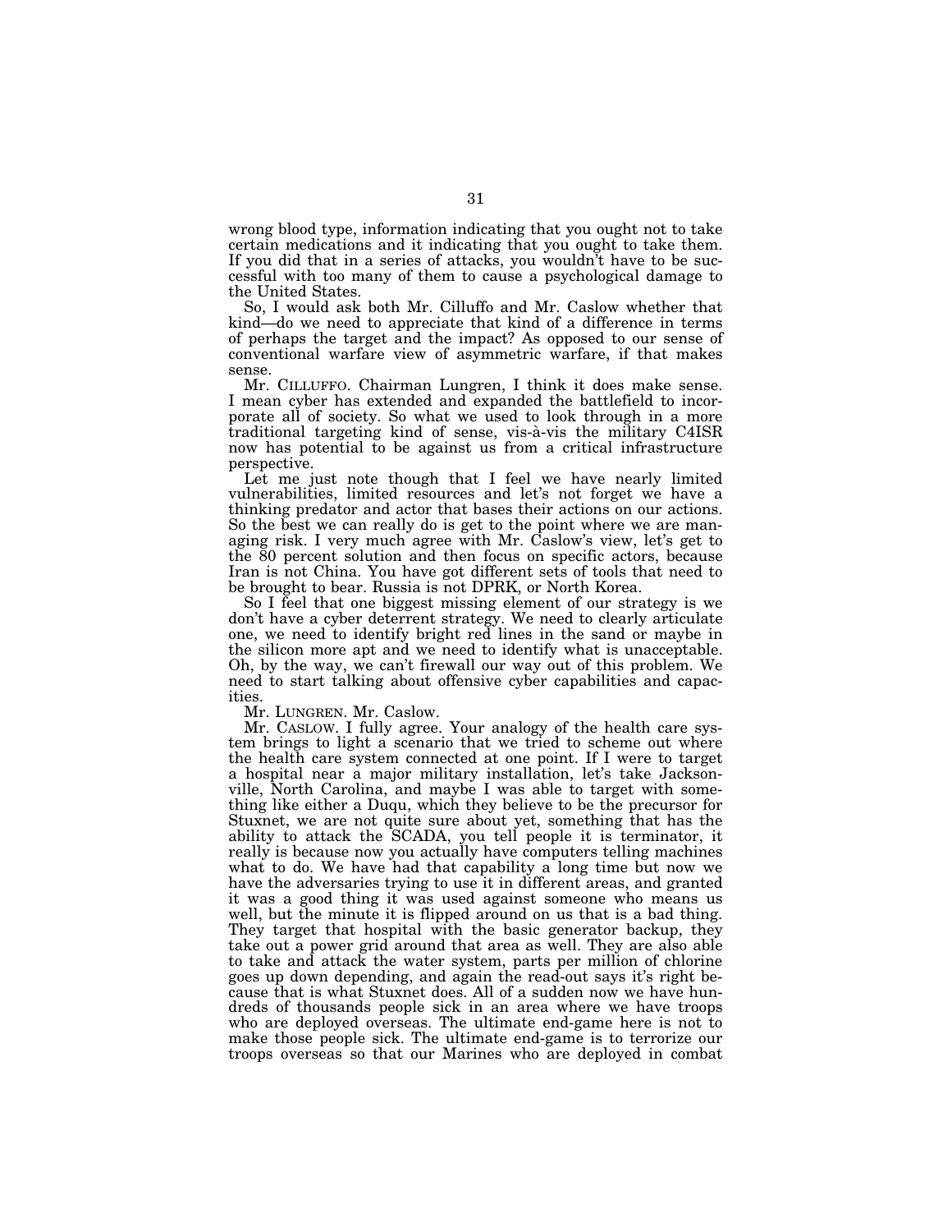wrong blood type, information indicating that you ought not to take certain medications and it indicating that you ought to take them. If you did that in a series of attacks, you wouldn't have to be successful with too many of them to cause a psychological damage to the United States.

So, I would ask both Mr. Cilluffo and Mr. Caslow whether that kind—do we need to appreciate that kind of a difference in terms of perhaps the target and the impact? As opposed to our sense of conventional warfare view of asymmetric warfare, if that makes sense.

Mr. CILLUFFO. Chairman Lungren, I think it does make sense. I mean cyber has extended and expanded the battlefield to incorporate all of society. So what we used to look through in a more traditional targeting kind of sense, vis-à-vis the military C4ISR now has potential to be against us from a critical infrastructure perspective.

Let me just note though that I feel we have nearly limited vulnerabilities, limited resources and let's not forget we have a thinking predator and actor that bases their actions on our actions. So the best we can really do is get to the point where we are managing risk. I very much agree with Mr. Caslow's view, let's get to the 80 percent solution and then focus on specific actors, because Iran is not China. You have got different sets of tools that need to be brought to bear. Russia is not DPRK, or North Korea.

So I feel that one biggest missing element of our strategy is we don't have a cyber deterrent strategy. We need to clearly articulate one, we need to identify bright red lines in the sand or maybe in the silicon more apt and we need to identify what is unacceptable. Oh, by the way, we can't firewall our way out of this problem. We need to start talking about offensive cyber capabilities and capacities.

Mr. LUNGREN. Mr. Caslow.

Mr. CASLOW. I fully agree. Your analogy of the health care system brings to light a scenario that we tried to scheme out where the health care system connected at one point. If I were to target a hospital near a major military installation, let's take Jacksonville, North Carolina, and maybe I was able to target with something like either a Duqu, which they believe to be the precursor for Stuxnet, we are not quite sure about yet, something that has the ability to attack the SCADA, you tell people it is terminator, it really is because now you actually have computers telling machines what to do. We have had that capability a long time but now we have the adversaries trying to use it in different areas, and granted it was a good thing it was used against someone who means us well, but the minute it is flipped around on us that is a bad thing. They target that hospital with the basic generator backup, they take out a power grid around that area as well. They are also able to take and attack the water system, parts per million of chlorine goes up down depending, and again the read-out says it's right because that is what Stuxnet does. All of a sudden now we have hundreds of thousands people sick in an area where we have troops who are deployed overseas. The ultimate end-game here is not to make those people sick. The ultimate end-game is to terrorize our troops overseas so that our Marines who are deployed in combat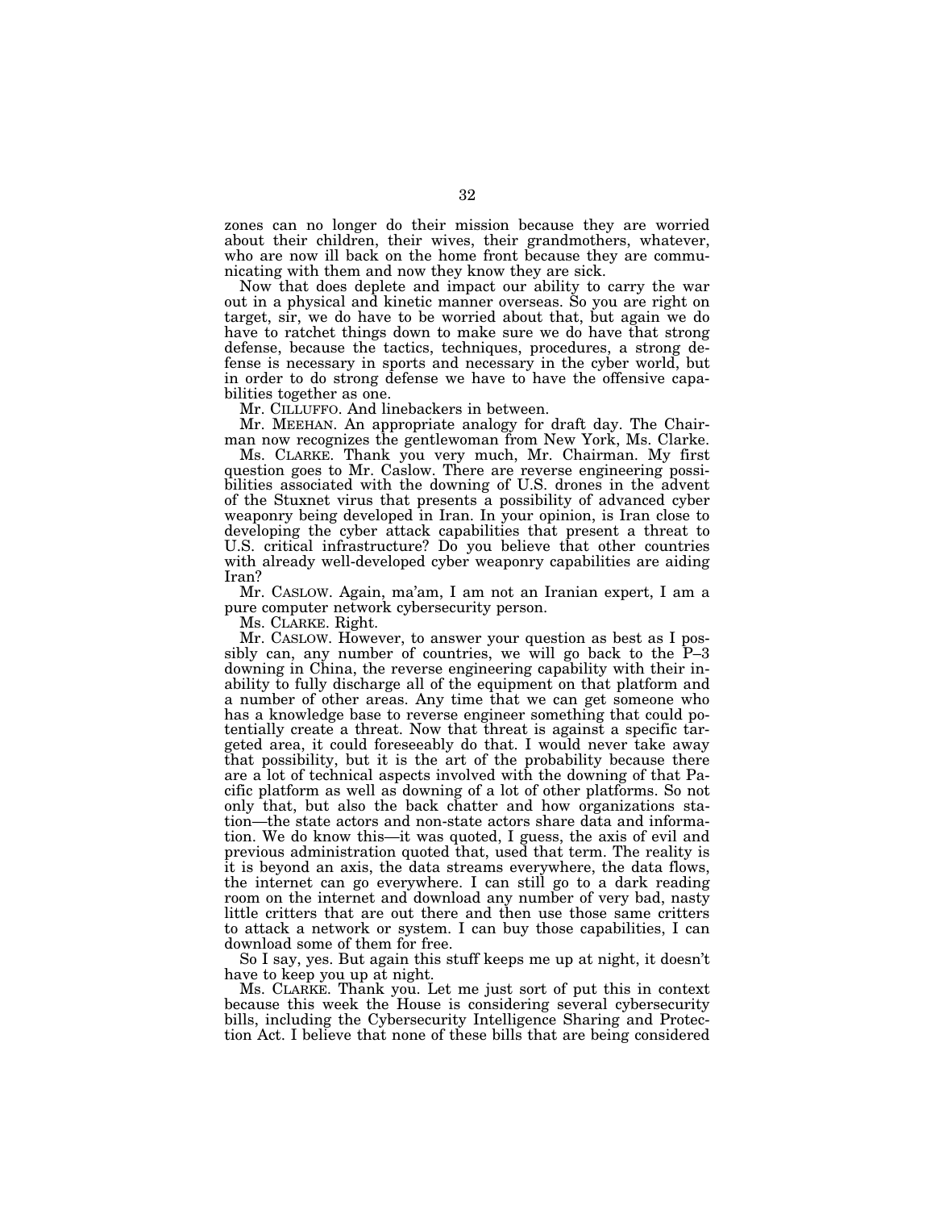zones can no longer do their mission because they are worried about their children, their wives, their grandmothers, whatever, who are now ill back on the home front because they are communicating with them and now they know they are sick.

Now that does deplete and impact our ability to carry the war out in a physical and kinetic manner overseas. So you are right on target, sir, we do have to be worried about that, but again we do have to ratchet things down to make sure we do have that strong defense, because the tactics, techniques, procedures, a strong defense is necessary in sports and necessary in the cyber world, but in order to do strong defense we have to have the offensive capabilities together as one.

Mr. CILLUFFO. And linebackers in between.

Mr. MEEHAN. An appropriate analogy for draft day. The Chairman now recognizes the gentlewoman from New York, Ms. Clarke.

Ms. CLARKE. Thank you very much, Mr. Chairman. My first question goes to Mr. Caslow. There are reverse engineering possibilities associated with the downing of U.S. drones in the advent of the Stuxnet virus that presents a possibility of advanced cyber weaponry being developed in Iran. In your opinion, is Iran close to developing the cyber attack capabilities that present a threat to U.S. critical infrastructure? Do you believe that other countries with already well-developed cyber weaponry capabilities are aiding Iran?

Mr. CASLOW. Again, ma'am, I am not an Iranian expert, I am a pure computer network cybersecurity person.

Ms. CLARKE. Right.

Mr. CASLOW. However, to answer your question as best as I possibly can, any number of countries, we will go back to the P–3 downing in China, the reverse engineering capability with their inability to fully discharge all of the equipment on that platform and a number of other areas. Any time that we can get someone who has a knowledge base to reverse engineer something that could potentially create a threat. Now that threat is against a specific targeted area, it could foreseeably do that. I would never take away that possibility, but it is the art of the probability because there are a lot of technical aspects involved with the downing of that Pacific platform as well as downing of a lot of other platforms. So not only that, but also the back chatter and how organizations station—the state actors and non-state actors share data and information. We do know this—it was quoted, I guess, the axis of evil and previous administration quoted that, used that term. The reality is it is beyond an axis, the data streams everywhere, the data flows, the internet can go everywhere. I can still go to a dark reading room on the internet and download any number of very bad, nasty little critters that are out there and then use those same critters to attack a network or system. I can buy those capabilities, I can download some of them for free.

So I say, yes. But again this stuff keeps me up at night, it doesn't have to keep you up at night.

Ms. CLARKE. Thank you. Let me just sort of put this in context because this week the House is considering several cybersecurity bills, including the Cybersecurity Intelligence Sharing and Protection Act. I believe that none of these bills that are being considered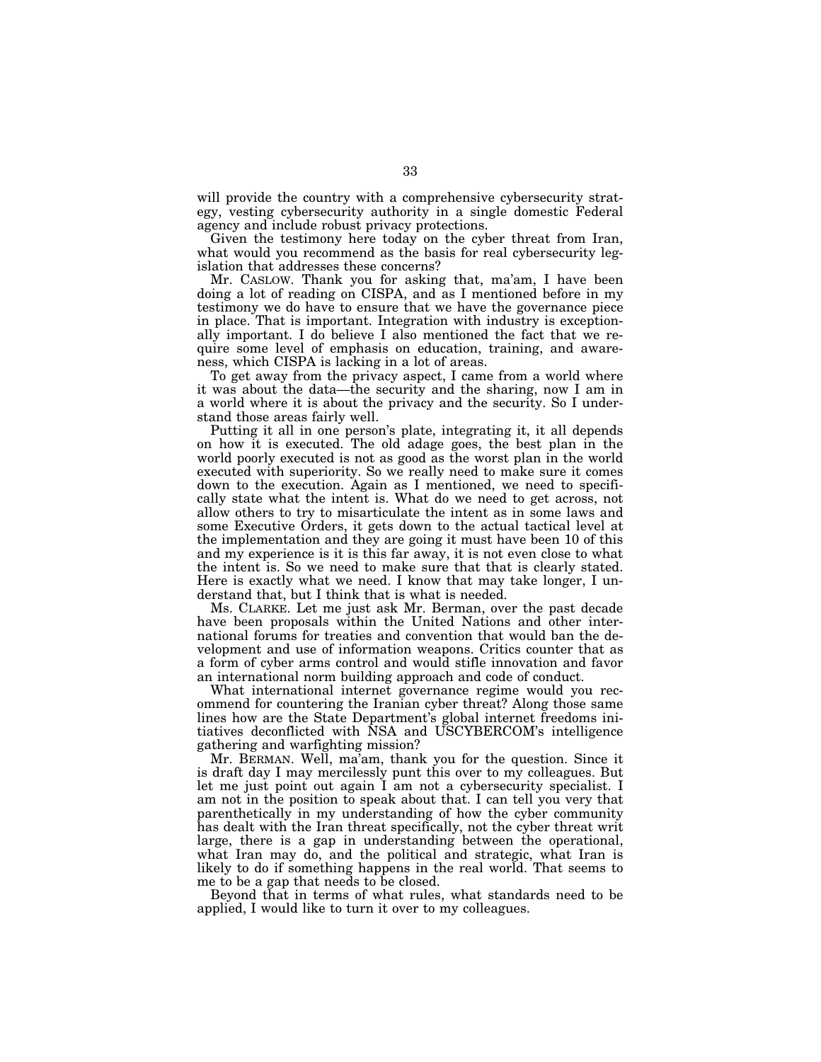will provide the country with a comprehensive cybersecurity strategy, vesting cybersecurity authority in a single domestic Federal agency and include robust privacy protections.

Given the testimony here today on the cyber threat from Iran, what would you recommend as the basis for real cybersecurity legislation that addresses these concerns?

Mr. CASLOW. Thank you for asking that, ma'am, I have been doing a lot of reading on CISPA, and as I mentioned before in my testimony we do have to ensure that we have the governance piece in place. That is important. Integration with industry is exceptionally important. I do believe I also mentioned the fact that we require some level of emphasis on education, training, and awareness, which CISPA is lacking in a lot of areas.

To get away from the privacy aspect, I came from a world where it was about the data—the security and the sharing, now I am in a world where it is about the privacy and the security. So I understand those areas fairly well.

Putting it all in one person's plate, integrating it, it all depends on how it is executed. The old adage goes, the best plan in the world poorly executed is not as good as the worst plan in the world executed with superiority. So we really need to make sure it comes down to the execution. Again as I mentioned, we need to specifically state what the intent is. What do we need to get across, not allow others to try to misarticulate the intent as in some laws and some Executive Orders, it gets down to the actual tactical level at the implementation and they are going it must have been 10 of this and my experience is it is this far away, it is not even close to what the intent is. So we need to make sure that that is clearly stated. Here is exactly what we need. I know that may take longer, I understand that, but I think that is what is needed.

Ms. CLARKE. Let me just ask Mr. Berman, over the past decade have been proposals within the United Nations and other international forums for treaties and convention that would ban the development and use of information weapons. Critics counter that as a form of cyber arms control and would stifle innovation and favor an international norm building approach and code of conduct.

What international internet governance regime would you recommend for countering the Iranian cyber threat? Along those same lines how are the State Department's global internet freedoms initiatives deconflicted with NSA and USCYBERCOM's intelligence gathering and warfighting mission?

Mr. BERMAN. Well, ma'am, thank you for the question. Since it is draft day I may mercilessly punt this over to my colleagues. But let me just point out again I am not a cybersecurity specialist. I am not in the position to speak about that. I can tell you very that parenthetically in my understanding of how the cyber community has dealt with the Iran threat specifically, not the cyber threat writ large, there is a gap in understanding between the operational, what Iran may do, and the political and strategic, what Iran is likely to do if something happens in the real world. That seems to me to be a gap that needs to be closed.

Beyond that in terms of what rules, what standards need to be applied, I would like to turn it over to my colleagues.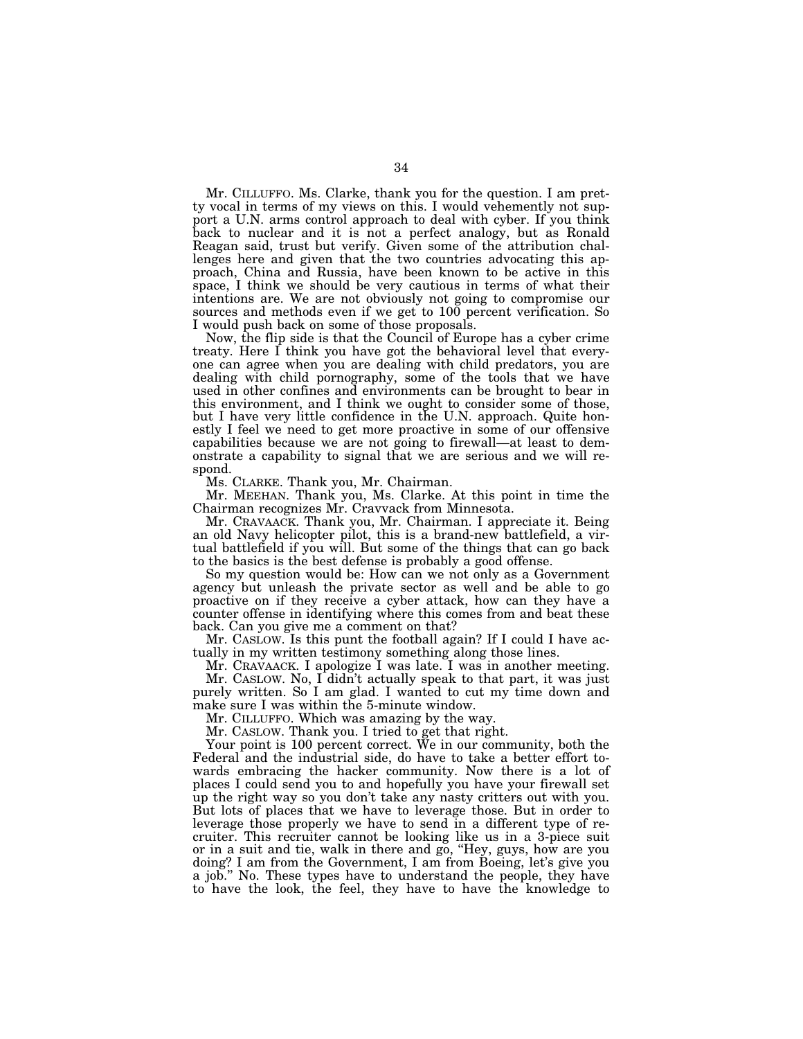Mr. CILLUFFO. Ms. Clarke, thank you for the question. I am pretty vocal in terms of my views on this. I would vehemently not support a U.N. arms control approach to deal with cyber. If you think back to nuclear and it is not a perfect analogy, but as Ronald Reagan said, trust but verify. Given some of the attribution challenges here and given that the two countries advocating this approach, China and Russia, have been known to be active in this space, I think we should be very cautious in terms of what their intentions are. We are not obviously not going to compromise our sources and methods even if we get to 100 percent verification. So I would push back on some of those proposals.

Now, the flip side is that the Council of Europe has a cyber crime treaty. Here I think you have got the behavioral level that everyone can agree when you are dealing with child predators, you are dealing with child pornography, some of the tools that we have used in other confines and environments can be brought to bear in this environment, and I think we ought to consider some of those, but I have very little confidence in the U.N. approach. Quite honestly I feel we need to get more proactive in some of our offensive capabilities because we are not going to firewall—at least to demonstrate a capability to signal that we are serious and we will respond.

Ms. CLARKE. Thank you, Mr. Chairman.

Mr. MEEHAN. Thank you, Ms. Clarke. At this point in time the Chairman recognizes Mr. Cravvack from Minnesota.

Mr. CRAVAACK. Thank you, Mr. Chairman. I appreciate it. Being an old Navy helicopter pilot, this is a brand-new battlefield, a virtual battlefield if you will. But some of the things that can go back to the basics is the best defense is probably a good offense.

So my question would be: How can we not only as a Government agency but unleash the private sector as well and be able to go proactive on if they receive a cyber attack, how can they have a counter offense in identifying where this comes from and beat these back. Can you give me a comment on that?

Mr. CASLOW. Is this punt the football again? If I could I have actually in my written testimony something along those lines.

Mr. CRAVAACK. I apologize I was late. I was in another meeting.

Mr. CASLOW. No, I didn't actually speak to that part, it was just purely written. So I am glad. I wanted to cut my time down and make sure I was within the 5-minute window.

Mr. CILLUFFO. Which was amazing by the way.

Mr. CASLOW. Thank you. I tried to get that right.

Your point is 100 percent correct. We in our community, both the Federal and the industrial side, do have to take a better effort towards embracing the hacker community. Now there is a lot of places I could send you to and hopefully you have your firewall set up the right way so you don't take any nasty critters out with you. But lots of places that we have to leverage those. But in order to leverage those properly we have to send in a different type of recruiter. This recruiter cannot be looking like us in a 3-piece suit or in a suit and tie, walk in there and go, "Hey, guys, how are you doing? I am from the Government, I am from Boeing, let's give you a job." No. These types have to understand the people, they have to have the look, the feel, they have to have the knowledge to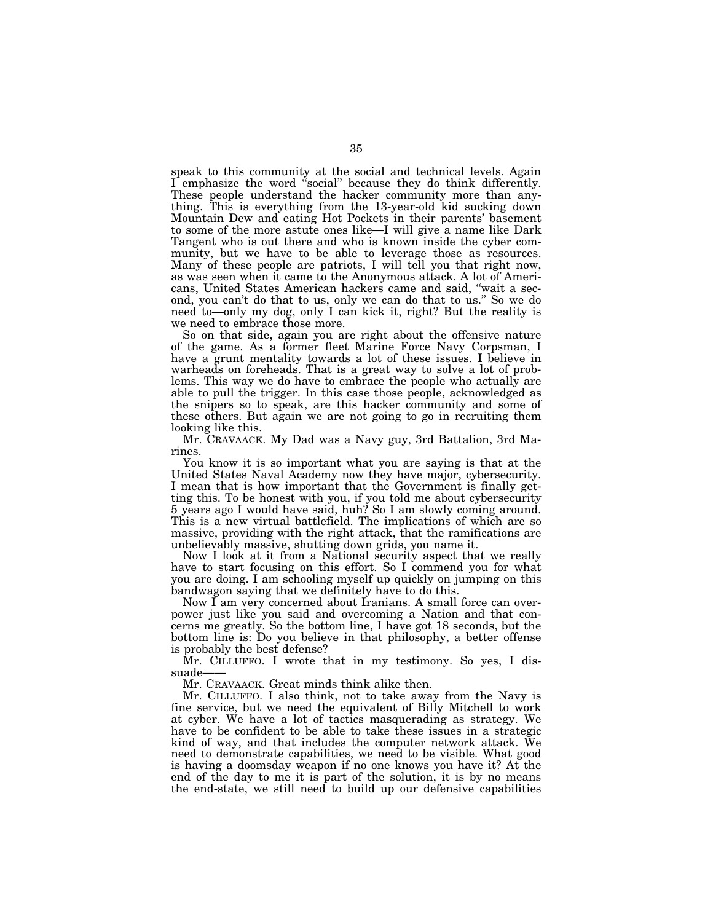speak to this community at the social and technical levels. Again I emphasize the word "social" because they do think differently. These people understand the hacker community more than anything. This is everything from the 13-year-old kid sucking down Mountain Dew and eating Hot Pockets in their parents' basement to some of the more astute ones like—I will give a name like Dark Tangent who is out there and who is known inside the cyber community, but we have to be able to leverage those as resources. Many of these people are patriots, I will tell you that right now, as was seen when it came to the Anonymous attack. A lot of Americans, United States American hackers came and said, "wait a second, you can't do that to us, only we can do that to us." So we do need to—only my dog, only I can kick it, right? But the reality is we need to embrace those more.

So on that side, again you are right about the offensive nature of the game. As a former fleet Marine Force Navy Corpsman, I have a grunt mentality towards a lot of these issues. I believe in warheads on foreheads. That is a great way to solve a lot of problems. This way we do have to embrace the people who actually are able to pull the trigger. In this case those people, acknowledged as the snipers so to speak, are this hacker community and some of these others. But again we are not going to go in recruiting them looking like this.

Mr. CRAVAACK. My Dad was a Navy guy, 3rd Battalion, 3rd Marines.

You know it is so important what you are saying is that at the United States Naval Academy now they have major, cybersecurity. I mean that is how important that the Government is finally getting this. To be honest with you, if you told me about cybersecurity 5 years ago I would have said, huh? So I am slowly coming around. This is a new virtual battlefield. The implications of which are so massive, providing with the right attack, that the ramifications are unbelievably massive, shutting down grids, you name it.

Now I look at it from a National security aspect that we really have to start focusing on this effort. So I commend you for what you are doing. I am schooling myself up quickly on jumping on this bandwagon saying that we definitely have to do this.

Now I am very concerned about Iranians. A small force can overpower just like you said and overcoming a Nation and that concerns me greatly. So the bottom line, I have got 18 seconds, but the bottom line is: Do you believe in that philosophy, a better offense is probably the best defense?

Mr. CILLUFFO. I wrote that in my testimony. So yes, I dissuade——

Mr. CRAVAACK. Great minds think alike then.

Mr. CILLUFFO. I also think, not to take away from the Navy is fine service, but we need the equivalent of Billy Mitchell to work at cyber. We have a lot of tactics masquerading as strategy. We have to be confident to be able to take these issues in a strategic kind of way, and that includes the computer network attack. We need to demonstrate capabilities, we need to be visible. What good is having a doomsday weapon if no one knows you have it? At the end of the day to me it is part of the solution, it is by no means the end-state, we still need to build up our defensive capabilities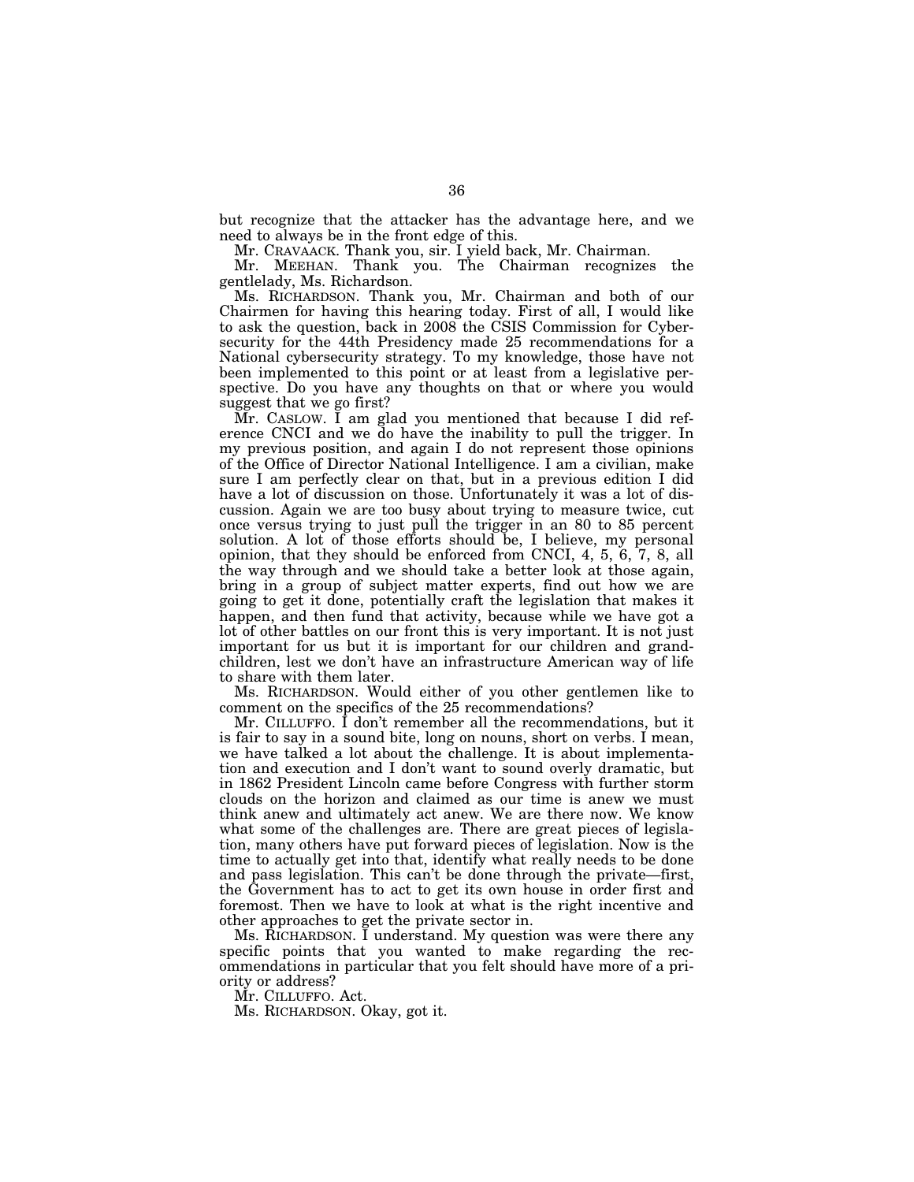but recognize that the attacker has the advantage here, and we need to always be in the front edge of this.

Mr. CRAVAACK. Thank you, sir. I yield back, Mr. Chairman.

Mr. MEEHAN. Thank you. The Chairman recognizes the gentlelady, Ms. Richardson.

Ms. RICHARDSON. Thank you, Mr. Chairman and both of our Chairmen for having this hearing today. First of all, I would like to ask the question, back in 2008 the CSIS Commission for Cybersecurity for the 44th Presidency made 25 recommendations for a National cybersecurity strategy. To my knowledge, those have not been implemented to this point or at least from a legislative perspective. Do you have any thoughts on that or where you would suggest that we go first?

Mr. CASLOW. I am glad you mentioned that because I did reference CNCI and we do have the inability to pull the trigger. In my previous position, and again I do not represent those opinions of the Office of Director National Intelligence. I am a civilian, make sure I am perfectly clear on that, but in a previous edition I did have a lot of discussion on those. Unfortunately it was a lot of discussion. Again we are too busy about trying to measure twice, cut once versus trying to just pull the trigger in an 80 to 85 percent solution. A lot of those efforts should be, I believe, my personal opinion, that they should be enforced from CNCI, 4, 5, 6, 7, 8, all the way through and we should take a better look at those again, bring in a group of subject matter experts, find out how we are going to get it done, potentially craft the legislation that makes it happen, and then fund that activity, because while we have got a lot of other battles on our front this is very important. It is not just important for us but it is important for our children and grandchildren, lest we don't have an infrastructure American way of life to share with them later.

Ms. RICHARDSON. Would either of you other gentlemen like to comment on the specifics of the 25 recommendations?

Mr. CILLUFFO. I don't remember all the recommendations, but it is fair to say in a sound bite, long on nouns, short on verbs. I mean, we have talked a lot about the challenge. It is about implementation and execution and I don't want to sound overly dramatic, but in 1862 President Lincoln came before Congress with further storm clouds on the horizon and claimed as our time is anew we must think anew and ultimately act anew. We are there now. We know what some of the challenges are. There are great pieces of legislation, many others have put forward pieces of legislation. Now is the time to actually get into that, identify what really needs to be done and pass legislation. This can't be done through the private—first, the Government has to act to get its own house in order first and foremost. Then we have to look at what is the right incentive and other approaches to get the private sector in.

Ms. RICHARDSON. I understand. My question was there any specific points that you wanted to make regarding the recommendations in particular that you felt should have more of a priority or address?

Mr. CILLUFFO. Act.

Ms. RICHARDSON. Okay, got it.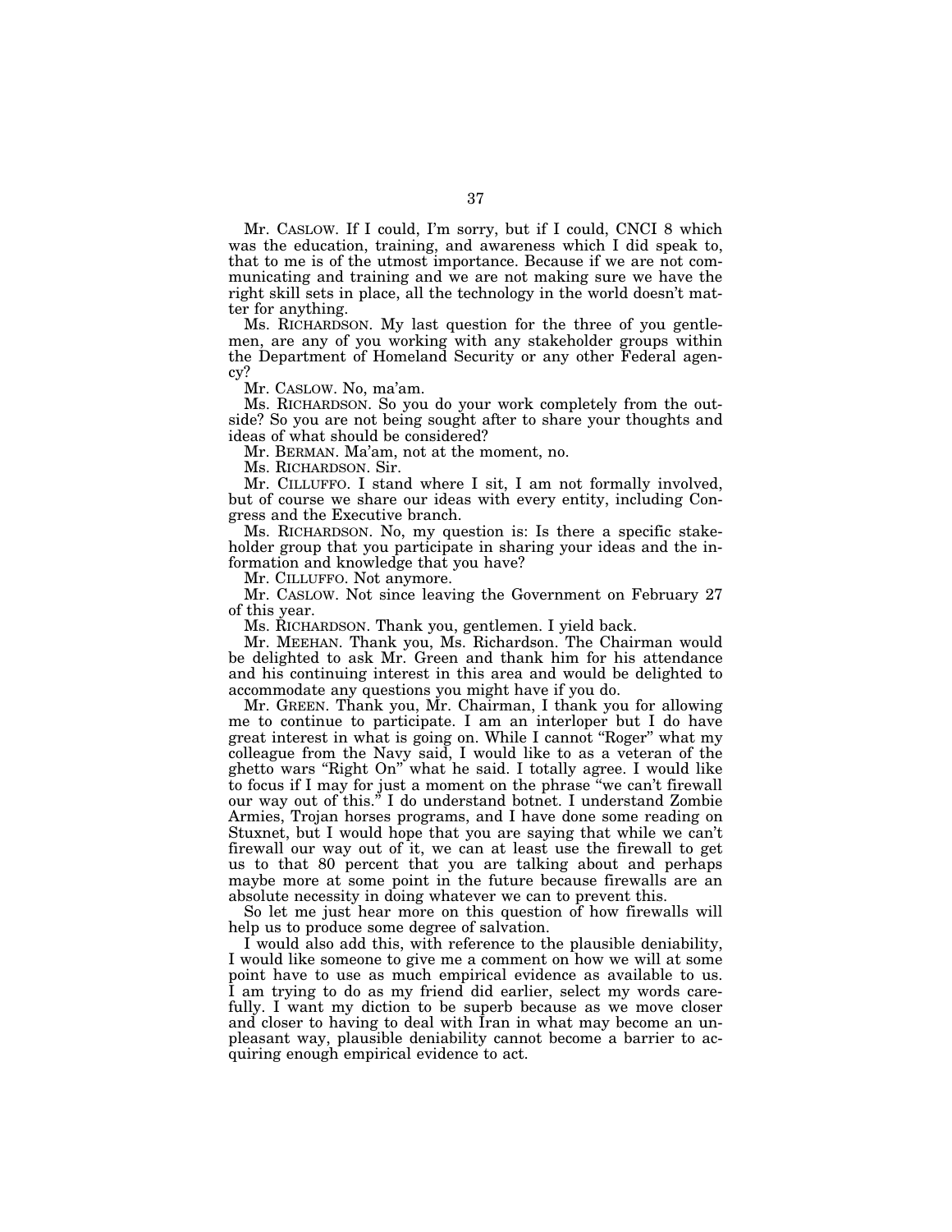Mr. CASLOW. If I could, I'm sorry, but if I could, CNCI 8 which was the education, training, and awareness which I did speak to, that to me is of the utmost importance. Because if we are not communicating and training and we are not making sure we have the right skill sets in place, all the technology in the world doesn't matter for anything.

Ms. RICHARDSON. My last question for the three of you gentlemen, are any of you working with any stakeholder groups within the Department of Homeland Security or any other Federal agency?

Mr. CASLOW. No, ma'am.

Ms. RICHARDSON. So you do your work completely from the outside? So you are not being sought after to share your thoughts and ideas of what should be considered?

Mr. BERMAN. Ma'am, not at the moment, no.

Ms. RICHARDSON. Sir.

Mr. CILLUFFO. I stand where I sit, I am not formally involved, but of course we share our ideas with every entity, including Congress and the Executive branch.

Ms. RICHARDSON. No, my question is: Is there a specific stakeholder group that you participate in sharing your ideas and the information and knowledge that you have?

Mr. CILLUFFO. Not anymore.

Mr. CASLOW. Not since leaving the Government on February 27 of this year.

Ms. RICHARDSON. Thank you, gentlemen. I yield back.

Mr. MEEHAN. Thank you, Ms. Richardson. The Chairman would be delighted to ask Mr. Green and thank him for his attendance and his continuing interest in this area and would be delighted to accommodate any questions you might have if you do.

Mr. GREEN. Thank you, Mr. Chairman, I thank you for allowing me to continue to participate. I am an interloper but I do have great interest in what is going on. While I cannot "Roger" what my colleague from the Navy said, I would like to as a veteran of the ghetto wars "Right On" what he said. I totally agree. I would like to focus if I may for just a moment on the phrase "we can't firewall our way out of this." I do understand botnet. I understand Zombie Armies, Trojan horses programs, and I have done some reading on Stuxnet, but I would hope that you are saying that while we can't firewall our way out of it, we can at least use the firewall to get us to that 80 percent that you are talking about and perhaps maybe more at some point in the future because firewalls are an absolute necessity in doing whatever we can to prevent this.

So let me just hear more on this question of how firewalls will help us to produce some degree of salvation.

I would also add this, with reference to the plausible deniability, I would like someone to give me a comment on how we will at some point have to use as much empirical evidence as available to us. I am trying to do as my friend did earlier, select my words carefully. I want my diction to be superb because as we move closer and closer to having to deal with Iran in what may become an unpleasant way, plausible deniability cannot become a barrier to acquiring enough empirical evidence to act.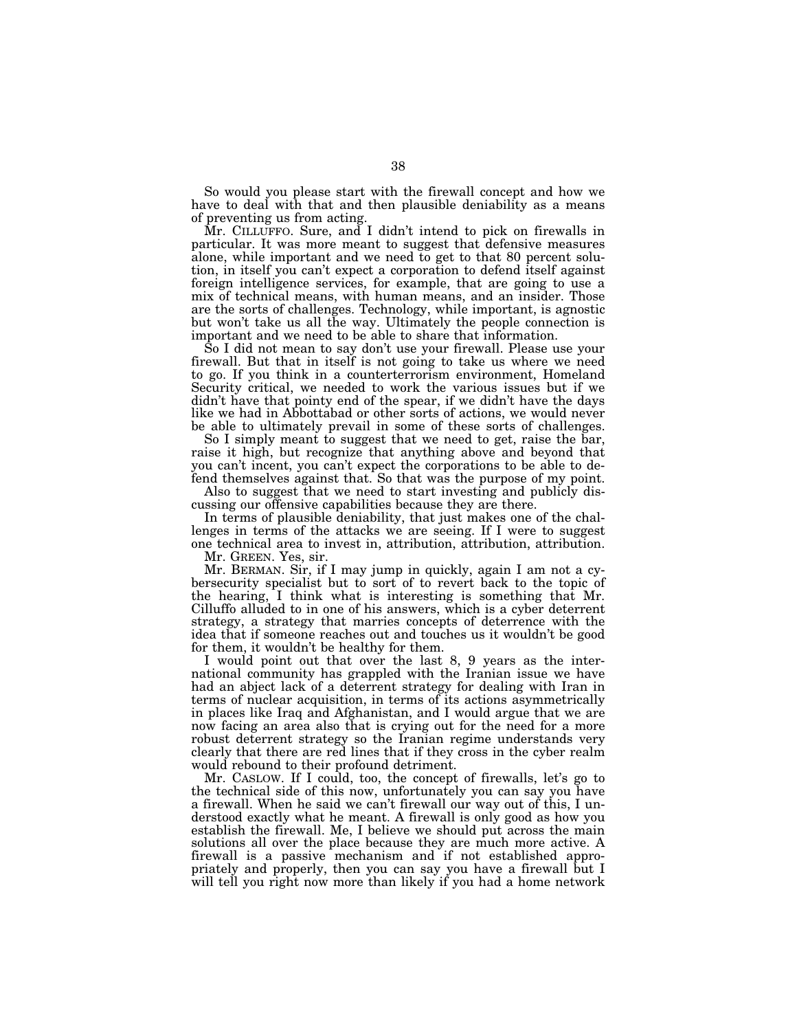So would you please start with the firewall concept and how we have to deal with that and then plausible deniability as a means of preventing us from acting.

Mr. CILLUFFO. Sure, and I didn't intend to pick on firewalls in particular. It was more meant to suggest that defensive measures alone, while important and we need to get to that 80 percent solution, in itself you can't expect a corporation to defend itself against foreign intelligence services, for example, that are going to use a mix of technical means, with human means, and an insider. Those are the sorts of challenges. Technology, while important, is agnostic but won't take us all the way. Ultimately the people connection is important and we need to be able to share that information.

So I did not mean to say don't use your firewall. Please use your firewall. But that in itself is not going to take us where we need to go. If you think in a counterterrorism environment, Homeland Security critical, we needed to work the various issues but if we didn't have that pointy end of the spear, if we didn't have the days like we had in Abbottabad or other sorts of actions, we would never be able to ultimately prevail in some of these sorts of challenges.

So I simply meant to suggest that we need to get, raise the bar, raise it high, but recognize that anything above and beyond that you can't incent, you can't expect the corporations to be able to defend themselves against that. So that was the purpose of my point.

Also to suggest that we need to start investing and publicly discussing our offensive capabilities because they are there.

In terms of plausible deniability, that just makes one of the challenges in terms of the attacks we are seeing. If I were to suggest one technical area to invest in, attribution, attribution, attribution.

Mr. GREEN. Yes, sir.

Mr. BERMAN. Sir, if I may jump in quickly, again I am not a cybersecurity specialist but to sort of to revert back to the topic of the hearing, I think what is interesting is something that Mr. Cilluffo alluded to in one of his answers, which is a cyber deterrent strategy, a strategy that marries concepts of deterrence with the idea that if someone reaches out and touches us it wouldn't be good for them, it wouldn't be healthy for them.

I would point out that over the last 8, 9 years as the international community has grappled with the Iranian issue we have had an abject lack of a deterrent strategy for dealing with Iran in terms of nuclear acquisition, in terms of its actions asymmetrically in places like Iraq and Afghanistan, and I would argue that we are now facing an area also that is crying out for the need for a more robust deterrent strategy so the Iranian regime understands very clearly that there are red lines that if they cross in the cyber realm would rebound to their profound detriment.

Mr. CASLOW. If I could, too, the concept of firewalls, let's go to the technical side of this now, unfortunately you can say you have a firewall. When he said we can't firewall our way out of this, I understood exactly what he meant. A firewall is only good as how you establish the firewall. Me, I believe we should put across the main solutions all over the place because they are much more active. A firewall is a passive mechanism and if not established appropriately and properly, then you can say you have a firewall but I will tell you right now more than likely if you had a home network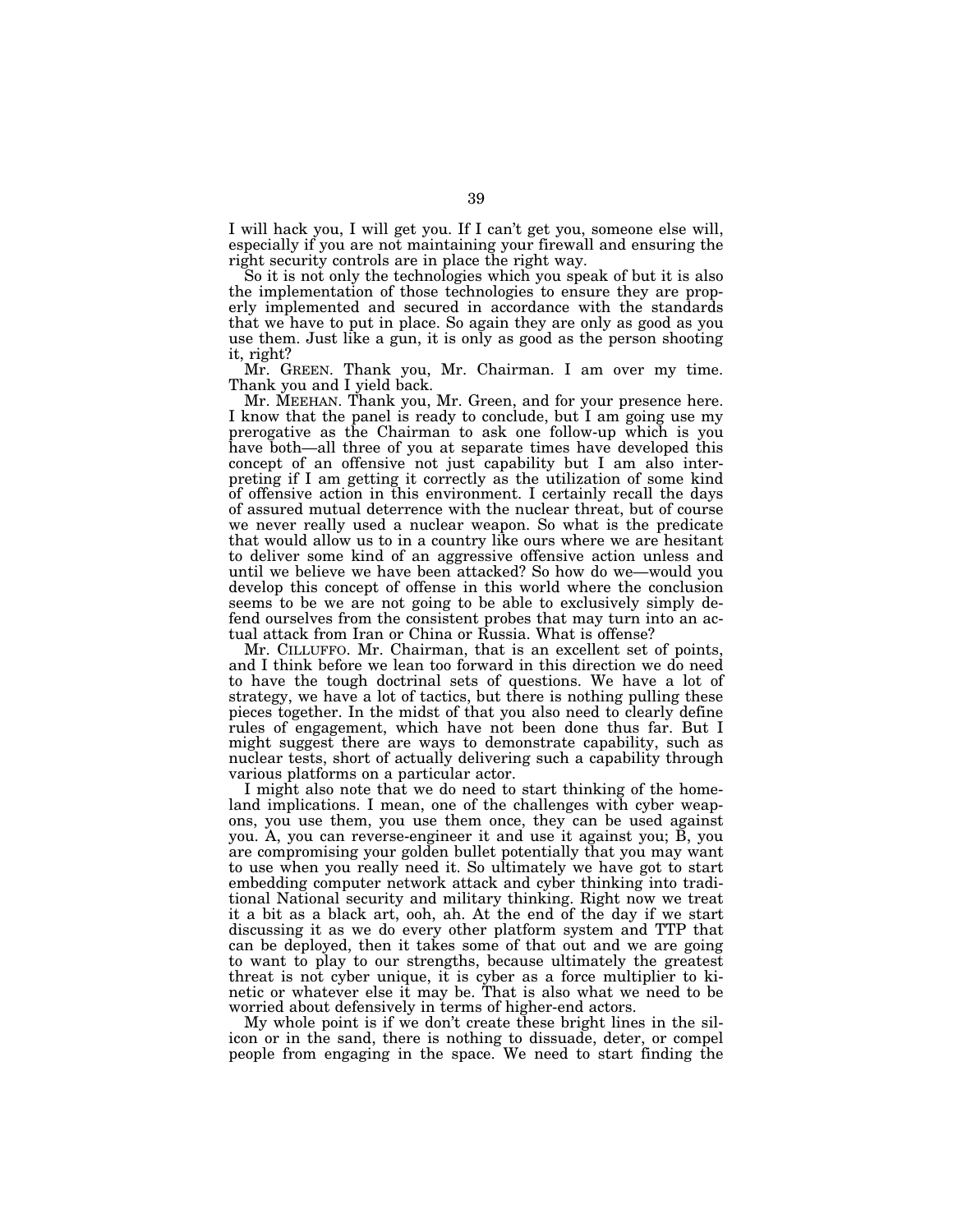I will hack you, I will get you. If I can't get you, someone else will, especially if you are not maintaining your firewall and ensuring the right security controls are in place the right way.

So it is not only the technologies which you speak of but it is also the implementation of those technologies to ensure they are properly implemented and secured in accordance with the standards that we have to put in place. So again they are only as good as you use them. Just like a gun, it is only as good as the person shooting it, right?

Mr. GREEN. Thank you, Mr. Chairman. I am over my time. Thank you and I yield back.

Mr. MEEHAN. Thank you, Mr. Green, and for your presence here. I know that the panel is ready to conclude, but I am going use my prerogative as the Chairman to ask one follow-up which is you have both—all three of you at separate times have developed this concept of an offensive not just capability but I am also interpreting if I am getting it correctly as the utilization of some kind of offensive action in this environment. I certainly recall the days of assured mutual deterrence with the nuclear threat, but of course we never really used a nuclear weapon. So what is the predicate that would allow us to in a country like ours where we are hesitant to deliver some kind of an aggressive offensive action unless and until we believe we have been attacked? So how do we—would you develop this concept of offense in this world where the conclusion seems to be we are not going to be able to exclusively simply defend ourselves from the consistent probes that may turn into an actual attack from Iran or China or Russia. What is offense?

Mr. CILLUFFO. Mr. Chairman, that is an excellent set of points, and I think before we lean too forward in this direction we do need to have the tough doctrinal sets of questions. We have a lot of strategy, we have a lot of tactics, but there is nothing pulling these pieces together. In the midst of that you also need to clearly define rules of engagement, which have not been done thus far. But I might suggest there are ways to demonstrate capability, such as nuclear tests, short of actually delivering such a capability through various platforms on a particular actor.

I might also note that we do need to start thinking of the homeland implications. I mean, one of the challenges with cyber weapons, you use them, you use them once, they can be used against you. A, you can reverse-engineer it and use it against you; B, you are compromising your golden bullet potentially that you may want to use when you really need it. So ultimately we have got to start embedding computer network attack and cyber thinking into traditional National security and military thinking. Right now we treat it a bit as a black art, ooh, ah. At the end of the day if we start discussing it as we do every other platform system and TTP that can be deployed, then it takes some of that out and we are going to want to play to our strengths, because ultimately the greatest threat is not cyber unique, it is cyber as a force multiplier to kinetic or whatever else it may be. That is also what we need to be worried about defensively in terms of higher-end actors.

My whole point is if we don't create these bright lines in the silicon or in the sand, there is nothing to dissuade, deter, or compel people from engaging in the space. We need to start finding the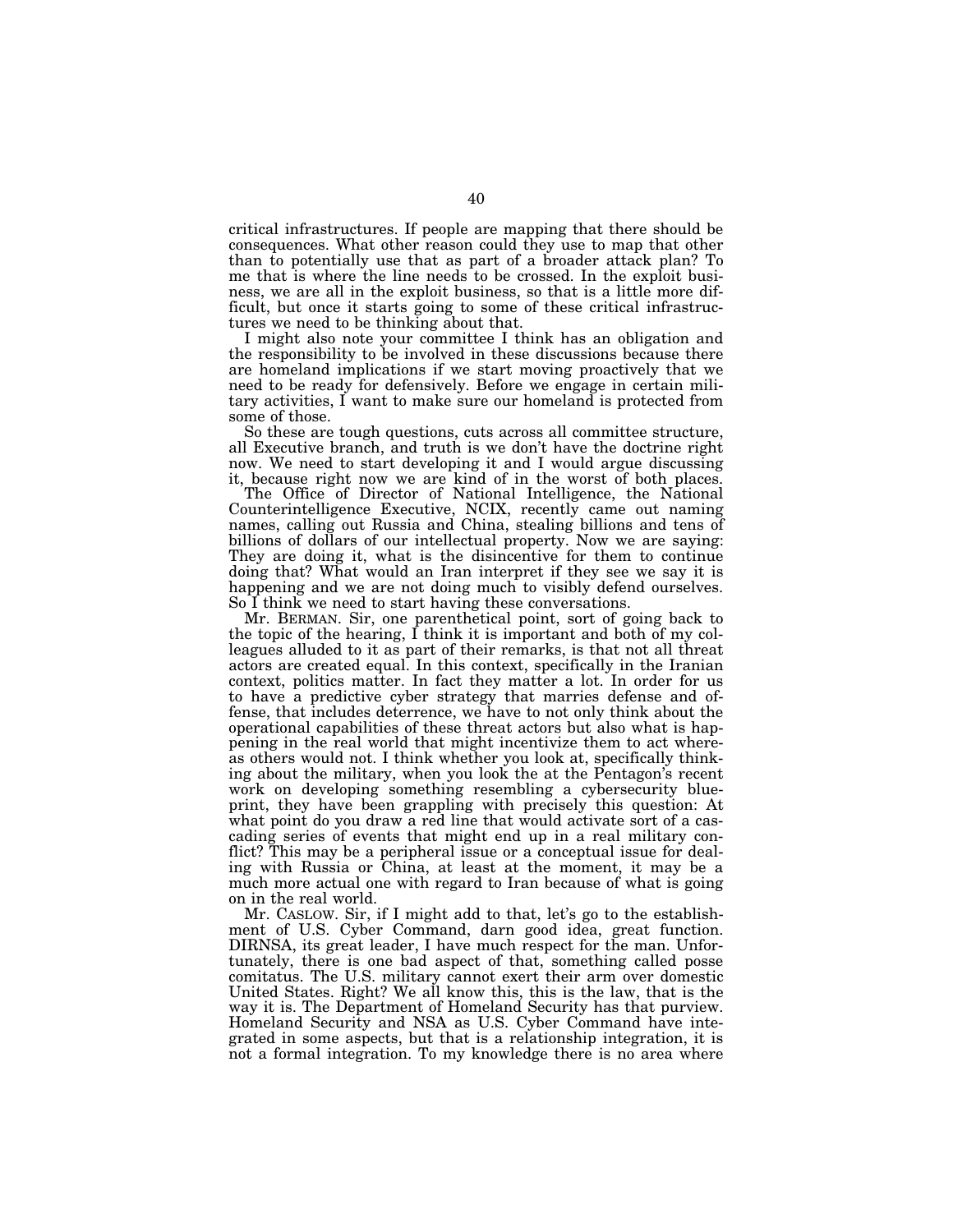critical infrastructures. If people are mapping that there should be consequences. What other reason could they use to map that other than to potentially use that as part of a broader attack plan? To me that is where the line needs to be crossed. In the exploit business, we are all in the exploit business, so that is a little more difficult, but once it starts going to some of these critical infrastructures we need to be thinking about that.

I might also note your committee I think has an obligation and the responsibility to be involved in these discussions because there are homeland implications if we start moving proactively that we need to be ready for defensively. Before we engage in certain military activities, I want to make sure our homeland is protected from some of those.

So these are tough questions, cuts across all committee structure, all Executive branch, and truth is we don't have the doctrine right now. We need to start developing it and I would argue discussing it, because right now we are kind of in the worst of both places.

The Office of Director of National Intelligence, the National Counterintelligence Executive, NCIX, recently came out naming names, calling out Russia and China, stealing billions and tens of billions of dollars of our intellectual property. Now we are saying: They are doing it, what is the disincentive for them to continue doing that? What would an Iran interpret if they see we say it is happening and we are not doing much to visibly defend ourselves. So I think we need to start having these conversations.

Mr. BERMAN. Sir, one parenthetical point, sort of going back to the topic of the hearing, I think it is important and both of my colleagues alluded to it as part of their remarks, is that not all threat actors are created equal. In this context, specifically in the Iranian context, politics matter. In fact they matter a lot. In order for us to have a predictive cyber strategy that marries defense and offense, that includes deterrence, we have to not only think about the operational capabilities of these threat actors but also what is happening in the real world that might incentivize them to act whereas others would not. I think whether you look at, specifically thinking about the military, when you look the at the Pentagon's recent work on developing something resembling a cybersecurity blueprint, they have been grappling with precisely this question: At what point do you draw a red line that would activate sort of a cascading series of events that might end up in a real military conflict? This may be a peripheral issue or a conceptual issue for dealing with Russia or China, at least at the moment, it may be a much more actual one with regard to Iran because of what is going on in the real world.

Mr. CASLOW. Sir, if I might add to that, let's go to the establishment of U.S. Cyber Command, darn good idea, great function. DIRNSA, its great leader, I have much respect for the man. Unfortunately, there is one bad aspect of that, something called posse comitatus. The U.S. military cannot exert their arm over domestic United States. Right? We all know this, this is the law, that is the way it is. The Department of Homeland Security has that purview. Homeland Security and NSA as U.S. Cyber Command have integrated in some aspects, but that is a relationship integration, it is not a formal integration. To my knowledge there is no area where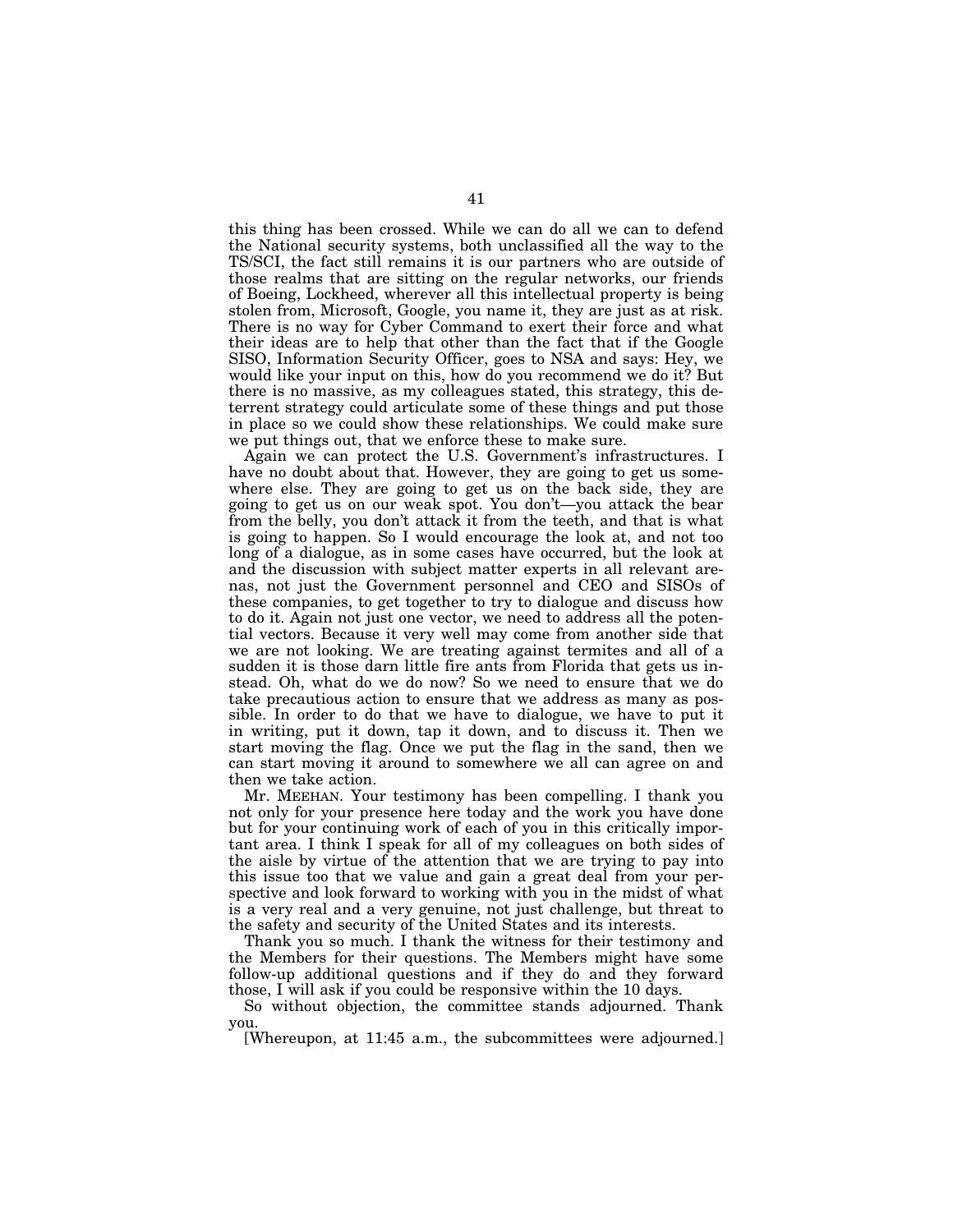this thing has been crossed. While we can do all we can to defend the National security systems, both unclassified all the way to the TS/SCI, the fact still remains it is our partners who are outside of those realms that are sitting on the regular networks, our friends of Boeing, Lockheed, wherever all this intellectual property is being stolen from, Microsoft, Google, you name it, they are just as at risk. There is no way for Cyber Command to exert their force and what their ideas are to help that other than the fact that if the Google SISO, Information Security Officer, goes to NSA and says: Hey, we would like your input on this, how do you recommend we do it? But there is no massive, as my colleagues stated, this strategy, this deterrent strategy could articulate some of these things and put those in place so we could show these relationships. We could make sure we put things out, that we enforce these to make sure.

Again we can protect the U.S. Government's infrastructures. I have no doubt about that. However, they are going to get us somewhere else. They are going to get us on the back side, they are going to get us on our weak spot. You don't—you attack the bear from the belly, you don't attack it from the teeth, and that is what is going to happen. So I would encourage the look at, and not too long of a dialogue, as in some cases have occurred, but the look at and the discussion with subject matter experts in all relevant arenas, not just the Government personnel and CEO and SISOs of these companies, to get together to try to dialogue and discuss how to do it. Again not just one vector, we need to address all the potential vectors. Because it very well may come from another side that we are not looking. We are treating against termites and all of a sudden it is those darn little fire ants from Florida that gets us instead. Oh, what do we do now? So we need to ensure that we do take precautious action to ensure that we address as many as possible. In order to do that we have to dialogue, we have to put it in writing, put it down, tap it down, and to discuss it. Then we start moving the flag. Once we put the flag in the sand, then we can start moving it around to somewhere we all can agree on and then we take action.

Mr. MEEHAN. Your testimony has been compelling. I thank you not only for your presence here today and the work you have done but for your continuing work of each of you in this critically important area. I think I speak for all of my colleagues on both sides of the aisle by virtue of the attention that we are trying to pay into this issue too that we value and gain a great deal from your perspective and look forward to working with you in the midst of what is a very real and a very genuine, not just challenge, but threat to the safety and security of the United States and its interests.

Thank you so much. I thank the witness for their testimony and the Members for their questions. The Members might have some follow-up additional questions and if they do and they forward those, I will ask if you could be responsive within the 10 days.

So without objection, the committee stands adjourned. Thank you.

[Whereupon, at 11:45 a.m., the subcommittees were adjourned.]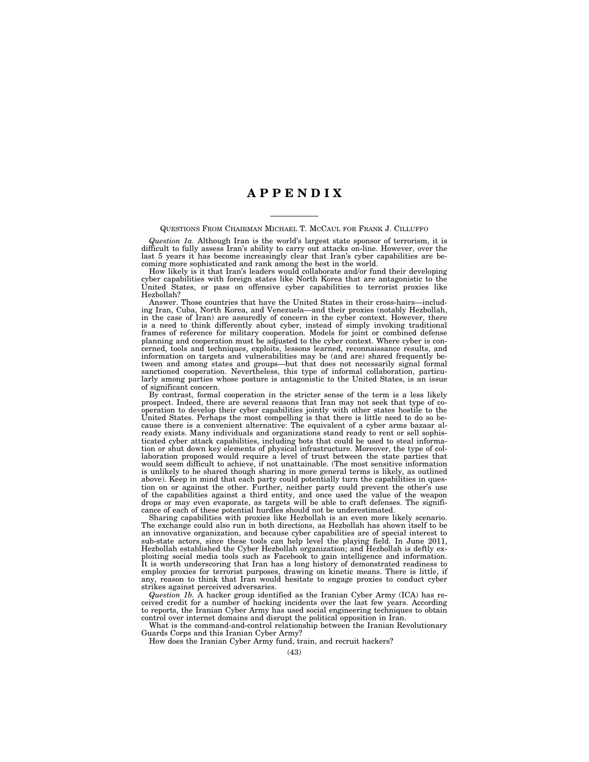# APPENDIX

QUESTIONS FROM CHAIRMAN MICHAEL T. MCCAUL FOR FRANK J. CILLUFFO

*Question 1a.* Although Iran is the world's largest state sponsor of terrorism, it is difficult to fully assess Iran's ability to carry out attacks on-line. However, over the last 5 years it has become increasingly clear that Iran's cyber capabilities are becoming more sophisticated and rank among the best in the world.

How likely is it that Iran's leaders would collaborate and/or fund their developing cyber capabilities with foreign states like North Korea that are antagonistic to the United States, or pass on offensive cyber capabilities to terrorist proxies like Hezbollah?

Answer. Those countries that have the United States in their cross-hairs—including Iran, Cuba, North Korea, and Venezuela—and their proxies (notably Hezbollah, in the case of Iran) are assuredly of concern in the cyber context. However, there is a need to think differently about cyber, instead of simply invoking traditional frames of reference for military cooperation. Models for joint or combined defense planning and cooperation must be adjusted to the cyber context. Where cyber is concerned, tools and techniques, exploits, lessons learned, reconnaissance results, and information on targets and vulnerabilities may be (and are) shared frequently between and among states and groups—but that does not necessarily signal formal sanctioned cooperation. Nevertheless, this type of informal collaboration, particularly among parties whose posture is antagonistic to the United States, is an issue of significant concern.

By contrast, formal cooperation in the stricter sense of the term is a less likely prospect. Indeed, there are several reasons that Iran may not seek that type of cooperation to develop their cyber capabilities jointly with other states hostile to the United States. Perhaps the most compelling is that there is little need to do so because there is a convenient alternative: The equivalent of a cyber arms bazaar already exists. Many individuals and organizations stand ready to rent or sell sophisticated cyber attack capabilities, including bots that could be used to steal information or shut down key elements of physical infrastructure. Moreover, the type of collaboration proposed would require a level of trust between the state parties that would seem difficult to achieve, if not unattainable. (The most sensitive information is unlikely to be shared though sharing in more general terms is likely, as outlined above). Keep in mind that each party could potentially turn the capabilities in question on or against the other. Further, neither party could prevent the other's use of the capabilities against a third entity, and once used the value of the weapon drops or may even evaporate, as targets will be able to craft defenses. The significance of each of these potential hurdles should not be underestimated.

Sharing capabilities with proxies like Hezbollah is an even more likely scenario. The exchange could also run in both directions, as Hezbollah has shown itself to be an innovative organization, and because cyber capabilities are of special interest to sub-state actors, since these tools can help level the playing field. In June 2011, Hezbollah established the Cyber Hezbollah organization; and Hezbollah is deftly exploiting social media tools such as Facebook to gain intelligence and information. It is worth underscoring that Iran has a long history of demonstrated readiness to employ proxies for terrorist purposes, drawing on kinetic means. There is little, if any, reason to think that Iran would hesitate to engage proxies to conduct cyber strikes against perceived adversaries.

*Question 1b.* A hacker group identified as the Iranian Cyber Army (ICA) has received credit for a number of hacking incidents over the last few years. According to reports, the Iranian Cyber Army has used social engineering techniques to obtain control over internet domains and disrupt the political opposition in Iran.

What is the command-and-control relationship between the Iranian Revolutionary Guards Corps and this Iranian Cyber Army?

How does the Iranian Cyber Army fund, train, and recruit hackers?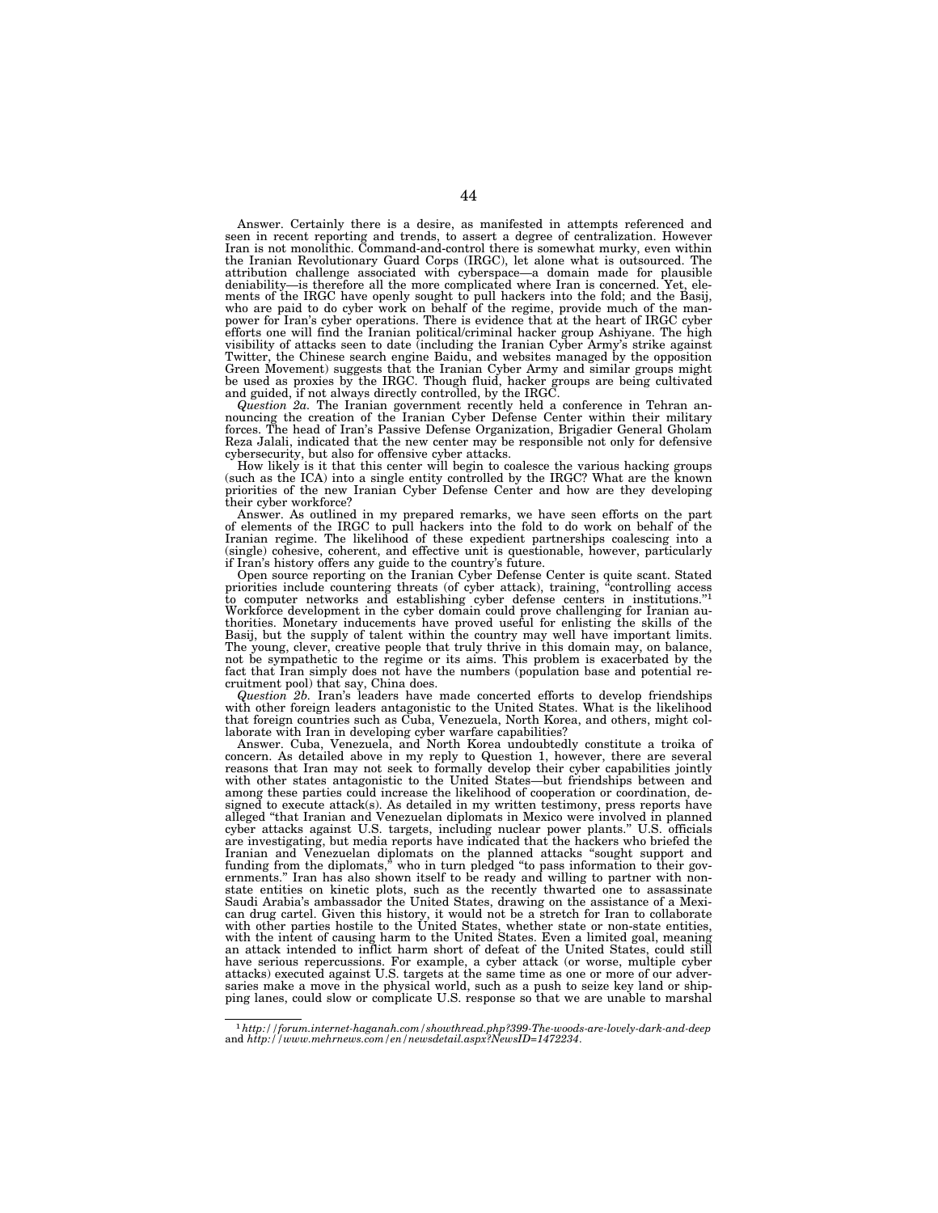Answer. Certainly there is a desire, as manifested in attempts referenced and seen in recent reporting and trends, to assert a degree of centralization. However Iran is not monolithic. Command-and-control there is somewhat murky, even within the Iranian Revolutionary Guard Corps (IRGC), let alone what is outsourced. The attribution challenge associated with cyberspace—a domain made for plausible deniability—is therefore all the more complicated where Iran is concerned. Yet, elements of the IRGC have openly sought to pull hackers into the fold; and the Basij, who are paid to do cyber work on behalf of the regime, provide much of the manpower for Iran's cyber operations. There is evidence that at the heart of IRGC cyber efforts one will find the Iranian political/criminal hacker group Ashiyane. The high visibility of attacks seen to date (including the Iranian Cyber Army's strike against Twitter, the Chinese search engine Baidu, and websites managed by the opposition Green Movement) suggests that the Iranian Cyber Army and similar groups might be used as proxies by the IRGC. Though fluid, hacker groups are being cultivated and guided, if not always directly controlled, by the IRGC.

*Question 2a.* The Iranian government recently held a conference in Tehran announcing the creation of the Iranian Cyber Defense Center within their military forces. The head of Iran's Passive Defense Organization, Brigadier General Gholam Reza Jalali, indicated that the new center may be responsible not only for defensive cybersecurity, but also for offensive cyber attacks.

How likely is it that this center will begin to coalesce the various hacking groups (such as the ICA) into a single entity controlled by the IRGC? What are the known priorities of the new Iranian Cyber Defense Center and how are they developing their cyber workforce?

Answer. As outlined in my prepared remarks, we have seen efforts on the part of elements of the IRGC to pull hackers into the fold to do work on behalf of the Iranian regime. The likelihood of these expedient partnerships coalescing into a (single) cohesive, coherent, and effective unit is questionable, however, particularly if Iran's history offers any guide to the country's future.

Open source reporting on the Iranian Cyber Defense Center is quite scant. Stated priorities include countering threats (of cyber attack), training, "controlling access to computer networks and establishing cyber defense centers in institutions."[1] Workforce development in the cyber domain could prove challenging for Iranian authorities. Monetary inducements have proved useful for enlisting the skills of the Basij, but the supply of talent within the country may well have important limits. The young, clever, creative people that truly thrive in this domain may, on balance, not be sympathetic to the regime or its aims. This problem is exacerbated by the fact that Iran simply does not have the numbers (population base and potential recruitment pool) that say, China does.

*Question 2b.* Iran's leaders have made concerted efforts to develop friendships with other foreign leaders antagonistic to the United States. What is the likelihood that foreign countries such as Cuba, Venezuela, North Korea, and others, might collaborate with Iran in developing cyber warfare capabilities?

Answer. Cuba, Venezuela, and North Korea undoubtedly constitute a troika of concern. As detailed above in my reply to Question 1, however, there are several reasons that Iran may not seek to formally develop their cyber capabilities jointly with other states antagonistic to the United States—but friendships between and among these parties could increase the likelihood of cooperation or coordination, designed to execute attack(s). As detailed in my written testimony, press reports have alleged "that Iranian and Venezuelan diplomats in Mexico were involved in planned cyber attacks against U.S. targets, including nuclear power plants." U.S. officials are investigating, but media reports have indicated that the hackers who briefed the Iranian and Venezuelan diplomats on the planned attacks "sought support and funding from the diplomats," who in turn pledged "to pass information to their governments." Iran has also shown itself to be ready and willing to partner with non-state entities on kinetic plots, such as the recently thwarted one to assassinate Saudi Arabia's ambassador the United States, drawing on the assistance of a Mexican drug cartel. Given this history, it would not be a stretch for Iran to collaborate with other parties hostile to the United States, whether state or non-state entities, with the intent of causing harm to the United States. Even a limited goal, meaning an attack intended to inflict harm short of defeat of the United States, could still have serious repercussions. For example, a cyber attack (or worse, multiple cyber attacks) executed against U.S. targets at the same time as one or more of our adversaries make a move in the physical world, such as a push to seize key land or shipping lanes, could slow or complicate U.S. response so that we are unable to marshal

---

[1] *http://forum.internet-haganah.com/showthread.php?399-The-woods-are-lovely-dark-and-deep* and *http://www.mehrnews.com/en/newsdetail.aspx?NewsID=1472234*.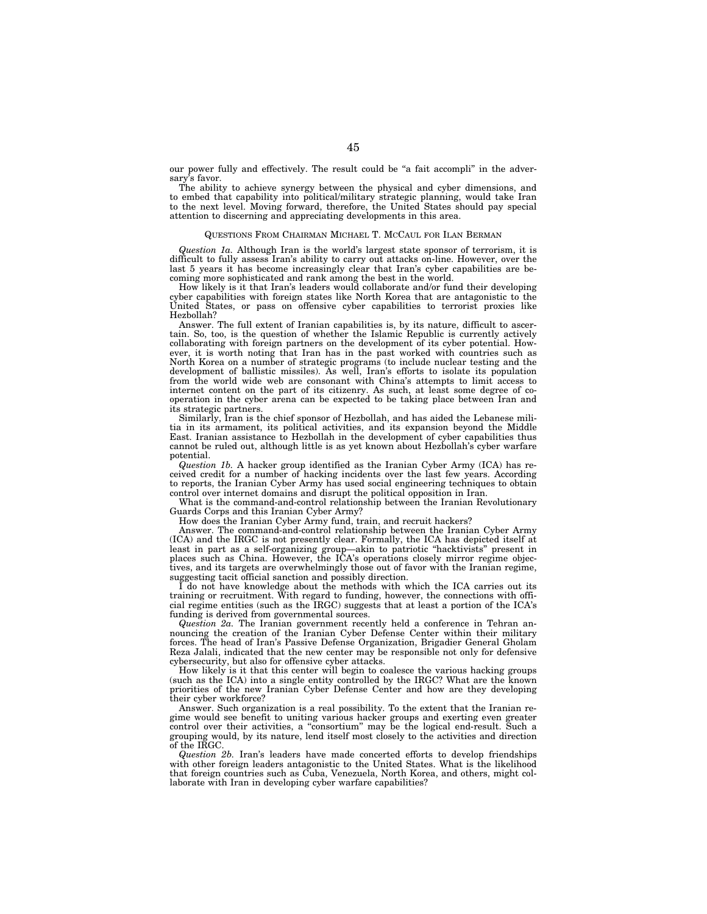our power fully and effectively. The result could be "a fait accompli" in the adversary's favor.

The ability to achieve synergy between the physical and cyber dimensions, and to embed that capability into political/military strategic planning, would take Iran to the next level. Moving forward, therefore, the United States should pay special attention to discerning and appreciating developments in this area.

## QUESTIONS FROM CHAIRMAN MICHAEL T. MCCAUL FOR ILAN BERMAN

*Question 1a.* Although Iran is the world's largest state sponsor of terrorism, it is difficult to fully assess Iran's ability to carry out attacks on-line. However, over the last 5 years it has become increasingly clear that Iran's cyber capabilities are becoming more sophisticated and rank among the best in the world.

How likely is it that Iran's leaders would collaborate and/or fund their developing cyber capabilities with foreign states like North Korea that are antagonistic to the United States, or pass on offensive cyber capabilities to terrorist proxies like Hezbollah?

Answer. The full extent of Iranian capabilities is, by its nature, difficult to ascertain. So, too, is the question of whether the Islamic Republic is currently actively collaborating with foreign partners on the development of its cyber potential. However, it is worth noting that Iran has in the past worked with countries such as North Korea on a number of strategic programs (to include nuclear testing and the development of ballistic missiles). As well, Iran's efforts to isolate its population from the world wide web are consonant with China's attempts to limit access to internet content on the part of its citizenry. As such, at least some degree of cooperation in the cyber arena can be expected to be taking place between Iran and its strategic partners.

Similarly, Iran is the chief sponsor of Hezbollah, and has aided the Lebanese militia in its armament, its political activities, and its expansion beyond the Middle East. Iranian assistance to Hezbollah in the development of cyber capabilities thus cannot be ruled out, although little is as yet known about Hezbollah's cyber warfare potential.

*Question 1b.* A hacker group identified as the Iranian Cyber Army (ICA) has received credit for a number of hacking incidents over the last few years. According to reports, the Iranian Cyber Army has used social engineering techniques to obtain control over internet domains and disrupt the political opposition in Iran.

What is the command-and-control relationship between the Iranian Revolutionary Guards Corps and this Iranian Cyber Army?

How does the Iranian Cyber Army fund, train, and recruit hackers?

Answer. The command-and-control relationship between the Iranian Cyber Army (ICA) and the IRGC is not presently clear. Formally, the ICA has depicted itself at least in part as a self-organizing group—akin to patriotic "hacktivists" present in places such as China. However, the ICA's operations closely mirror regime objectives, and its targets are overwhelmingly those out of favor with the Iranian regime, suggesting tacit official sanction and possibly direction.

I do not have knowledge about the methods with which the ICA carries out its training or recruitment. With regard to funding, however, the connections with official regime entities (such as the IRGC) suggests that at least a portion of the ICA's funding is derived from governmental sources.

*Question 2a.* The Iranian government recently held a conference in Tehran announcing the creation of the Iranian Cyber Defense Center within their military forces. The head of Iran's Passive Defense Organization, Brigadier General Gholam Reza Jalali, indicated that the new center may be responsible not only for defensive cybersecurity, but also for offensive cyber attacks.

How likely is it that this center will begin to coalesce the various hacking groups (such as the ICA) into a single entity controlled by the IRGC? What are the known priorities of the new Iranian Cyber Defense Center and how are they developing their cyber workforce?

Answer. Such organization is a real possibility. To the extent that the Iranian regime would see benefit to uniting various hacker groups and exerting even greater control over their activities, a "consortium" may be the logical end-result. Such a grouping would, by its nature, lend itself most closely to the activities and direction of the IRGC.

*Question 2b.* Iran's leaders have made concerted efforts to develop friendships with other foreign leaders antagonistic to the United States. What is the likelihood that foreign countries such as Cuba, Venezuela, North Korea, and others, might collaborate with Iran in developing cyber warfare capabilities?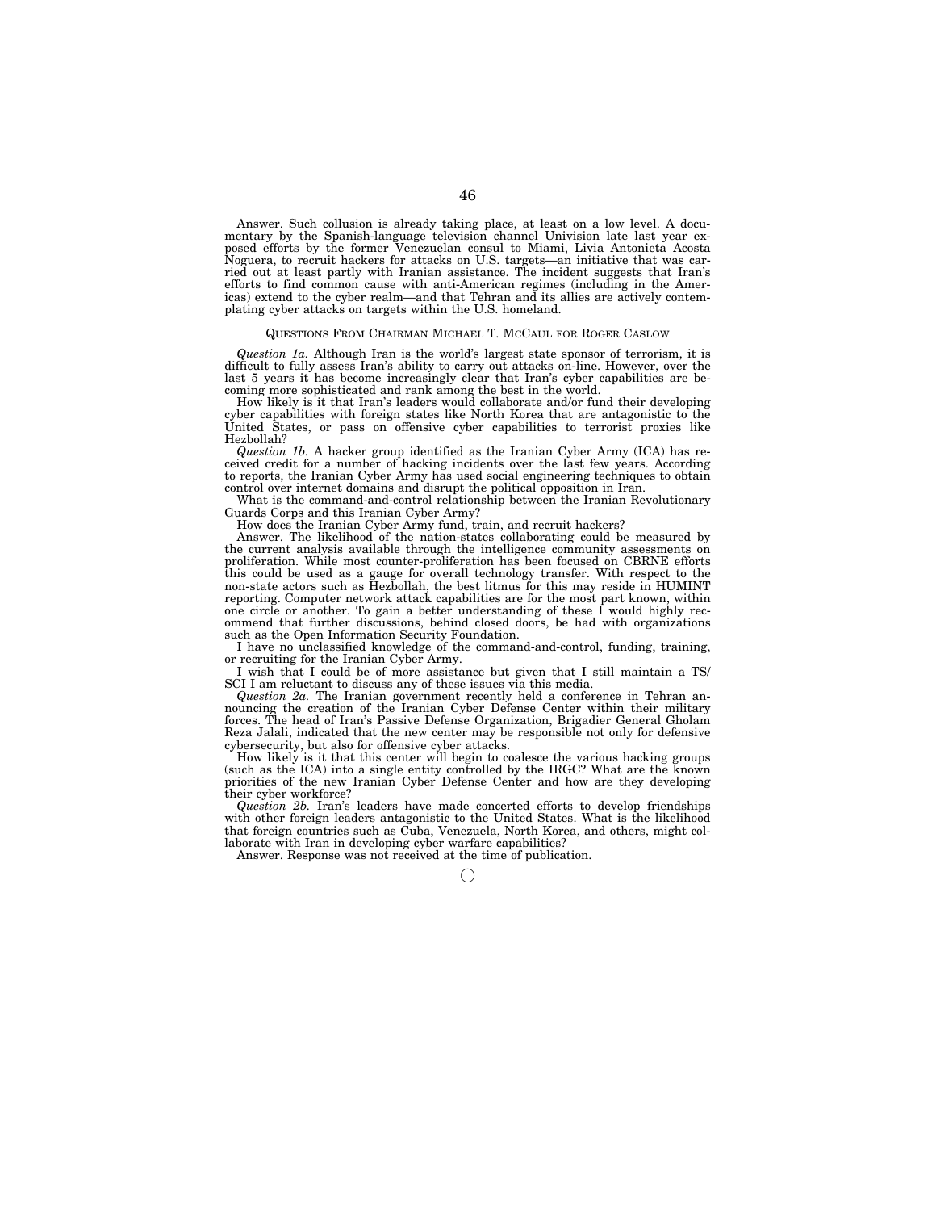Answer. Such collusion is already taking place, at least on a low level. A documentary by the Spanish-language television channel Univision late last year exposed efforts by the former Venezuelan consul to Miami, Livia Antonieta Acosta Noguera, to recruit hackers for attacks on U.S. targets—an initiative that was carried out at least partly with Iranian assistance. The incident suggests that Iran's efforts to find common cause with anti-American regimes (including in the Americas) extend to the cyber realm—and that Tehran and its allies are actively contemplating cyber attacks on targets within the U.S. homeland.

### QUESTIONS FROM CHAIRMAN MICHAEL T. MCCAUL FOR ROGER CASLOW

*Question 1a.* Although Iran is the world's largest state sponsor of terrorism, it is difficult to fully assess Iran's ability to carry out attacks on-line. However, over the last 5 years it has become increasingly clear that Iran's cyber capabilities are becoming more sophisticated and rank among the best in the world.

How likely is it that Iran's leaders would collaborate and/or fund their developing cyber capabilities with foreign states like North Korea that are antagonistic to the United States, or pass on offensive cyber capabilities to terrorist proxies like Hezbollah?

*Question 1b.* A hacker group identified as the Iranian Cyber Army (ICA) has received credit for a number of hacking incidents over the last few years. According to reports, the Iranian Cyber Army has used social engineering techniques to obtain control over internet domains and disrupt the political opposition in Iran.

What is the command-and-control relationship between the Iranian Revolutionary Guards Corps and this Iranian Cyber Army?

How does the Iranian Cyber Army fund, train, and recruit hackers?

Answer. The likelihood of the nation-states collaborating could be measured by the current analysis available through the intelligence community assessments on proliferation. While most counter-proliferation has been focused on CBRNE efforts this could be used as a gauge for overall technology transfer. With respect to the non-state actors such as Hezbollah, the best litmus for this may reside in HUMINT reporting. Computer network attack capabilities are for the most part known, within one circle or another. To gain a better understanding of these I would highly recommend that further discussions, behind closed doors, be had with organizations such as the Open Information Security Foundation.

I have no unclassified knowledge of the command-and-control, funding, training, or recruiting for the Iranian Cyber Army.

I wish that I could be of more assistance but given that I still maintain a TS/SCI I am reluctant to discuss any of these issues via this media.

*Question 2a.* The Iranian government recently held a conference in Tehran announcing the creation of the Iranian Cyber Defense Center within their military forces. The head of Iran's Passive Defense Organization, Brigadier General Gholam Reza Jalali, indicated that the new center may be responsible not only for defensive cybersecurity, but also for offensive cyber attacks.

How likely is it that this center will begin to coalesce the various hacking groups (such as the ICA) into a single entity controlled by the IRGC? What are the known priorities of the new Iranian Cyber Defense Center and how are they developing their cyber workforce?

*Question 2b.* Iran's leaders have made concerted efforts to develop friendships with other foreign leaders antagonistic to the United States. What is the likelihood that foreign countries such as Cuba, Venezuela, North Korea, and others, might collaborate with Iran in developing cyber warfare capabilities?

Answer. Response was not received at the time of publication.

○